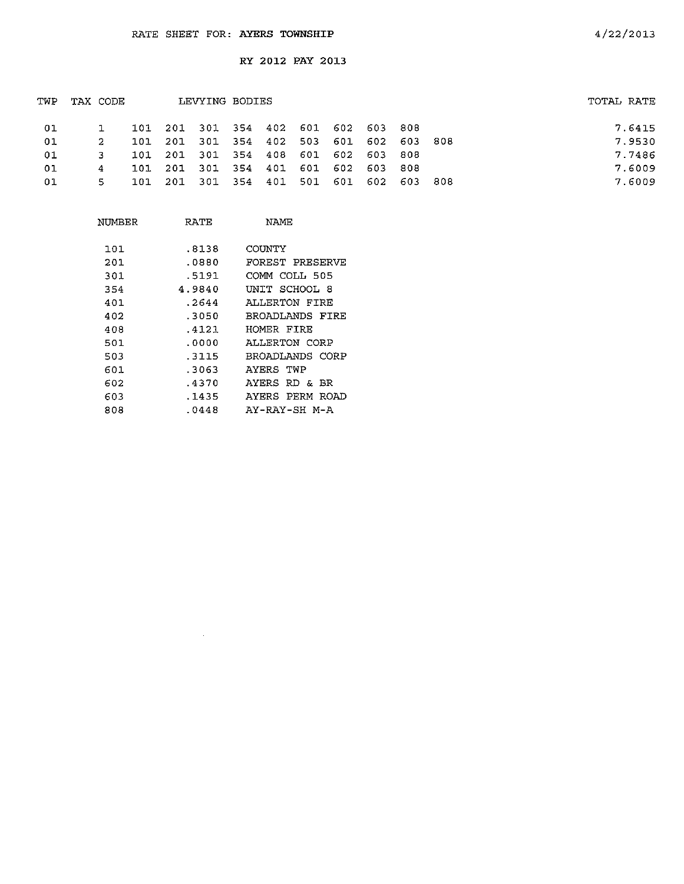RATE SHEET FOR: **AYERS TOWNSHIP**

4/22/2013

RY 2012 PAY 2013

| TWP | TAX CODE | LEVYING BODIES | TOTAL RATE |
|---|---|---|---|
| 01 | 1 | 101 201 301 354 402 601 602 603 808 | 7.6415 |
| 01 | 2 | 101 201 301 354 402 503 601 602 603 808 | 7.9530 |
| 01 | 3 | 101 201 301 354 408 601 602 603 808 | 7.7486 |
| 01 | 4 | 101 201 301 354 401 601 602 603 808 | 7.6009 |
| 01 | 5 | 101 201 301 354 401 501 601 602 603 808 | 7.6009 |

| NUMBER | RATE | NAME |
|---|---|---|
| 101 | .8138 | COUNTY |
| 201 | .0880 | FOREST PRESERVE |
| 301 | .5191 | COMM COLL 505 |
| 354 | 4.9840 | UNIT SCHOOL 8 |
| 401 | .2644 | ALLERTON FIRE |
| 402 | .3050 | BROADLANDS FIRE |
| 408 | .4121 | HOMER FIRE |
| 501 | .0000 | ALLERTON CORP |
| 503 | .3115 | BROADLANDS CORP |
| 601 | .3063 | AYERS TWP |
| 602 | .4370 | AYERS RD & BR |
| 603 | .1435 | AYERS PERM ROAD |
| 808 | .0448 | AY-RAY-SH M-A |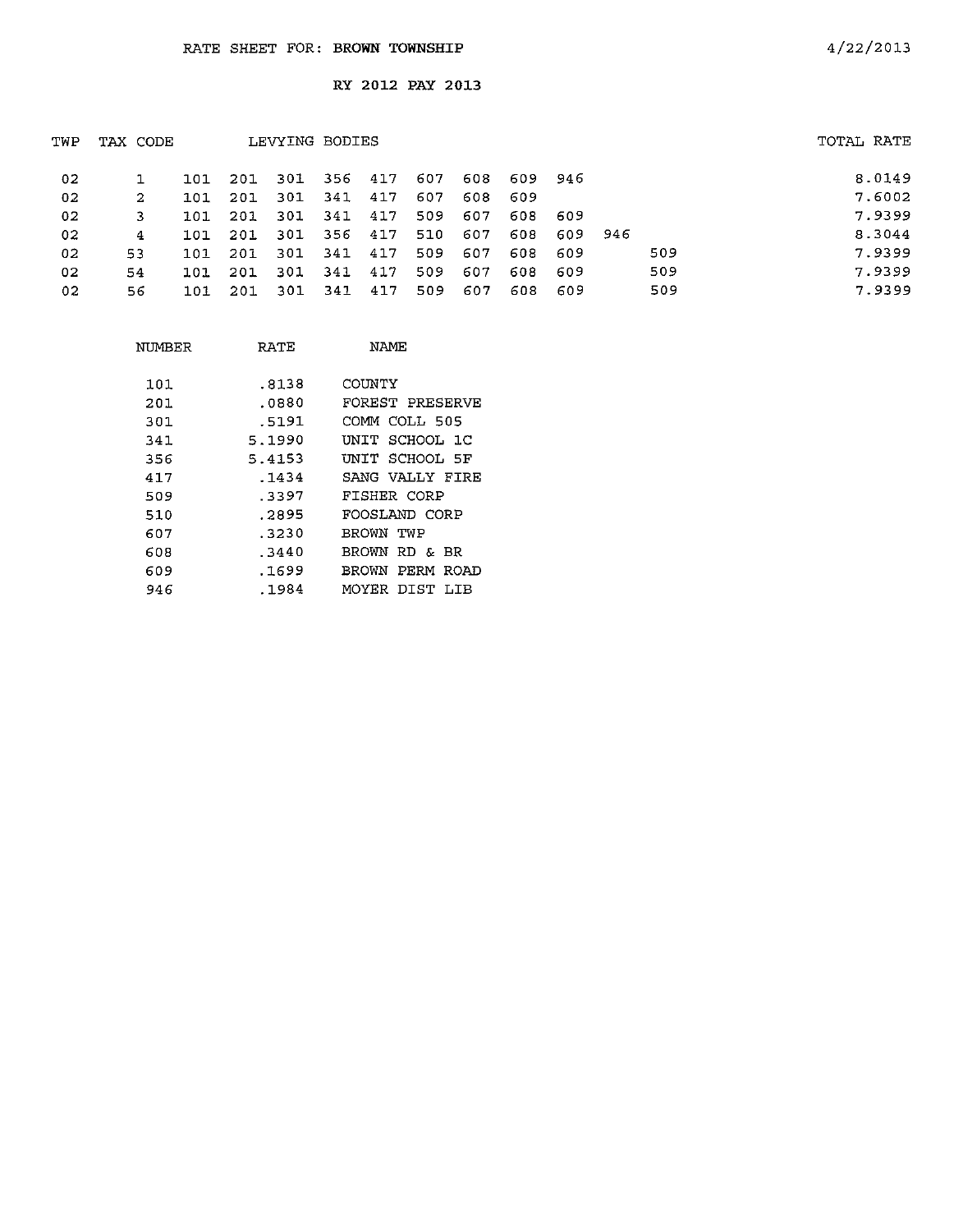# RATE SHEET FOR: BROWN TOWNSHIP

4/22/2013

## RY 2012 PAY 2013

| TWP | TAX CODE | LEVYING BODIES | | | | | | | | | | | TOTAL RATE |
|---|---|---|---|---|---|---|---|---|---|---|---|---|---|
| 02 | 1 | 101 | 201 | 301 | 356 | 417 | 607 | 608 | 609 | 946 | | | 8.0149 |
| 02 | 2 | 101 | 201 | 301 | 341 | 417 | 607 | 608 | 609 | | | | 7.6002 |
| 02 | 3 | 101 | 201 | 301 | 341 | 417 | 509 | 607 | 608 | 609 | | | 7.9399 |
| 02 | 4 | 101 | 201 | 301 | 356 | 417 | 510 | 607 | 608 | 609 | 946 | | 8.3044 |
| 02 | 53 | 101 | 201 | 301 | 341 | 417 | 509 | 607 | 608 | 609 | | 509 | 7.9399 |
| 02 | 54 | 101 | 201 | 301 | 341 | 417 | 509 | 607 | 608 | 609 | | 509 | 7.9399 |
| 02 | 56 | 101 | 201 | 301 | 341 | 417 | 509 | 607 | 608 | 609 | | 509 | 7.9399 |

| NUMBER | RATE | NAME |
|---|---|---|
| 101 | .8138 | COUNTY |
| 201 | .0880 | FOREST PRESERVE |
| 301 | .5191 | COMM COLL 505 |
| 341 | 5.1990 | UNIT SCHOOL 1C |
| 356 | 5.4153 | UNIT SCHOOL 5F |
| 417 | .1434 | SANG VALLY FIRE |
| 509 | .3397 | FISHER CORP |
| 510 | .2895 | FOOSLAND CORP |
| 607 | .3230 | BROWN TWP |
| 608 | .3440 | BROWN RD & BR |
| 609 | .1699 | BROWN PERM ROAD |
| 946 | .1984 | MOYER DIST LIB |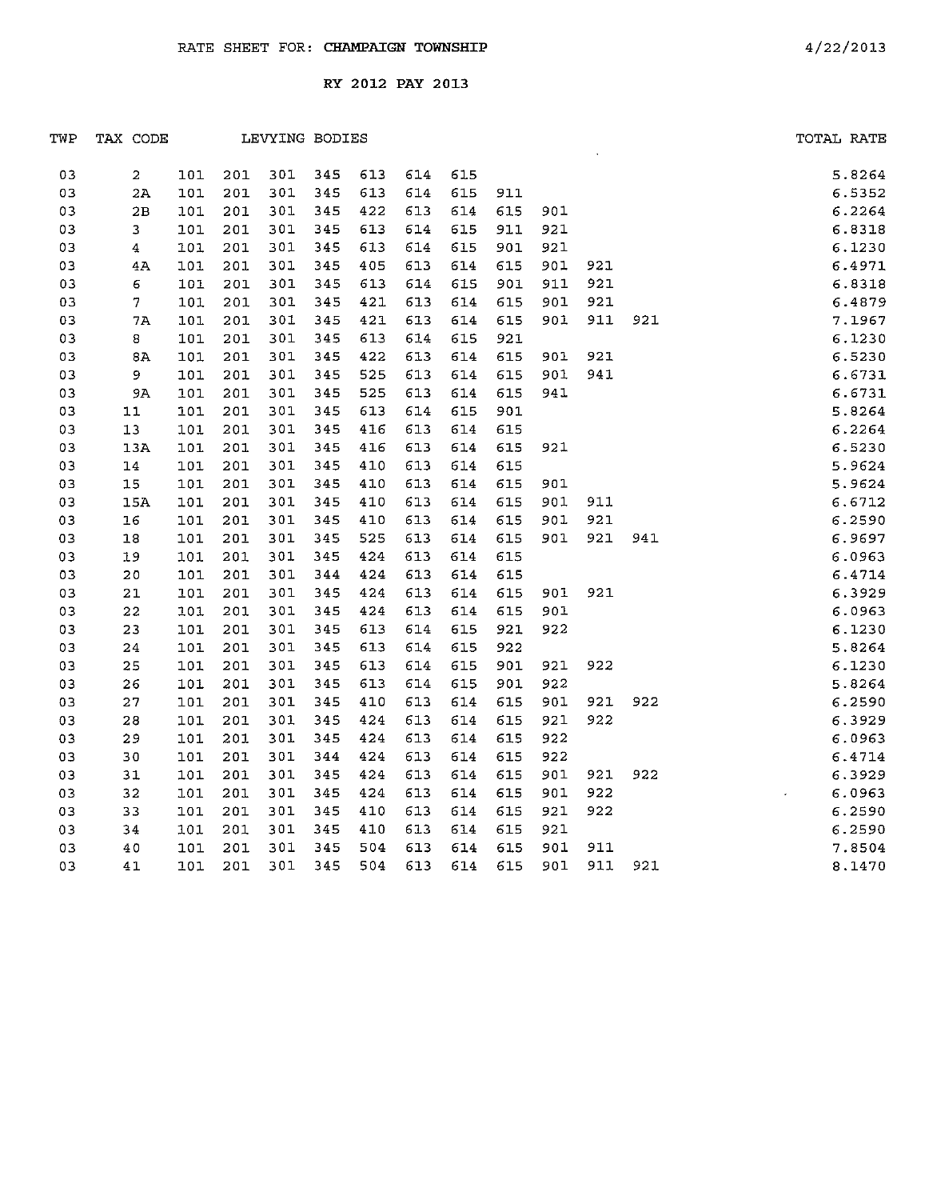RATE SHEET FOR: CHAMPAIGN TOWNSHIP 4/22/2013

RY 2012 PAY 2013

| TWP | TAX CODE | LEVYING BODIES | | | | | | | | | | | TOTAL RATE |
|---|---|---|---|---|---|---|---|---|---|---|---|---|---|
| 03 | 2 | 101 | 201 | 301 | 345 | 613 | 614 | 615 | | | | | 5.8264 |
| 03 | 2A | 101 | 201 | 301 | 345 | 613 | 614 | 615 | 911 | | | | 6.5352 |
| 03 | 2B | 101 | 201 | 301 | 345 | 422 | 613 | 614 | 615 | 901 | | | 6.2264 |
| 03 | 3 | 101 | 201 | 301 | 345 | 613 | 614 | 615 | 911 | 921 | | | 6.8318 |
| 03 | 4 | 101 | 201 | 301 | 345 | 613 | 614 | 615 | 901 | 921 | | | 6.1230 |
| 03 | 4A | 101 | 201 | 301 | 345 | 405 | 613 | 614 | 615 | 901 | 921 | | 6.4971 |
| 03 | 6 | 101 | 201 | 301 | 345 | 613 | 614 | 615 | 901 | 911 | 921 | | 6.8318 |
| 03 | 7 | 101 | 201 | 301 | 345 | 421 | 613 | 614 | 615 | 901 | 921 | | 6.4879 |
| 03 | 7A | 101 | 201 | 301 | 345 | 421 | 613 | 614 | 615 | 901 | 911 | 921 | 7.1967 |
| 03 | 8 | 101 | 201 | 301 | 345 | 613 | 614 | 615 | 921 | | | | 6.1230 |
| 03 | 8A | 101 | 201 | 301 | 345 | 422 | 613 | 614 | 615 | 901 | 921 | | 6.5230 |
| 03 | 9 | 101 | 201 | 301 | 345 | 525 | 613 | 614 | 615 | 901 | 941 | | 6.6731 |
| 03 | 9A | 101 | 201 | 301 | 345 | 525 | 613 | 614 | 615 | 941 | | | 6.6731 |
| 03 | 11 | 101 | 201 | 301 | 345 | 613 | 614 | 615 | 901 | | | | 5.8264 |
| 03 | 13 | 101 | 201 | 301 | 345 | 416 | 613 | 614 | 615 | | | | 6.2264 |
| 03 | 13A | 101 | 201 | 301 | 345 | 416 | 613 | 614 | 615 | 921 | | | 6.5230 |
| 03 | 14 | 101 | 201 | 301 | 345 | 410 | 613 | 614 | 615 | | | | 5.9624 |
| 03 | 15 | 101 | 201 | 301 | 345 | 410 | 613 | 614 | 615 | 901 | | | 5.9624 |
| 03 | 15A | 101 | 201 | 301 | 345 | 410 | 613 | 614 | 615 | 901 | 911 | | 6.6712 |
| 03 | 16 | 101 | 201 | 301 | 345 | 410 | 613 | 614 | 615 | 901 | 921 | | 6.2590 |
| 03 | 18 | 101 | 201 | 301 | 345 | 525 | 613 | 614 | 615 | 901 | 921 | 941 | 6.9697 |
| 03 | 19 | 101 | 201 | 301 | 345 | 424 | 613 | 614 | 615 | | | | 6.0963 |
| 03 | 20 | 101 | 201 | 301 | 344 | 424 | 613 | 614 | 615 | | | | 6.4714 |
| 03 | 21 | 101 | 201 | 301 | 345 | 424 | 613 | 614 | 615 | 901 | 921 | | 6.3929 |
| 03 | 22 | 101 | 201 | 301 | 345 | 424 | 613 | 614 | 615 | 901 | | | 6.0963 |
| 03 | 23 | 101 | 201 | 301 | 345 | 613 | 614 | 615 | 921 | 922 | | | 6.1230 |
| 03 | 24 | 101 | 201 | 301 | 345 | 613 | 614 | 615 | 922 | | | | 5.8264 |
| 03 | 25 | 101 | 201 | 301 | 345 | 613 | 614 | 615 | 901 | 921 | 922 | | 6.1230 |
| 03 | 26 | 101 | 201 | 301 | 345 | 613 | 614 | 615 | 901 | 922 | | | 5.8264 |
| 03 | 27 | 101 | 201 | 301 | 345 | 410 | 613 | 614 | 615 | 901 | 921 | 922 | 6.2590 |
| 03 | 28 | 101 | 201 | 301 | 345 | 424 | 613 | 614 | 615 | 921 | 922 | | 6.3929 |
| 03 | 29 | 101 | 201 | 301 | 345 | 424 | 613 | 614 | 615 | 922 | | | 6.0963 |
| 03 | 30 | 101 | 201 | 301 | 344 | 424 | 613 | 614 | 615 | 922 | | | 6.4714 |
| 03 | 31 | 101 | 201 | 301 | 345 | 424 | 613 | 614 | 615 | 901 | 921 | 922 | 6.3929 |
| 03 | 32 | 101 | 201 | 301 | 345 | 424 | 613 | 614 | 615 | 901 | 922 | | 6.0963 |
| 03 | 33 | 101 | 201 | 301 | 345 | 410 | 613 | 614 | 615 | 921 | 922 | | 6.2590 |
| 03 | 34 | 101 | 201 | 301 | 345 | 410 | 613 | 614 | 615 | 921 | | | 6.2590 |
| 03 | 40 | 101 | 201 | 301 | 345 | 504 | 613 | 614 | 615 | 901 | 911 | | 7.8504 |
| 03 | 41 | 101 | 201 | 301 | 345 | 504 | 613 | 614 | 615 | 901 | 911 | 921 | 8.1470 |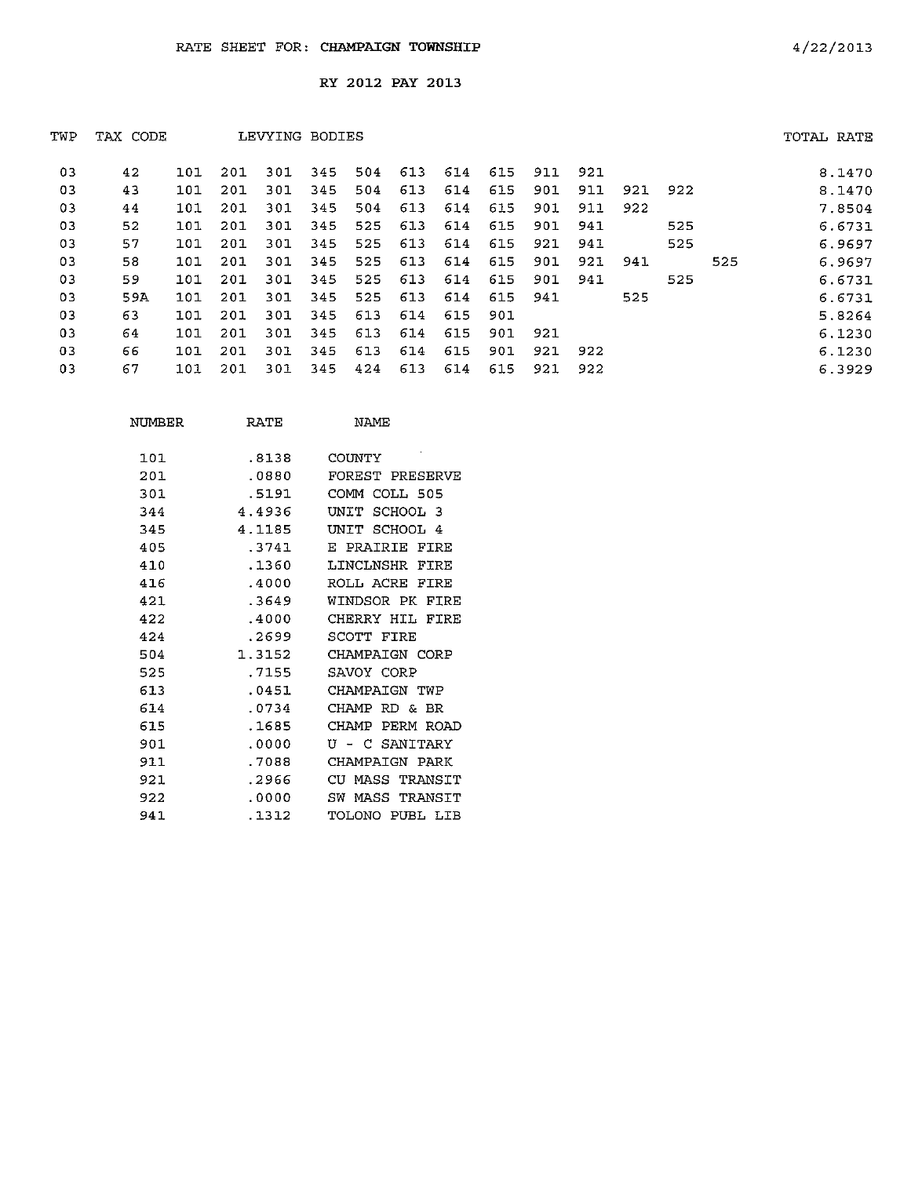RATE SHEET FOR: **CHAMPAIGN TOWNSHIP** 4/22/2013

**RY 2012 PAY 2013**

| TWP | TAX CODE | LEVYING BODIES | | | | | | | | | | | | | TOTAL RATE |
|---|---|---|---|---|---|---|---|---|---|---|---|---|---|---|---|
| 03 | 42 | 101 | 201 | 301 | 345 | 504 | 613 | 614 | 615 | 911 | 921 | | | | 8.1470 |
| 03 | 43 | 101 | 201 | 301 | 345 | 504 | 613 | 614 | 615 | 901 | 911 | 921 | 922 | | 8.1470 |
| 03 | 44 | 101 | 201 | 301 | 345 | 504 | 613 | 614 | 615 | 901 | 911 | 922 | | | 7.8504 |
| 03 | 52 | 101 | 201 | 301 | 345 | 525 | 613 | 614 | 615 | 901 | 941 | | 525 | | 6.6731 |
| 03 | 57 | 101 | 201 | 301 | 345 | 525 | 613 | 614 | 615 | 921 | 941 | | 525 | | 6.9697 |
| 03 | 58 | 101 | 201 | 301 | 345 | 525 | 613 | 614 | 615 | 901 | 921 | 941 | | 525 | 6.9697 |
| 03 | 59 | 101 | 201 | 301 | 345 | 525 | 613 | 614 | 615 | 901 | 941 | | 525 | | 6.6731 |
| 03 | 59A | 101 | 201 | 301 | 345 | 525 | 613 | 614 | 615 | 941 | | 525 | | | 6.6731 |
| 03 | 63 | 101 | 201 | 301 | 345 | 613 | 614 | 615 | 901 | | | | | | 5.8264 |
| 03 | 64 | 101 | 201 | 301 | 345 | 613 | 614 | 615 | 901 | 921 | | | | | 6.1230 |
| 03 | 66 | 101 | 201 | 301 | 345 | 613 | 614 | 615 | 901 | 921 | 922 | | | | 6.1230 |
| 03 | 67 | 101 | 201 | 301 | 345 | 424 | 613 | 614 | 615 | 921 | 922 | | | | 6.3929 |

| NUMBER | RATE | NAME |
|---|---|---|
| 101 | .8138 | COUNTY |
| 201 | .0880 | FOREST PRESERVE |
| 301 | .5191 | COMM COLL 505 |
| 344 | 4.4936 | UNIT SCHOOL 3 |
| 345 | 4.1185 | UNIT SCHOOL 4 |
| 405 | .3741 | E PRAIRIE FIRE |
| 410 | .1360 | LINCLNSHR FIRE |
| 416 | .4000 | ROLL ACRE FIRE |
| 421 | .3649 | WINDSOR PK FIRE |
| 422 | .4000 | CHERRY HIL FIRE |
| 424 | .2699 | SCOTT FIRE |
| 504 | 1.3152 | CHAMPAIGN CORP |
| 525 | .7155 | SAVOY CORP |
| 613 | .0451 | CHAMPAIGN TWP |
| 614 | .0734 | CHAMP RD & BR |
| 615 | .1685 | CHAMP PERM ROAD |
| 901 | .0000 | U - C SANITARY |
| 911 | .7088 | CHAMPAIGN PARK |
| 921 | .2966 | CU MASS TRANSIT |
| 922 | .0000 | SW MASS TRANSIT |
| 941 | .1312 | TOLONO PUBL LIB |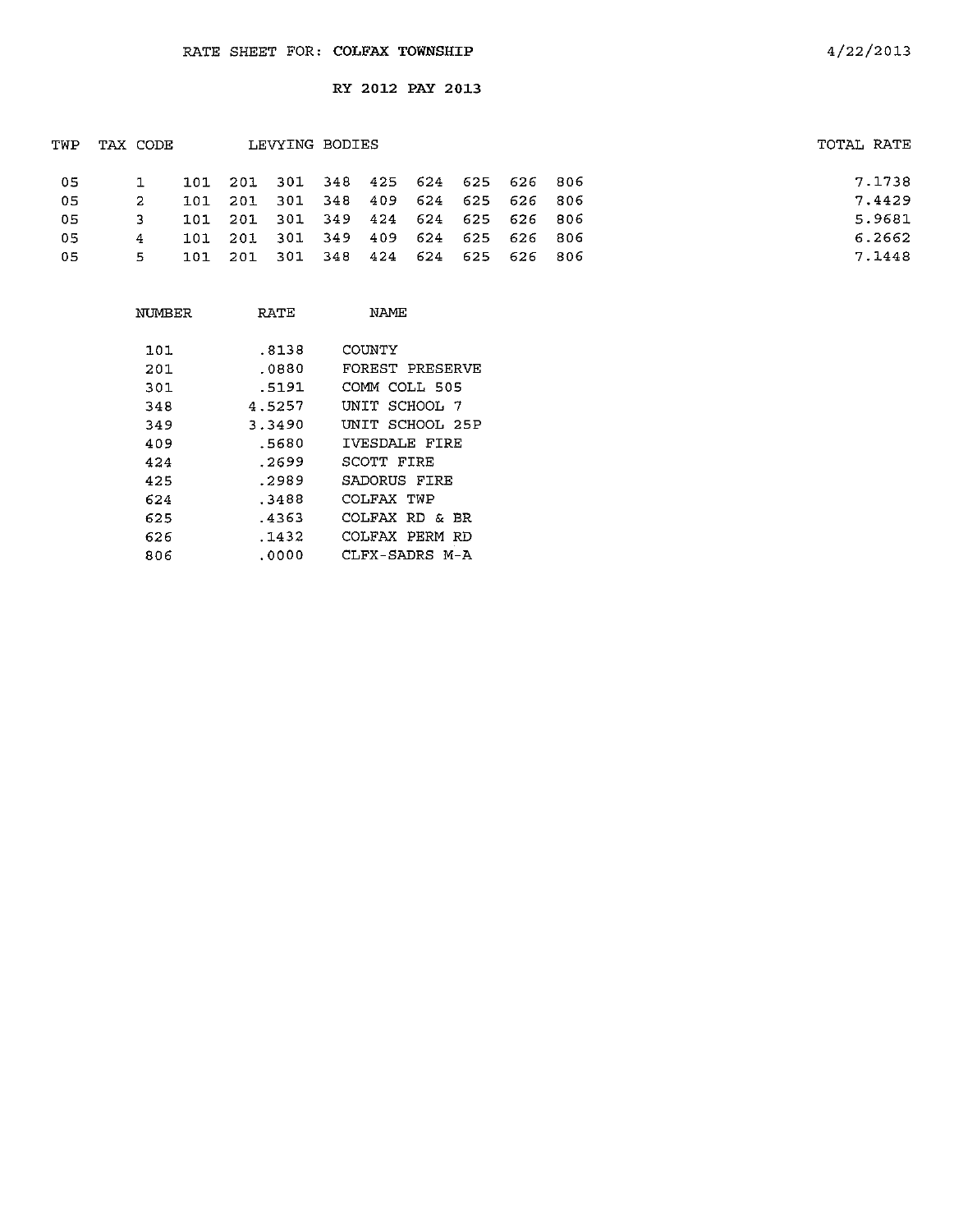RATE SHEET FOR: COLFAX TOWNSHIP

4/22/2013

RY 2012 PAY 2013

| TWP | TAX CODE | LEVYING BODIES | | | | | | | | | TOTAL RATE |
|---|---|---|---|---|---|---|---|---|---|---|---|
| 05 | 1 | 101 | 201 | 301 | 348 | 425 | 624 | 625 | 626 | 806 | 7.1738 |
| 05 | 2 | 101 | 201 | 301 | 348 | 409 | 624 | 625 | 626 | 806 | 7.4429 |
| 05 | 3 | 101 | 201 | 301 | 349 | 424 | 624 | 625 | 626 | 806 | 5.9681 |
| 05 | 4 | 101 | 201 | 301 | 349 | 409 | 624 | 625 | 626 | 806 | 6.2662 |
| 05 | 5 | 101 | 201 | 301 | 348 | 424 | 624 | 625 | 626 | 806 | 7.1448 |

| NUMBER | RATE | NAME |
|---|---|---|
| 101 | .8138 | COUNTY |
| 201 | .0880 | FOREST PRESERVE |
| 301 | .5191 | COMM COLL 505 |
| 348 | 4.5257 | UNIT SCHOOL 7 |
| 349 | 3.3490 | UNIT SCHOOL 25P |
| 409 | .5680 | IVESDALE FIRE |
| 424 | .2699 | SCOTT FIRE |
| 425 | .2989 | SADORUS FIRE |
| 624 | .3488 | COLFAX TWP |
| 625 | .4363 | COLFAX RD & BR |
| 626 | .1432 | COLFAX PERM RD |
| 806 | .0000 | CLFX-SADRS M-A |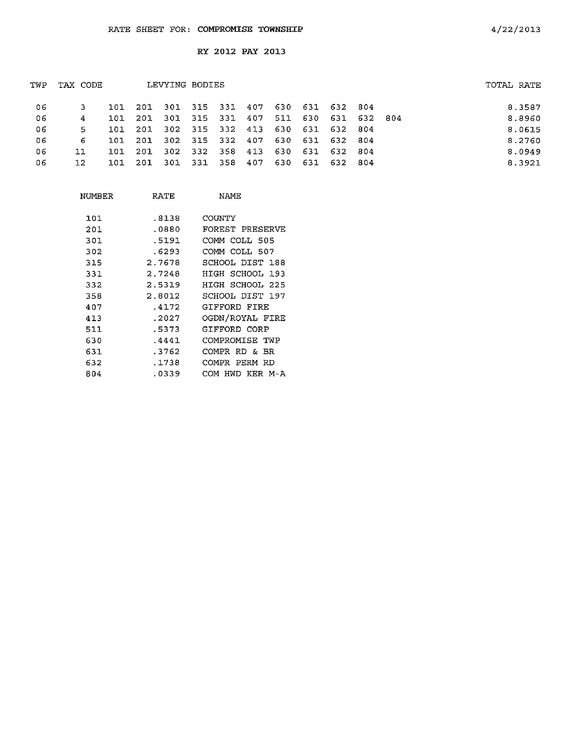RATE SHEET FOR: COMPROMISE TOWNSHIP 4/22/2013

RY 2012 PAY 2013

| TWP | TAX CODE | LEVYING BODIES | TOTAL RATE |
|---|---|---|---|
| 06 | 3 | 101 201 301 315 331 407 630 631 632 804 | 8.3587 |
| 06 | 4 | 101 201 301 315 331 407 511 630 631 632 804 | 8.8960 |
| 06 | 5 | 101 201 302 315 332 413 630 631 632 804 | 8.0615 |
| 06 | 6 | 101 201 302 315 332 407 630 631 632 804 | 8.2760 |
| 06 | 11 | 101 201 302 332 358 413 630 631 632 804 | 8.0949 |
| 06 | 12 | 101 201 301 331 358 407 630 631 632 804 | 8.3921 |

| NUMBER | RATE | NAME |
|---|---|---|
| 101 | .8138 | COUNTY |
| 201 | .0880 | FOREST PRESERVE |
| 301 | .5191 | COMM COLL 505 |
| 302 | .6293 | COMM COLL 507 |
| 315 | 2.7678 | SCHOOL DIST 188 |
| 331 | 2.7248 | HIGH SCHOOL 193 |
| 332 | 2.5319 | HIGH SCHOOL 225 |
| 358 | 2.8012 | SCHOOL DIST 197 |
| 407 | .4172 | GIFFORD FIRE |
| 413 | .2027 | OGDN/ROYAL FIRE |
| 511 | .5373 | GIFFORD CORP |
| 630 | .4441 | COMPROMISE TWP |
| 631 | .3762 | COMPR RD & BR |
| 632 | .1738 | COMPR PERM RD |
| 804 | .0339 | COM HWD KER M-A |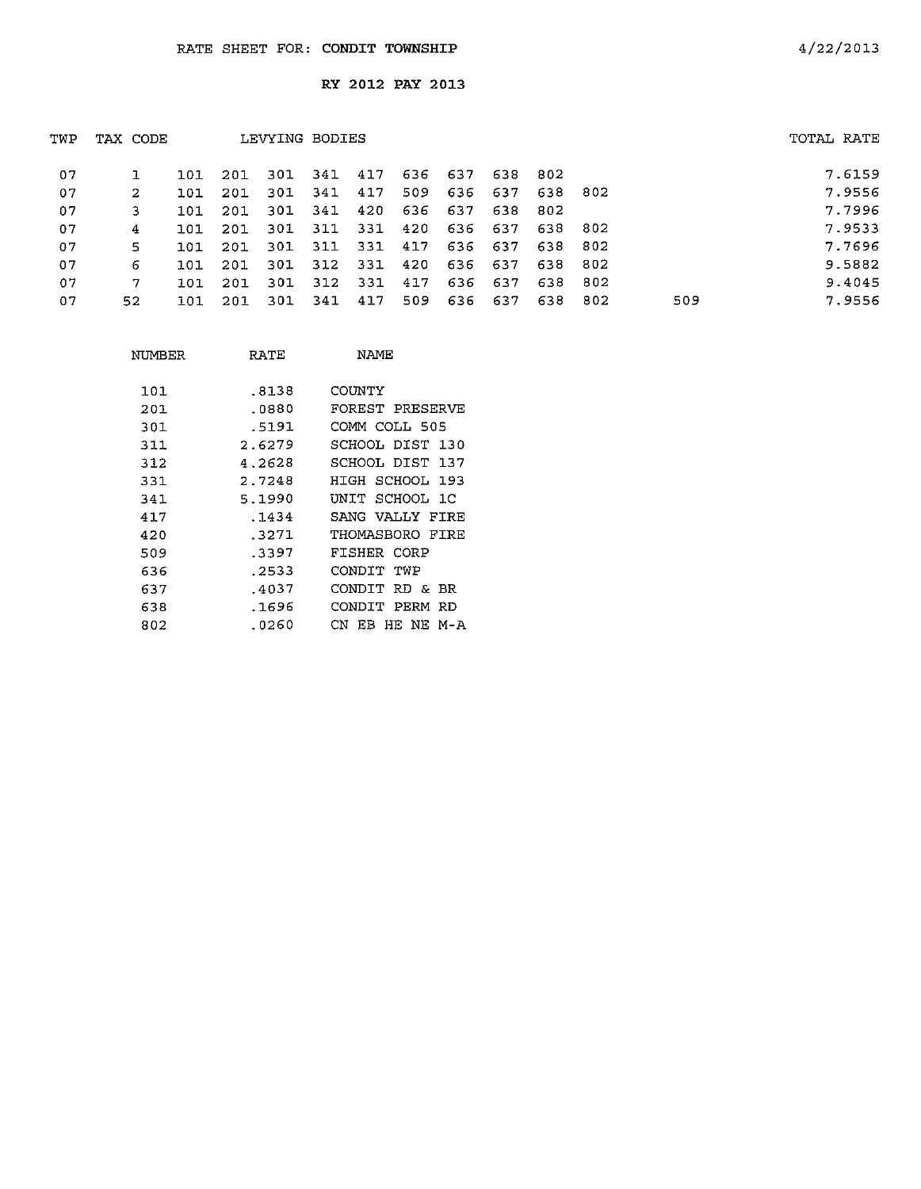# RATE SHEET FOR: CONDIT TOWNSHIP

4/22/2013

## RY 2012 PAY 2013

| TWP | TAX CODE | LEVYING BODIES | | | | | | | | | | | TOTAL RATE |
|---|---|---|---|---|---|---|---|---|---|---|---|---|---|
| 07 | 1 | 101 | 201 | 301 | 341 | 417 | 636 | 637 | 638 | 802 | | | 7.6159 |
| 07 | 2 | 101 | 201 | 301 | 341 | 417 | 509 | 636 | 637 | 638 | 802 | | 7.9556 |
| 07 | 3 | 101 | 201 | 301 | 341 | 420 | 636 | 637 | 638 | 802 | | | 7.7996 |
| 07 | 4 | 101 | 201 | 301 | 311 | 331 | 420 | 636 | 637 | 638 | 802 | | 7.9533 |
| 07 | 5 | 101 | 201 | 301 | 311 | 331 | 417 | 636 | 637 | 638 | 802 | | 7.7696 |
| 07 | 6 | 101 | 201 | 301 | 312 | 331 | 420 | 636 | 637 | 638 | 802 | | 9.5882 |
| 07 | 7 | 101 | 201 | 301 | 312 | 331 | 417 | 636 | 637 | 638 | 802 | | 9.4045 |
| 07 | 52 | 101 | 201 | 301 | 341 | 417 | 509 | 636 | 637 | 638 | 802 | 509 | 7.9556 |

| NUMBER | RATE | NAME |
|---|---|---|
| 101 | .8138 | COUNTY |
| 201 | .0880 | FOREST PRESERVE |
| 301 | .5191 | COMM COLL 505 |
| 311 | 2.6279 | SCHOOL DIST 130 |
| 312 | 4.2628 | SCHOOL DIST 137 |
| 331 | 2.7248 | HIGH SCHOOL 193 |
| 341 | 5.1990 | UNIT SCHOOL 1C |
| 417 | .1434 | SANG VALLY FIRE |
| 420 | .3271 | THOMASBORO FIRE |
| 509 | .3397 | FISHER CORP |
| 636 | .2533 | CONDIT TWP |
| 637 | .4037 | CONDIT RD & BR |
| 638 | .1696 | CONDIT PERM RD |
| 802 | .0260 | CN EB HE NE M-A |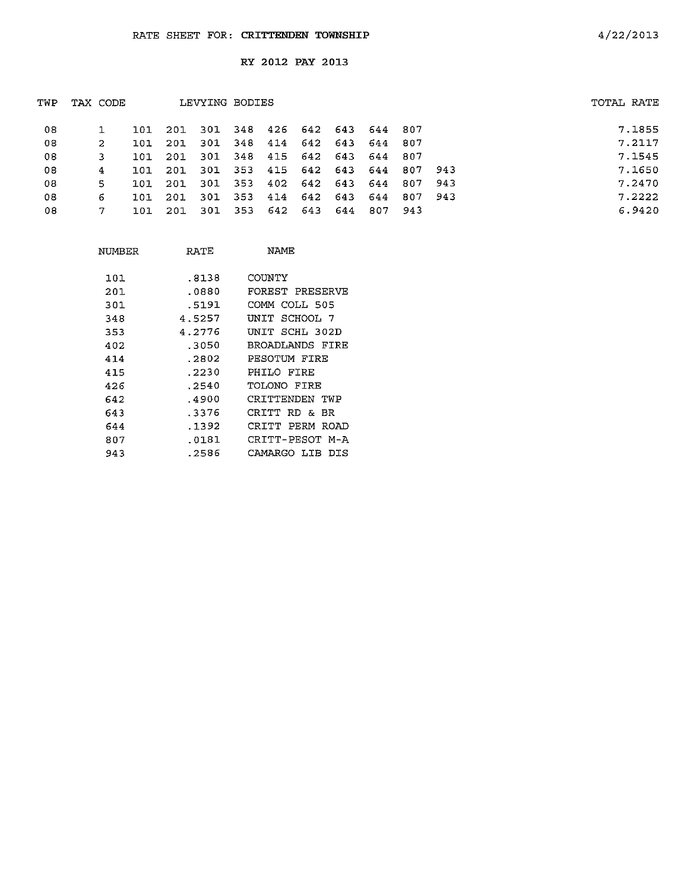RATE SHEET FOR: **CRITTENDEN TOWNSHIP** 4/22/2013

RY 2012 PAY 2013

| TWP | TAX CODE | LEVYING BODIES | | | | | | | | | | TOTAL RATE |
|---|---|---|---|---|---|---|---|---|---|---|---|---|
| 08 | 1 | 101 | 201 | 301 | 348 | 426 | 642 | 643 | 644 | 807 | | 7.1855 |
| 08 | 2 | 101 | 201 | 301 | 348 | 414 | 642 | 643 | 644 | 807 | | 7.2117 |
| 08 | 3 | 101 | 201 | 301 | 348 | 415 | 642 | 643 | 644 | 807 | | 7.1545 |
| 08 | 4 | 101 | 201 | 301 | 353 | 415 | 642 | 643 | 644 | 807 | 943 | 7.1650 |
| 08 | 5 | 101 | 201 | 301 | 353 | 402 | 642 | 643 | 644 | 807 | 943 | 7.2470 |
| 08 | 6 | 101 | 201 | 301 | 353 | 414 | 642 | 643 | 644 | 807 | 943 | 7.2222 |
| 08 | 7 | 101 | 201 | 301 | 353 | 642 | 643 | 644 | 807 | 943 | | 6.9420 |

| NUMBER | RATE | NAME |
|---|---|---|
| 101 | .8138 | COUNTY |
| 201 | .0880 | FOREST PRESERVE |
| 301 | .5191 | COMM COLL 505 |
| 348 | 4.5257 | UNIT SCHOOL 7 |
| 353 | 4.2776 | UNIT SCHL 302D |
| 402 | .3050 | BROADLANDS FIRE |
| 414 | .2802 | PESOTUM FIRE |
| 415 | .2230 | PHILO FIRE |
| 426 | .2540 | TOLONO FIRE |
| 642 | .4900 | CRITTENDEN TWP |
| 643 | .3376 | CRITT RD & BR |
| 644 | .1392 | CRITT PERM ROAD |
| 807 | .0181 | CRITT-PESOT M-A |
| 943 | .2586 | CAMARGO LIB DIS |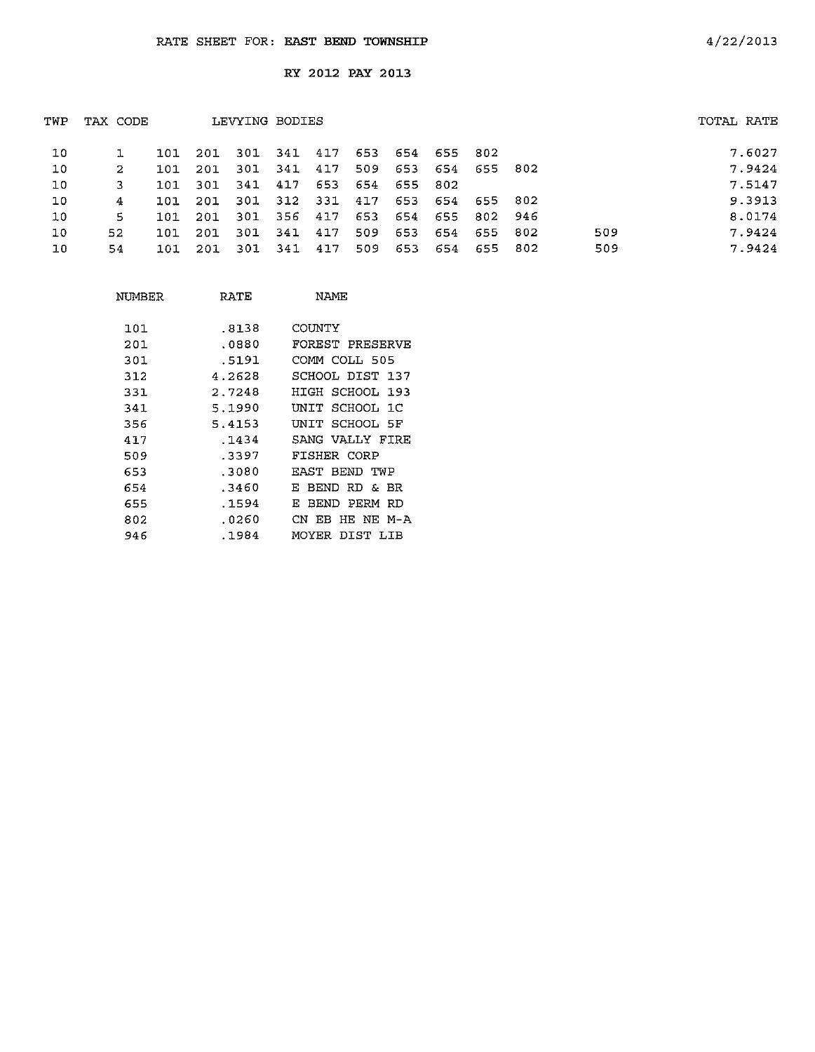RATE SHEET FOR: **EAST BEND TOWNSHIP**

4/22/2013

RY 2012 PAY 2013

| TWP | TAX CODE | LEVYING BODIES | | | | | | | | | | | TOTAL RATE |
|---|---|---|---|---|---|---|---|---|---|---|---|---|---|
| 10 | 1 | 101 | 201 | 301 | 341 | 417 | 653 | 654 | 655 | 802 | | | 7.6027 |
| 10 | 2 | 101 | 201 | 301 | 341 | 417 | 509 | 653 | 654 | 655 | 802 | | 7.9424 |
| 10 | 3 | 101 | 301 | 341 | 417 | 653 | 654 | 655 | 802 | | | | 7.5147 |
| 10 | 4 | 101 | 201 | 301 | 312 | 331 | 417 | 653 | 654 | 655 | 802 | | 9.3913 |
| 10 | 5 | 101 | 201 | 301 | 356 | 417 | 653 | 654 | 655 | 802 | 946 | | 8.0174 |
| 10 | 52 | 101 | 201 | 301 | 341 | 417 | 509 | 653 | 654 | 655 | 802 | 509 | 7.9424 |
| 10 | 54 | 101 | 201 | 301 | 341 | 417 | 509 | 653 | 654 | 655 | 802 | 509 | 7.9424 |

| NUMBER | RATE | NAME |
|---|---|---|
| 101 | .8138 | COUNTY |
| 201 | .0880 | FOREST PRESERVE |
| 301 | .5191 | COMM COLL 505 |
| 312 | 4.2628 | SCHOOL DIST 137 |
| 331 | 2.7248 | HIGH SCHOOL 193 |
| 341 | 5.1990 | UNIT SCHOOL 1C |
| 356 | 5.4153 | UNIT SCHOOL 5F |
| 417 | .1434 | SANG VALLY FIRE |
| 509 | .3397 | FISHER CORP |
| 653 | .3080 | EAST BEND TWP |
| 654 | .3460 | E BEND RD & BR |
| 655 | .1594 | E BEND PERM RD |
| 802 | .0260 | CN EB HE NE M-A |
| 946 | .1984 | MOYER DIST LIB |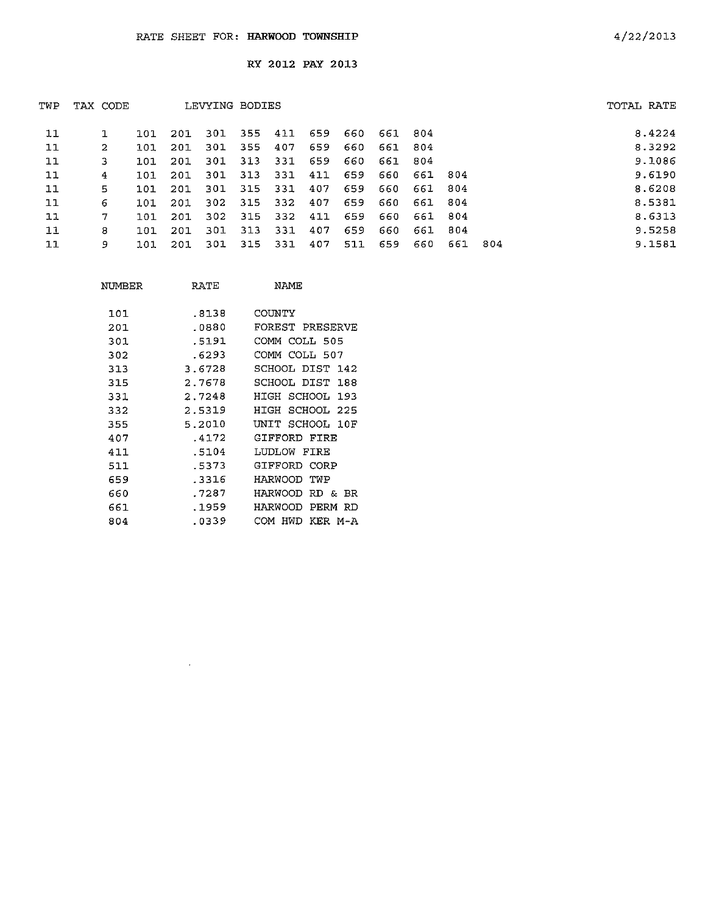RATE SHEET FOR: **HARWOOD TOWNSHIP** 4/22/2013

RY 2012 PAY 2013

| TWP | TAX CODE | LEVYING BODIES | | | | | | | | | | | TOTAL RATE |
|---|---|---|---|---|---|---|---|---|---|---|---|---|---|
| 11 | 1 | 101 | 201 | 301 | 355 | 411 | 659 | 660 | 661 | 804 | | | 8.4224 |
| 11 | 2 | 101 | 201 | 301 | 355 | 407 | 659 | 660 | 661 | 804 | | | 8.3292 |
| 11 | 3 | 101 | 201 | 301 | 313 | 331 | 659 | 660 | 661 | 804 | | | 9.1086 |
| 11 | 4 | 101 | 201 | 301 | 313 | 331 | 411 | 659 | 660 | 661 | 804 | | 9.6190 |
| 11 | 5 | 101 | 201 | 301 | 315 | 331 | 407 | 659 | 660 | 661 | 804 | | 8.6208 |
| 11 | 6 | 101 | 201 | 302 | 315 | 332 | 407 | 659 | 660 | 661 | 804 | | 8.5381 |
| 11 | 7 | 101 | 201 | 302 | 315 | 332 | 411 | 659 | 660 | 661 | 804 | | 8.6313 |
| 11 | 8 | 101 | 201 | 301 | 313 | 331 | 407 | 659 | 660 | 661 | 804 | | 9.5258 |
| 11 | 9 | 101 | 201 | 301 | 315 | 331 | 407 | 511 | 659 | 660 | 661 | 804 | 9.1581 |

| NUMBER | RATE | NAME |
|---|---|---|
| 101 | .8138 | COUNTY |
| 201 | .0880 | FOREST PRESERVE |
| 301 | .5191 | COMM COLL 505 |
| 302 | .6293 | COMM COLL 507 |
| 313 | 3.6728 | SCHOOL DIST 142 |
| 315 | 2.7678 | SCHOOL DIST 188 |
| 331 | 2.7248 | HIGH SCHOOL 193 |
| 332 | 2.5319 | HIGH SCHOOL 225 |
| 355 | 5.2010 | UNIT SCHOOL 10F |
| 407 | .4172 | GIFFORD FIRE |
| 411 | .5104 | LUDLOW FIRE |
| 511 | .5373 | GIFFORD CORP |
| 659 | .3316 | HARWOOD TWP |
| 660 | .7287 | HARWOOD RD & BR |
| 661 | .1959 | HARWOOD PERM RD |
| 804 | .0339 | COM HWD KER M-A |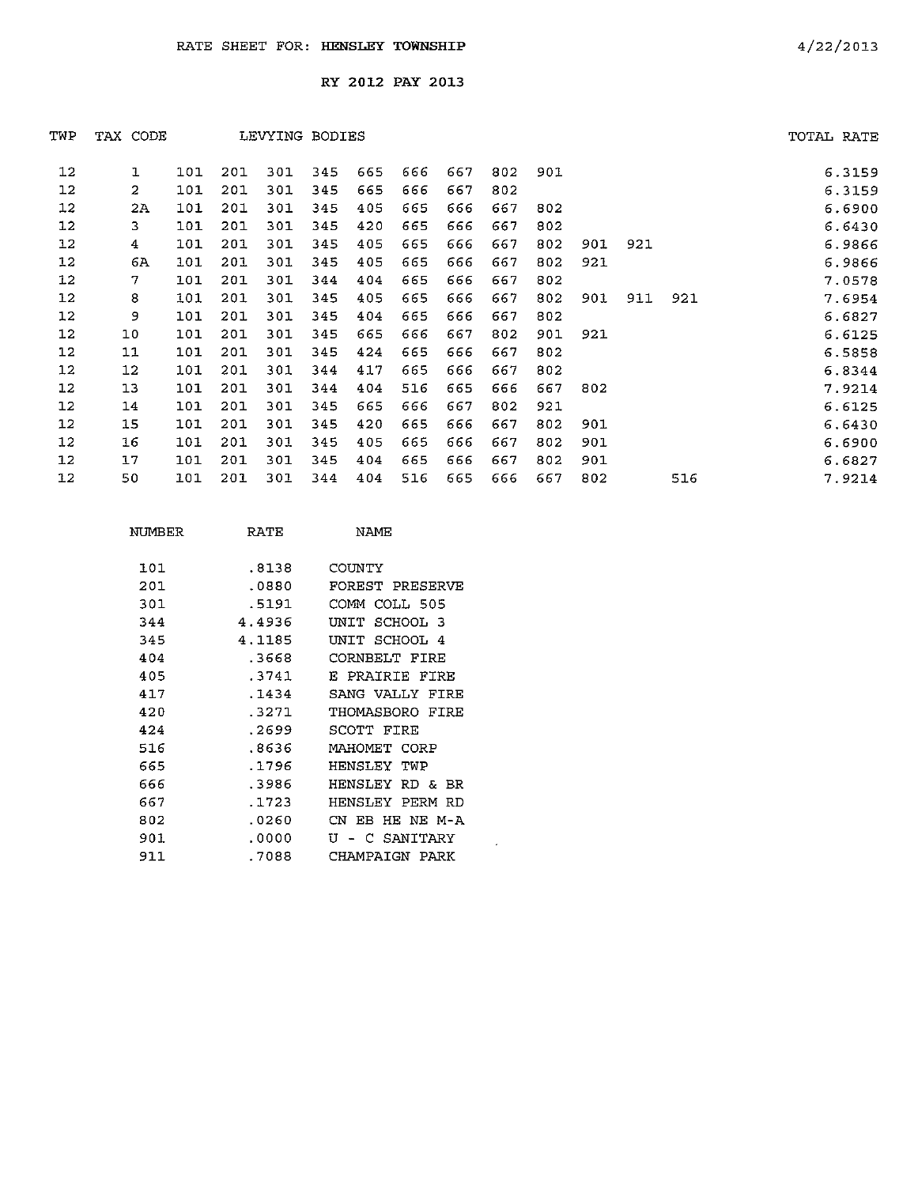# RATE SHEET FOR: HENSLEY TOWNSHIP

4/22/2013

## RY 2012 PAY 2013

| TWP | TAX CODE | LEVYING BODIES | | | | | | | | | | | | TOTAL RATE |
|---|---|---|---|---|---|---|---|---|---|---|---|---|---|---|
| 12 | 1 | 101 | 201 | 301 | 345 | 665 | 666 | 667 | 802 | 901 | | | | 6.3159 |
| 12 | 2 | 101 | 201 | 301 | 345 | 665 | 666 | 667 | 802 | | | | | 6.3159 |
| 12 | 2A | 101 | 201 | 301 | 345 | 405 | 665 | 666 | 667 | 802 | | | | 6.6900 |
| 12 | 3 | 101 | 201 | 301 | 345 | 420 | 665 | 666 | 667 | 802 | | | | 6.6430 |
| 12 | 4 | 101 | 201 | 301 | 345 | 405 | 665 | 666 | 667 | 802 | 901 | 921 | | 6.9866 |
| 12 | 6A | 101 | 201 | 301 | 345 | 405 | 665 | 666 | 667 | 802 | 921 | | | 6.9866 |
| 12 | 7 | 101 | 201 | 301 | 344 | 404 | 665 | 666 | 667 | 802 | | | | 7.0578 |
| 12 | 8 | 101 | 201 | 301 | 345 | 405 | 665 | 666 | 667 | 802 | 901 | 911 | 921 | 7.6954 |
| 12 | 9 | 101 | 201 | 301 | 345 | 404 | 665 | 666 | 667 | 802 | | | | 6.6827 |
| 12 | 10 | 101 | 201 | 301 | 345 | 665 | 666 | 667 | 802 | 901 | 921 | | | 6.6125 |
| 12 | 11 | 101 | 201 | 301 | 345 | 424 | 665 | 666 | 667 | 802 | | | | 6.5858 |
| 12 | 12 | 101 | 201 | 301 | 344 | 417 | 665 | 666 | 667 | 802 | | | | 6.8344 |
| 12 | 13 | 101 | 201 | 301 | 344 | 404 | 516 | 665 | 666 | 667 | 802 | | | 7.9214 |
| 12 | 14 | 101 | 201 | 301 | 345 | 665 | 666 | 667 | 802 | 921 | | | | 6.6125 |
| 12 | 15 | 101 | 201 | 301 | 345 | 420 | 665 | 666 | 667 | 802 | 901 | | | 6.6430 |
| 12 | 16 | 101 | 201 | 301 | 345 | 405 | 665 | 666 | 667 | 802 | 901 | | | 6.6900 |
| 12 | 17 | 101 | 201 | 301 | 345 | 404 | 665 | 666 | 667 | 802 | 901 | | | 6.6827 |
| 12 | 50 | 101 | 201 | 301 | 344 | 404 | 516 | 665 | 666 | 667 | 802 | | 516 | 7.9214 |

| NUMBER | RATE | NAME |
|---|---|---|
| 101 | .8138 | COUNTY |
| 201 | .0880 | FOREST PRESERVE |
| 301 | .5191 | COMM COLL 505 |
| 344 | 4.4936 | UNIT SCHOOL 3 |
| 345 | 4.1185 | UNIT SCHOOL 4 |
| 404 | .3668 | CORNBELT FIRE |
| 405 | .3741 | E PRAIRIE FIRE |
| 417 | .1434 | SANG VALLY FIRE |
| 420 | .3271 | THOMASBORO FIRE |
| 424 | .2699 | SCOTT FIRE |
| 516 | .8636 | MAHOMET CORP |
| 665 | .1796 | HENSLEY TWP |
| 666 | .3986 | HENSLEY RD & BR |
| 667 | .1723 | HENSLEY PERM RD |
| 802 | .0260 | CN EB HE NE M-A |
| 901 | .0000 | U - C SANITARY |
| 911 | .7088 | CHAMPAIGN PARK |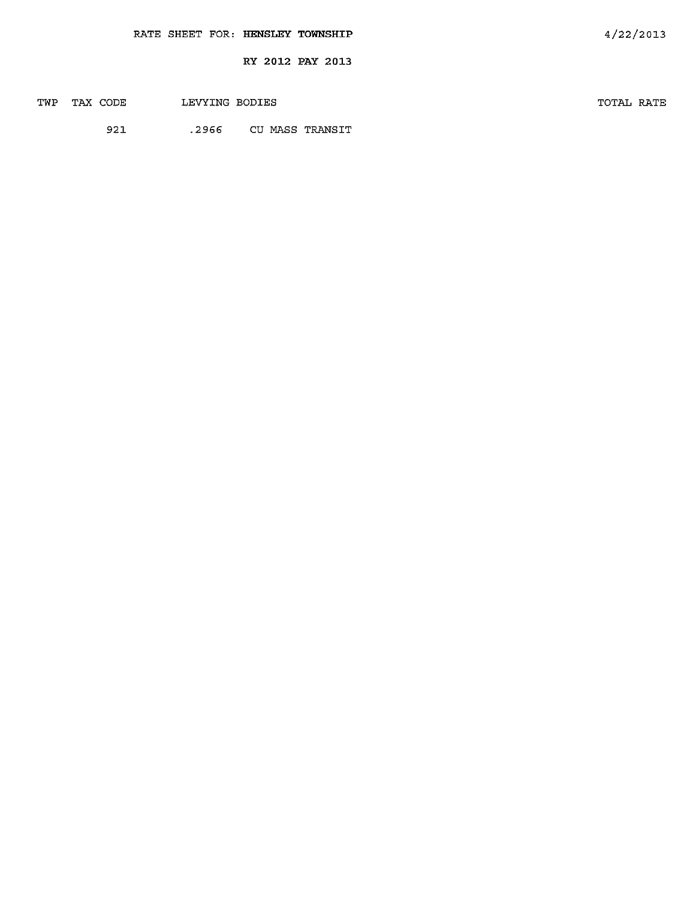RATE SHEET FOR: **HENSLEY TOWNSHIP** 4/22/2013

RY 2012 PAY 2013

| TWP | TAX CODE | LEVYING BODIES | | TOTAL RATE |
|---|---|---|---|---|
| | 921 | .2966 | CU MASS TRANSIT | |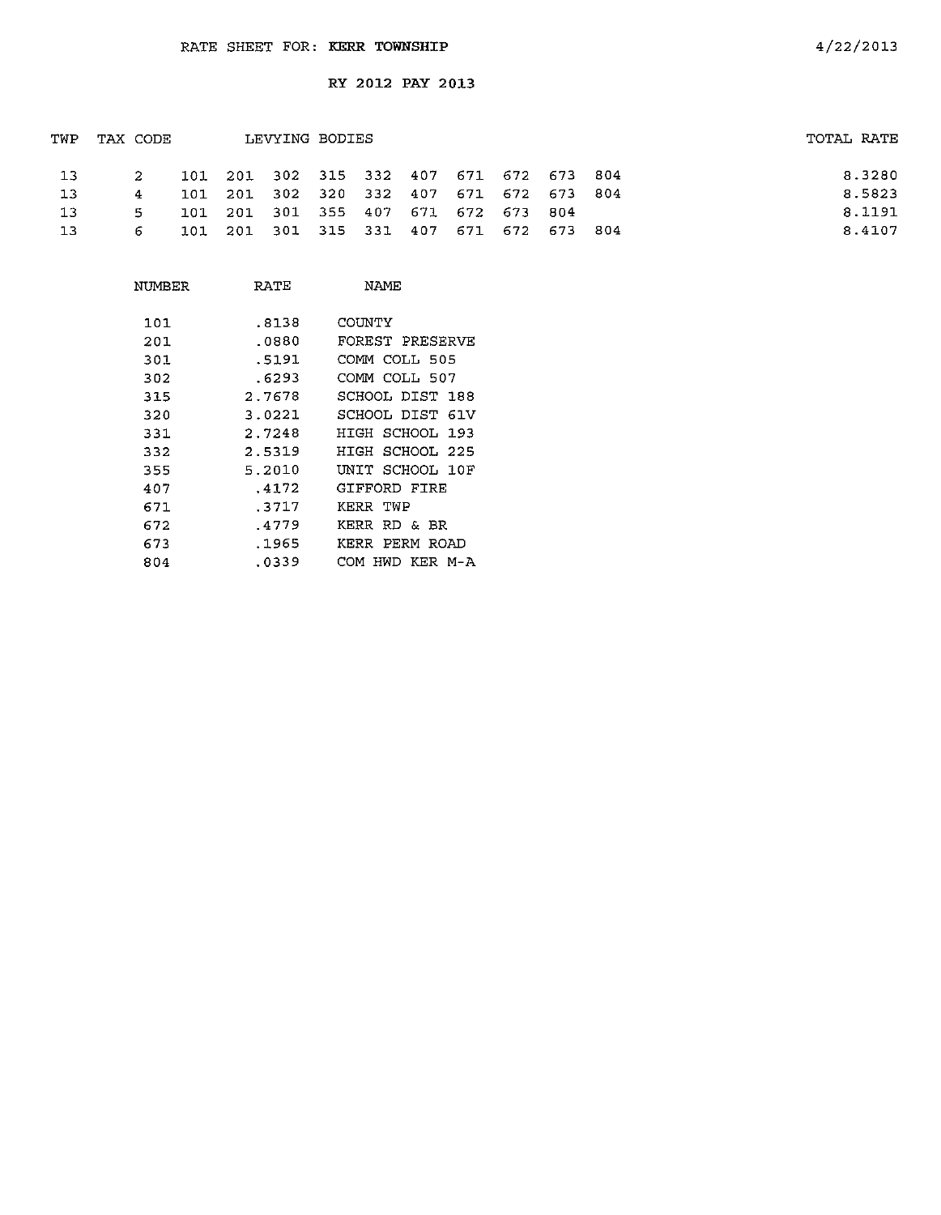# RATE SHEET FOR: **KERR TOWNSHIP**

4/22/2013

## RY 2012 PAY 2013

| TWP | TAX CODE | LEVYING BODIES | | | | | | | | | | TOTAL RATE |
|---|---|---|---|---|---|---|---|---|---|---|---|---|
| 13 | 2 | 101 | 201 | 302 | 315 | 332 | 407 | 671 | 672 | 673 | 804 | 8.3280 |
| 13 | 4 | 101 | 201 | 302 | 320 | 332 | 407 | 671 | 672 | 673 | 804 | 8.5823 |
| 13 | 5 | 101 | 201 | 301 | 355 | 407 | 671 | 672 | 673 | 804 | | 8.1191 |
| 13 | 6 | 101 | 201 | 301 | 315 | 331 | 407 | 671 | 672 | 673 | 804 | 8.4107 |

| NUMBER | RATE | NAME |
|---|---|---|
| 101 | .8138 | COUNTY |
| 201 | .0880 | FOREST PRESERVE |
| 301 | .5191 | COMM COLL 505 |
| 302 | .6293 | COMM COLL 507 |
| 315 | 2.7678 | SCHOOL DIST 188 |
| 320 | 3.0221 | SCHOOL DIST 61V |
| 331 | 2.7248 | HIGH SCHOOL 193 |
| 332 | 2.5319 | HIGH SCHOOL 225 |
| 355 | 5.2010 | UNIT SCHOOL 10F |
| 407 | .4172 | GIFFORD FIRE |
| 671 | .3717 | KERR TWP |
| 672 | .4779 | KERR RD & BR |
| 673 | .1965 | KERR PERM ROAD |
| 804 | .0339 | COM HWD KER M-A |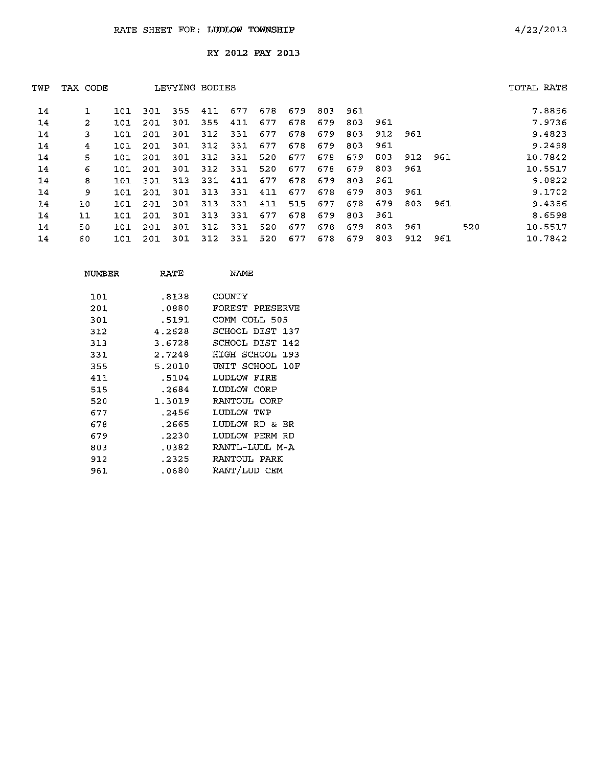RATE SHEET FOR: LUDLOW TOWNSHIP

4/22/2013

RY 2012 PAY 2013

| TWP | TAX CODE | LEVYING BODIES | | | | | | | | | | | | | TOTAL RATE |
|---|---|---|---|---|---|---|---|---|---|---|---|---|---|---|---|
| 14 | 1 | 101 | 301 | 355 | 411 | 677 | 678 | 679 | 803 | 961 | | | | | 7.8856 |
| 14 | 2 | 101 | 201 | 301 | 355 | 411 | 677 | 678 | 679 | 803 | 961 | | | | 7.9736 |
| 14 | 3 | 101 | 201 | 301 | 312 | 331 | 677 | 678 | 679 | 803 | 912 | 961 | | | 9.4823 |
| 14 | 4 | 101 | 201 | 301 | 312 | 331 | 677 | 678 | 679 | 803 | 961 | | | | 9.2498 |
| 14 | 5 | 101 | 201 | 301 | 312 | 331 | 520 | 677 | 678 | 679 | 803 | 912 | 961 | | 10.7842 |
| 14 | 6 | 101 | 201 | 301 | 312 | 331 | 520 | 677 | 678 | 679 | 803 | 961 | | | 10.5517 |
| 14 | 8 | 101 | 301 | 313 | 331 | 411 | 677 | 678 | 679 | 803 | 961 | | | | 9.0822 |
| 14 | 9 | 101 | 201 | 301 | 313 | 331 | 411 | 677 | 678 | 679 | 803 | 961 | | | 9.1702 |
| 14 | 10 | 101 | 201 | 301 | 313 | 331 | 411 | 515 | 677 | 678 | 679 | 803 | 961 | | 9.4386 |
| 14 | 11 | 101 | 201 | 301 | 313 | 331 | 677 | 678 | 679 | 803 | 961 | | | | 8.6598 |
| 14 | 50 | 101 | 201 | 301 | 312 | 331 | 520 | 677 | 678 | 679 | 803 | 961 | | 520 | 10.5517 |
| 14 | 60 | 101 | 201 | 301 | 312 | 331 | 520 | 677 | 678 | 679 | 803 | 912 | 961 | | 10.7842 |

| NUMBER | RATE | NAME |
|---|---|---|
| 101 | .8138 | COUNTY |
| 201 | .0880 | FOREST PRESERVE |
| 301 | .5191 | COMM COLL 505 |
| 312 | 4.2628 | SCHOOL DIST 137 |
| 313 | 3.6728 | SCHOOL DIST 142 |
| 331 | 2.7248 | HIGH SCHOOL 193 |
| 355 | 5.2010 | UNIT SCHOOL 10F |
| 411 | .5104 | LUDLOW FIRE |
| 515 | .2684 | LUDLOW CORP |
| 520 | 1.3019 | RANTOUL CORP |
| 677 | .2456 | LUDLOW TWP |
| 678 | .2665 | LUDLOW RD & BR |
| 679 | .2230 | LUDLOW PERM RD |
| 803 | .0382 | RANTL-LUDL M-A |
| 912 | .2325 | RANTOUL PARK |
| 961 | .0680 | RANT/LUD CEM |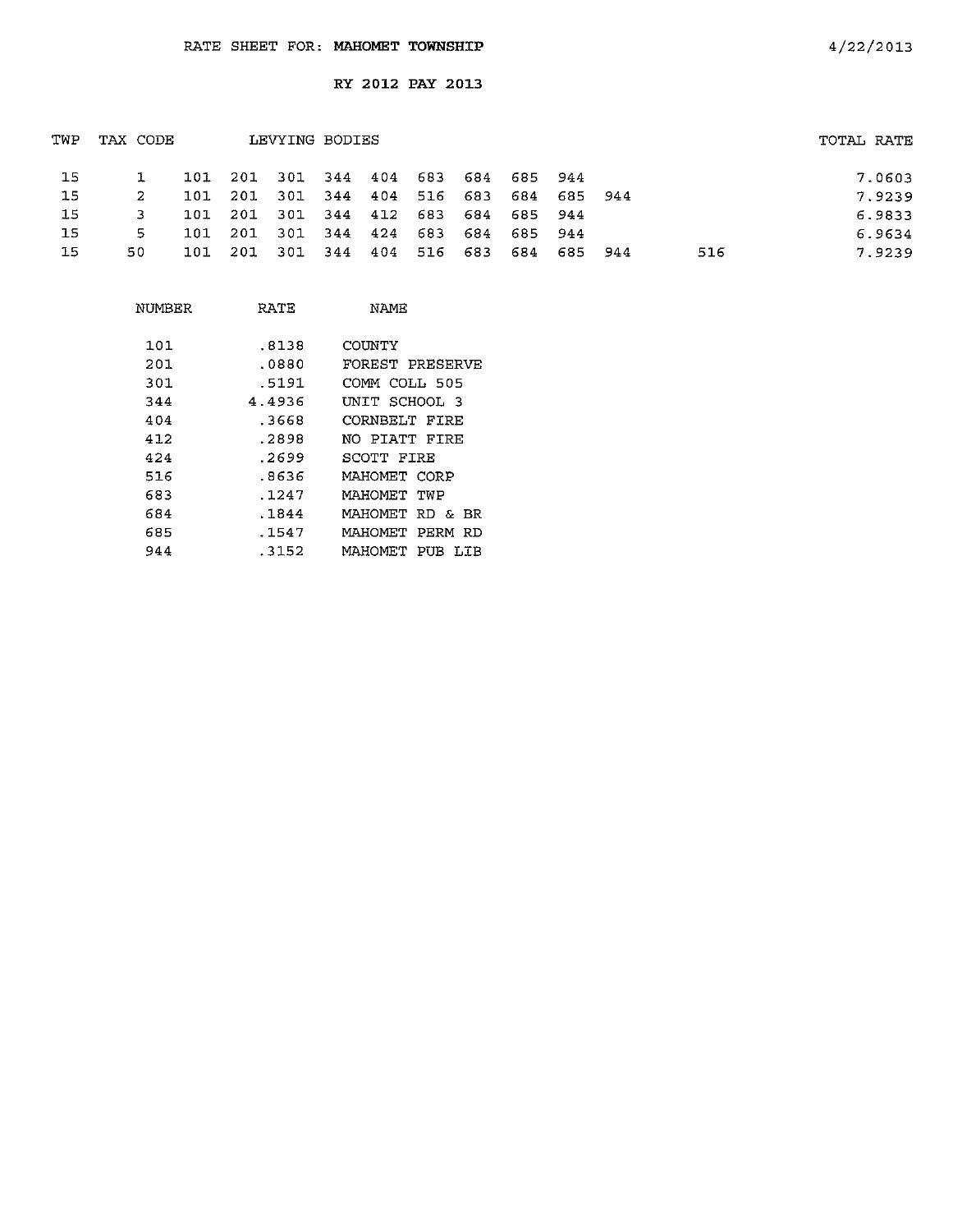RATE SHEET FOR: **MAHOMET TOWNSHIP**

4/22/2013

RY 2012 PAY 2013

| TWP | TAX CODE | LEVYING BODIES | | | | | | | | | | | TOTAL RATE |
|---|---|---|---|---|---|---|---|---|---|---|---|---|---|
| 15 | 1 | 101 | 201 | 301 | 344 | 404 | 683 | 684 | 685 | 944 | | | 7.0603 |
| 15 | 2 | 101 | 201 | 301 | 344 | 404 | 516 | 683 | 684 | 685 | 944 | | 7.9239 |
| 15 | 3 | 101 | 201 | 301 | 344 | 412 | 683 | 684 | 685 | 944 | | | 6.9833 |
| 15 | 5 | 101 | 201 | 301 | 344 | 424 | 683 | 684 | 685 | 944 | | | 6.9634 |
| 15 | 50 | 101 | 201 | 301 | 344 | 404 | 516 | 683 | 684 | 685 | 944 | 516 | 7.9239 |

| NUMBER | RATE | NAME |
|---|---|---|
| 101 | .8138 | COUNTY |
| 201 | .0880 | FOREST PRESERVE |
| 301 | .5191 | COMM COLL 505 |
| 344 | 4.4936 | UNIT SCHOOL 3 |
| 404 | .3668 | CORNBELT FIRE |
| 412 | .2898 | NO PIATT FIRE |
| 424 | .2699 | SCOTT FIRE |
| 516 | .8636 | MAHOMET CORP |
| 683 | .1247 | MAHOMET TWP |
| 684 | .1844 | MAHOMET RD & BR |
| 685 | .1547 | MAHOMET PERM RD |
| 944 | .3152 | MAHOMET PUB LIB |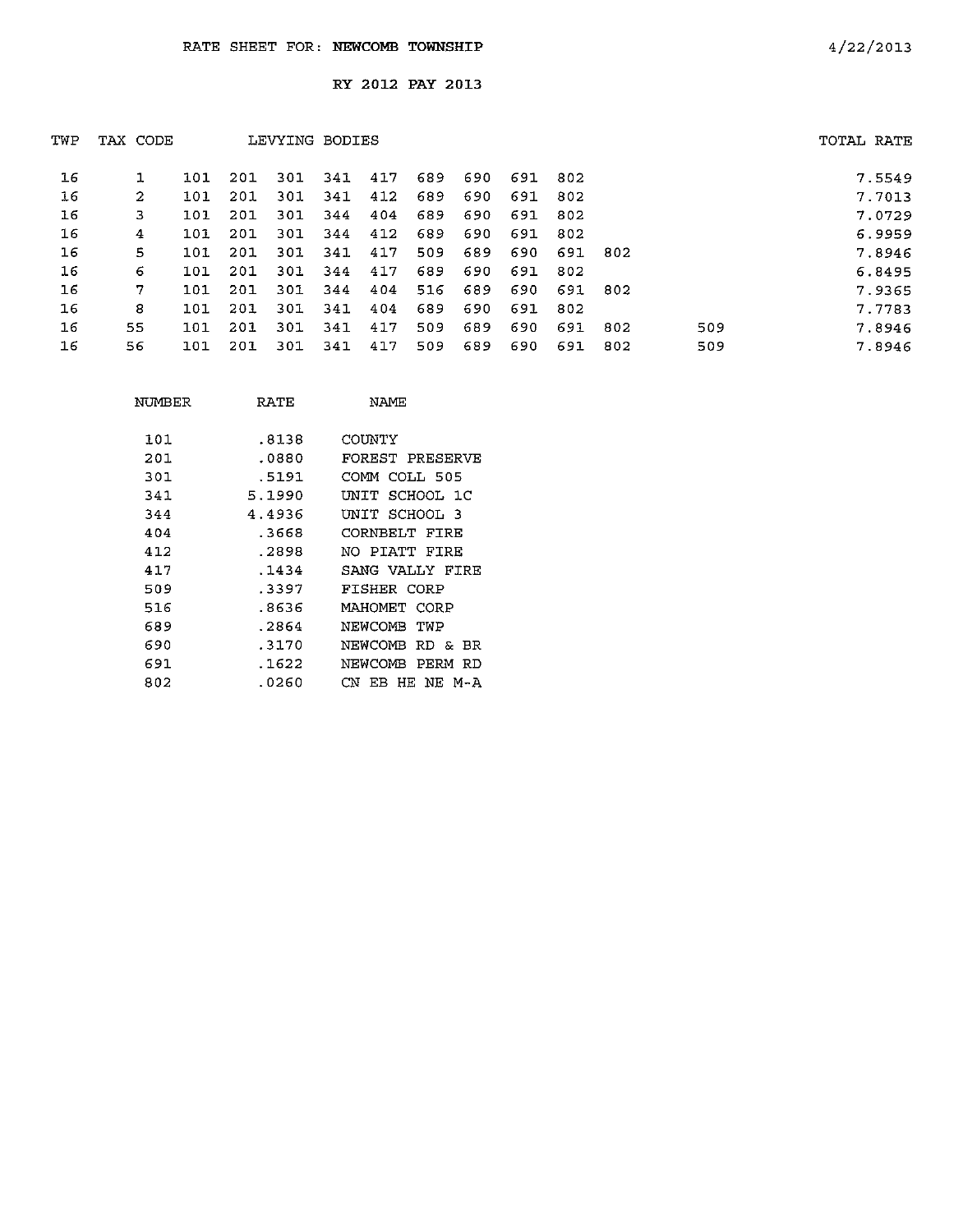RATE SHEET FOR: **NEWCOMB TOWNSHIP**

4/22/2013

RY 2012 PAY 2013

| TWP | TAX CODE | LEVYING BODIES | | | | | | | | | | | TOTAL RATE |
|---|---|---|---|---|---|---|---|---|---|---|---|---|---|
| 16 | 1 | 101 | 201 | 301 | 341 | 417 | 689 | 690 | 691 | 802 | | | 7.5549 |
| 16 | 2 | 101 | 201 | 301 | 341 | 412 | 689 | 690 | 691 | 802 | | | 7.7013 |
| 16 | 3 | 101 | 201 | 301 | 344 | 404 | 689 | 690 | 691 | 802 | | | 7.0729 |
| 16 | 4 | 101 | 201 | 301 | 344 | 412 | 689 | 690 | 691 | 802 | | | 6.9959 |
| 16 | 5 | 101 | 201 | 301 | 341 | 417 | 509 | 689 | 690 | 691 | 802 | | 7.8946 |
| 16 | 6 | 101 | 201 | 301 | 344 | 417 | 689 | 690 | 691 | 802 | | | 6.8495 |
| 16 | 7 | 101 | 201 | 301 | 344 | 404 | 516 | 689 | 690 | 691 | 802 | | 7.9365 |
| 16 | 8 | 101 | 201 | 301 | 341 | 404 | 689 | 690 | 691 | 802 | | | 7.7783 |
| 16 | 55 | 101 | 201 | 301 | 341 | 417 | 509 | 689 | 690 | 691 | 802 | 509 | 7.8946 |
| 16 | 56 | 101 | 201 | 301 | 341 | 417 | 509 | 689 | 690 | 691 | 802 | 509 | 7.8946 |

| NUMBER | RATE | NAME |
|---|---|---|
| 101 | .8138 | COUNTY |
| 201 | .0880 | FOREST PRESERVE |
| 301 | .5191 | COMM COLL 505 |
| 341 | 5.1990 | UNIT SCHOOL 1C |
| 344 | 4.4936 | UNIT SCHOOL 3 |
| 404 | .3668 | CORNBELT FIRE |
| 412 | .2898 | NO PIATT FIRE |
| 417 | .1434 | SANG VALLY FIRE |
| 509 | .3397 | FISHER CORP |
| 516 | .8636 | MAHOMET CORP |
| 689 | .2864 | NEWCOMB TWP |
| 690 | .3170 | NEWCOMB RD & BR |
| 691 | .1622 | NEWCOMB PERM RD |
| 802 | .0260 | CN EB HE NE M-A |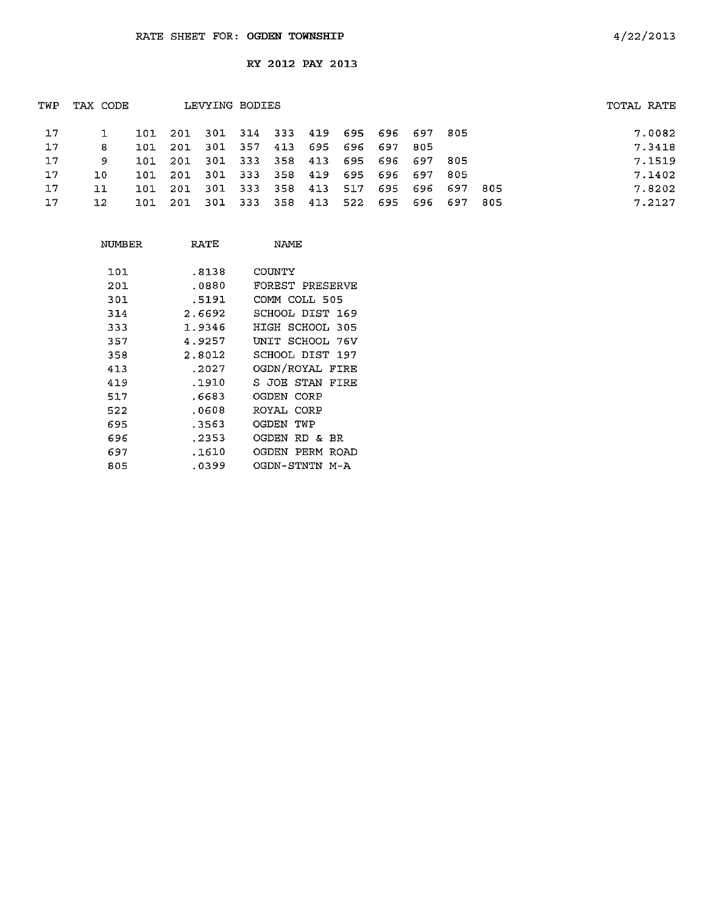# RATE SHEET FOR: OGDEN TOWNSHIP

4/22/2013

## RY 2012 PAY 2013

| TWP | TAX CODE | LEVYING BODIES | TOTAL RATE |
|---|---|---|---|
| 17 | 1 | 101 201 301 314 333 419 695 696 697 805 | 7.0082 |
| 17 | 8 | 101 201 301 357 413 695 696 697 805 | 7.3418 |
| 17 | 9 | 101 201 301 333 358 413 695 696 697 805 | 7.1519 |
| 17 | 10 | 101 201 301 333 358 419 695 696 697 805 | 7.1402 |
| 17 | 11 | 101 201 301 333 358 413 517 695 696 697 805 | 7.8202 |
| 17 | 12 | 101 201 301 333 358 413 522 695 696 697 805 | 7.2127 |

| NUMBER | RATE | NAME |
|---|---|---|
| 101 | .8138 | COUNTY |
| 201 | .0880 | FOREST PRESERVE |
| 301 | .5191 | COMM COLL 505 |
| 314 | 2.6692 | SCHOOL DIST 169 |
| 333 | 1.9346 | HIGH SCHOOL 305 |
| 357 | 4.9257 | UNIT SCHOOL 76V |
| 358 | 2.8012 | SCHOOL DIST 197 |
| 413 | .2027 | OGDN/ROYAL FIRE |
| 419 | .1910 | S JOE STAN FIRE |
| 517 | .6683 | OGDEN CORP |
| 522 | .0608 | ROYAL CORP |
| 695 | .3563 | OGDEN TWP |
| 696 | .2353 | OGDEN RD & BR |
| 697 | .1610 | OGDEN PERM ROAD |
| 805 | .0399 | OGDN-STNTN M-A |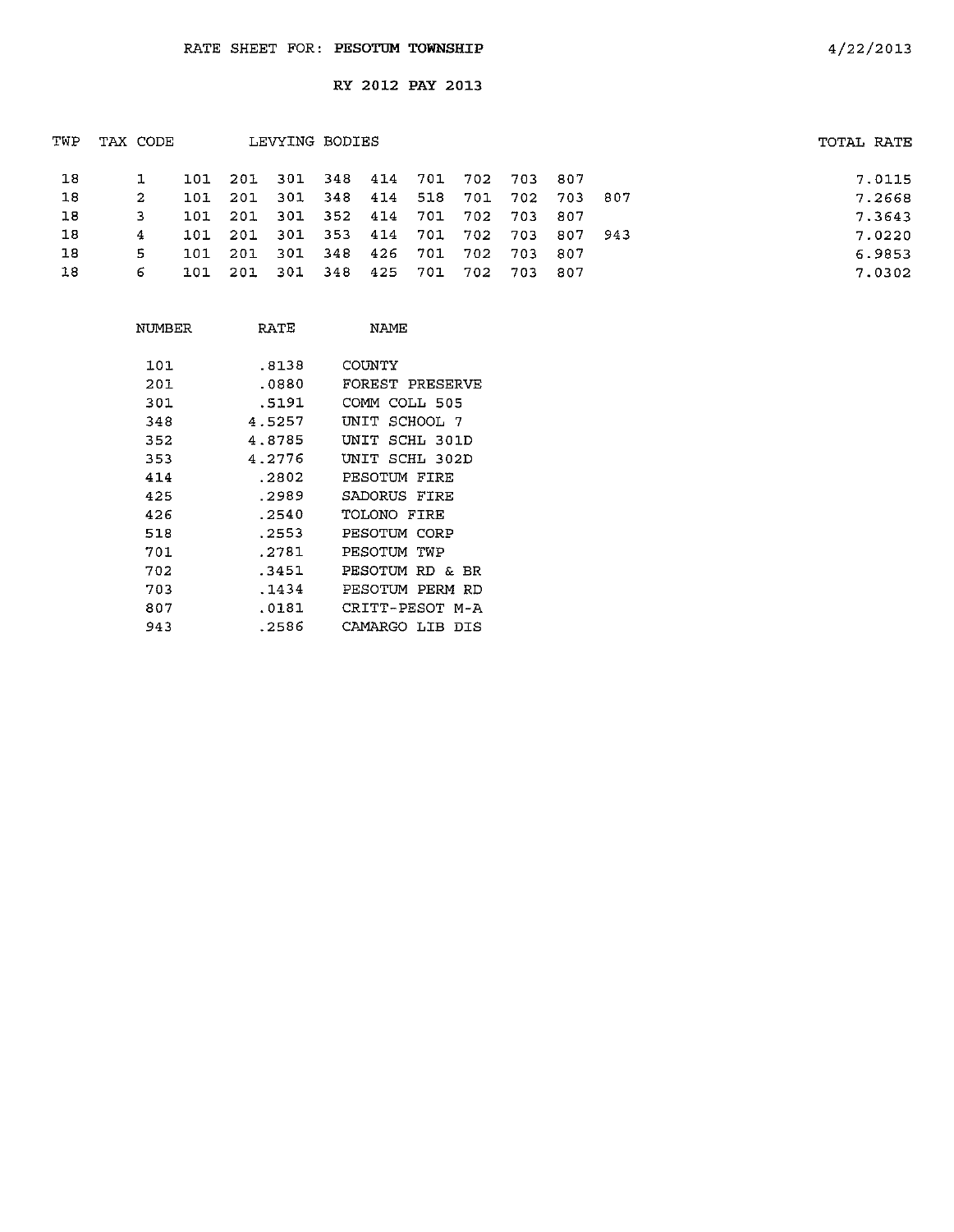RATE SHEET FOR: **PESOTUM TOWNSHIP**

4/22/2013

RY 2012 PAY 2013

| TWP | TAX CODE | LEVYING BODIES | | | | | | | | | | TOTAL RATE |
|---|---|---|---|---|---|---|---|---|---|---|---|---|
| 18 | 1 | 101 | 201 | 301 | 348 | 414 | 701 | 702 | 703 | 807 | | 7.0115 |
| 18 | 2 | 101 | 201 | 301 | 348 | 414 | 518 | 701 | 702 | 703 | 807 | 7.2668 |
| 18 | 3 | 101 | 201 | 301 | 352 | 414 | 701 | 702 | 703 | 807 | | 7.3643 |
| 18 | 4 | 101 | 201 | 301 | 353 | 414 | 701 | 702 | 703 | 807 | 943 | 7.0220 |
| 18 | 5 | 101 | 201 | 301 | 348 | 426 | 701 | 702 | 703 | 807 | | 6.9853 |
| 18 | 6 | 101 | 201 | 301 | 348 | 425 | 701 | 702 | 703 | 807 | | 7.0302 |

| NUMBER | RATE | NAME |
|---|---|---|
| 101 | .8138 | COUNTY |
| 201 | .0880 | FOREST PRESERVE |
| 301 | .5191 | COMM COLL 505 |
| 348 | 4.5257 | UNIT SCHOOL 7 |
| 352 | 4.8785 | UNIT SCHL 301D |
| 353 | 4.2776 | UNIT SCHL 302D |
| 414 | .2802 | PESOTUM FIRE |
| 425 | .2989 | SADORUS FIRE |
| 426 | .2540 | TOLONO FIRE |
| 518 | .2553 | PESOTUM CORP |
| 701 | .2781 | PESOTUM TWP |
| 702 | .3451 | PESOTUM RD & BR |
| 703 | .1434 | PESOTUM PERM RD |
| 807 | .0181 | CRITT-PESOT M-A |
| 943 | .2586 | CAMARGO LIB DIS |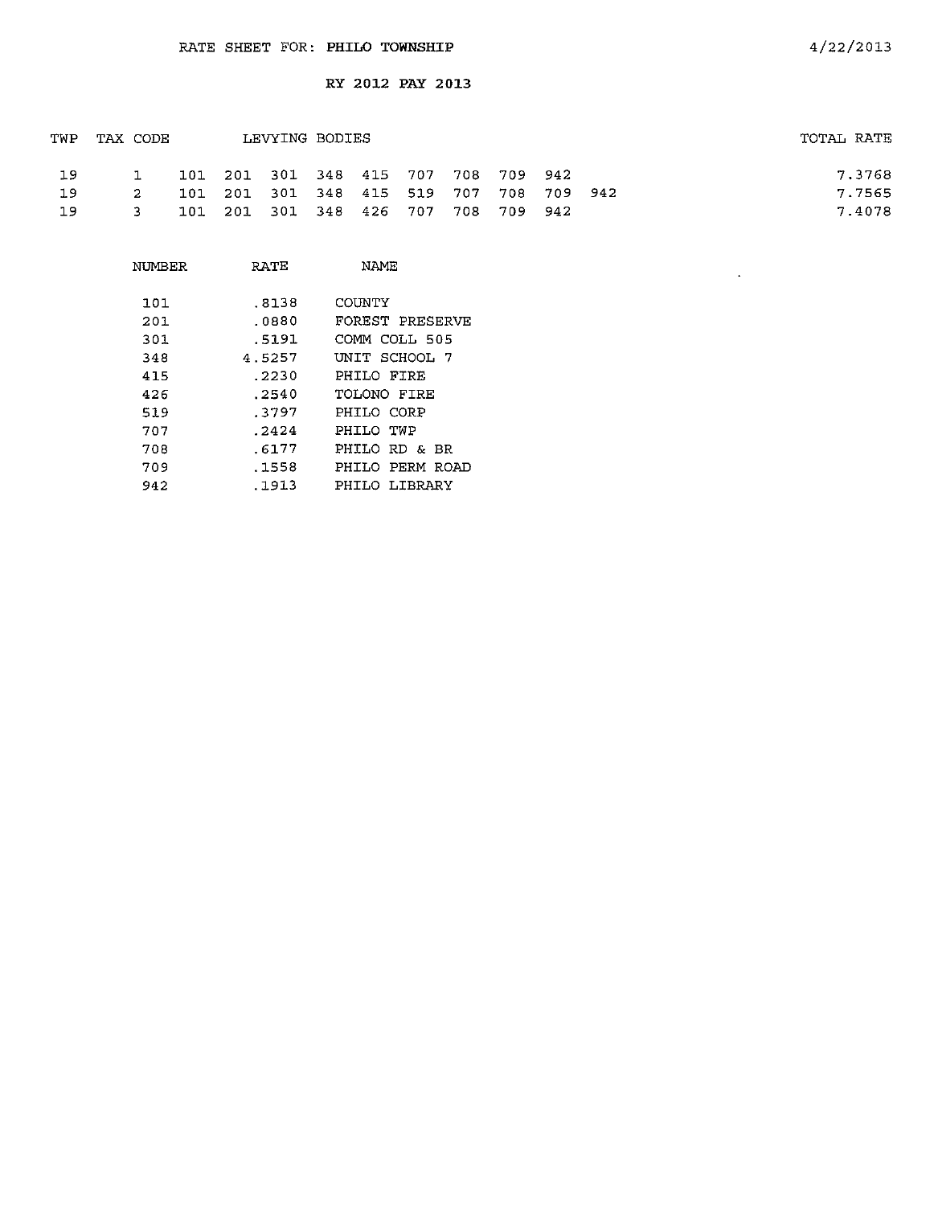RATE SHEET FOR: **PHILO TOWNSHIP** 4/22/2013

**RY 2012 PAY 2013**

| TWP | TAX CODE | LEVYING BODIES | TOTAL RATE |
|---|---|---|---|
| 19 | 1 | 101 201 301 348 415 707 708 709 942 | 7.3768 |
| 19 | 2 | 101 201 301 348 415 519 707 708 709 942 | 7.7565 |
| 19 | 3 | 101 201 301 348 426 707 708 709 942 | 7.4078 |

| NUMBER | RATE | NAME |
|---|---|---|
| 101 | .8138 | COUNTY |
| 201 | .0880 | FOREST PRESERVE |
| 301 | .5191 | COMM COLL 505 |
| 348 | 4.5257 | UNIT SCHOOL 7 |
| 415 | .2230 | PHILO FIRE |
| 426 | .2540 | TOLONO FIRE |
| 519 | .3797 | PHILO CORP |
| 707 | .2424 | PHILO TWP |
| 708 | .6177 | PHILO RD & BR |
| 709 | .1558 | PHILO PERM ROAD |
| 942 | .1913 | PHILO LIBRARY |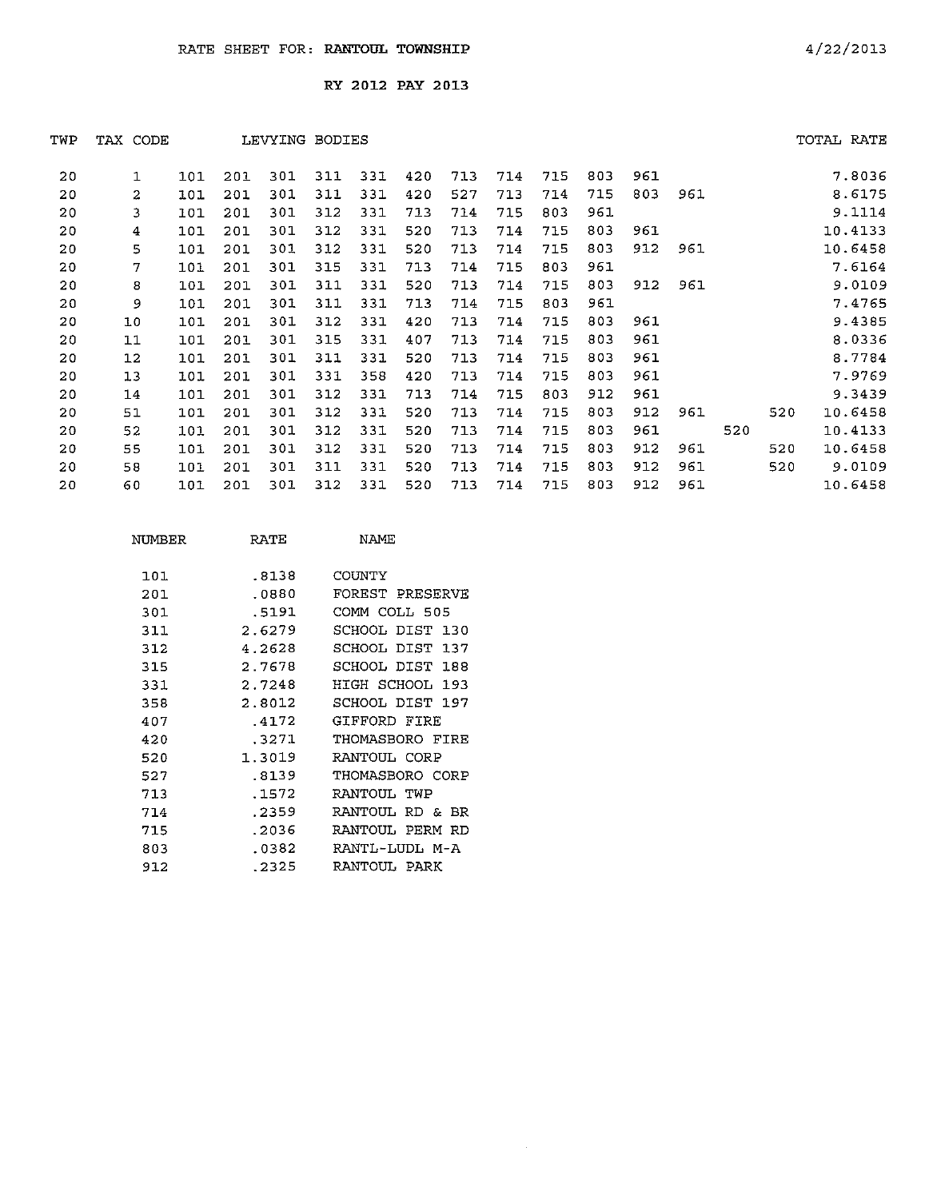RATE SHEET FOR: **RANTOUL TOWNSHIP** 4/22/2013

RY 2012 PAY 2013

| TWP | TAX CODE | LEVYING BODIES | | | | | | | | | | | | | | TOTAL RATE |
|---|---|---|---|---|---|---|---|---|---|---|---|---|---|---|---|---|
| 20 | 1 | 101 | 201 | 301 | 311 | 331 | 420 | 713 | 714 | 715 | 803 | 961 | | | | 7.8036 |
| 20 | 2 | 101 | 201 | 301 | 311 | 331 | 420 | 527 | 713 | 714 | 715 | 803 | 961 | | | 8.6175 |
| 20 | 3 | 101 | 201 | 301 | 312 | 331 | 713 | 714 | 715 | 803 | 961 | | | | | 9.1114 |
| 20 | 4 | 101 | 201 | 301 | 312 | 331 | 520 | 713 | 714 | 715 | 803 | 961 | | | | 10.4133 |
| 20 | 5 | 101 | 201 | 301 | 312 | 331 | 520 | 713 | 714 | 715 | 803 | 912 | 961 | | | 10.6458 |
| 20 | 7 | 101 | 201 | 301 | 315 | 331 | 713 | 714 | 715 | 803 | 961 | | | | | 7.6164 |
| 20 | 8 | 101 | 201 | 301 | 311 | 331 | 520 | 713 | 714 | 715 | 803 | 912 | 961 | | | 9.0109 |
| 20 | 9 | 101 | 201 | 301 | 311 | 331 | 713 | 714 | 715 | 803 | 961 | | | | | 7.4765 |
| 20 | 10 | 101 | 201 | 301 | 312 | 331 | 420 | 713 | 714 | 715 | 803 | 961 | | | | 9.4385 |
| 20 | 11 | 101 | 201 | 301 | 315 | 331 | 407 | 713 | 714 | 715 | 803 | 961 | | | | 8.0336 |
| 20 | 12 | 101 | 201 | 301 | 311 | 331 | 520 | 713 | 714 | 715 | 803 | 961 | | | | 8.7784 |
| 20 | 13 | 101 | 201 | 301 | 331 | 358 | 420 | 713 | 714 | 715 | 803 | 961 | | | | 7.9769 |
| 20 | 14 | 101 | 201 | 301 | 312 | 331 | 713 | 714 | 715 | 803 | 912 | 961 | | | | 9.3439 |
| 20 | 51 | 101 | 201 | 301 | 312 | 331 | 520 | 713 | 714 | 715 | 803 | 912 | 961 | | 520 | 10.6458 |
| 20 | 52 | 101 | 201 | 301 | 312 | 331 | 520 | 713 | 714 | 715 | 803 | 961 | | 520 | | 10.4133 |
| 20 | 55 | 101 | 201 | 301 | 312 | 331 | 520 | 713 | 714 | 715 | 803 | 912 | 961 | | 520 | 10.6458 |
| 20 | 58 | 101 | 201 | 301 | 311 | 331 | 520 | 713 | 714 | 715 | 803 | 912 | 961 | | 520 | 9.0109 |
| 20 | 60 | 101 | 201 | 301 | 312 | 331 | 520 | 713 | 714 | 715 | 803 | 912 | 961 | | | 10.6458 |

| NUMBER | RATE | NAME |
|---|---|---|
| 101 | .8138 | COUNTY |
| 201 | .0880 | FOREST PRESERVE |
| 301 | .5191 | COMM COLL 505 |
| 311 | 2.6279 | SCHOOL DIST 130 |
| 312 | 4.2628 | SCHOOL DIST 137 |
| 315 | 2.7678 | SCHOOL DIST 188 |
| 331 | 2.7248 | HIGH SCHOOL 193 |
| 358 | 2.8012 | SCHOOL DIST 197 |
| 407 | .4172 | GIFFORD FIRE |
| 420 | .3271 | THOMASBORO FIRE |
| 520 | 1.3019 | RANTOUL CORP |
| 527 | .8139 | THOMASBORO CORP |
| 713 | .1572 | RANTOUL TWP |
| 714 | .2359 | RANTOUL RD & BR |
| 715 | .2036 | RANTOUL PERM RD |
| 803 | .0382 | RANTL-LUDL M-A |
| 912 | .2325 | RANTOUL PARK |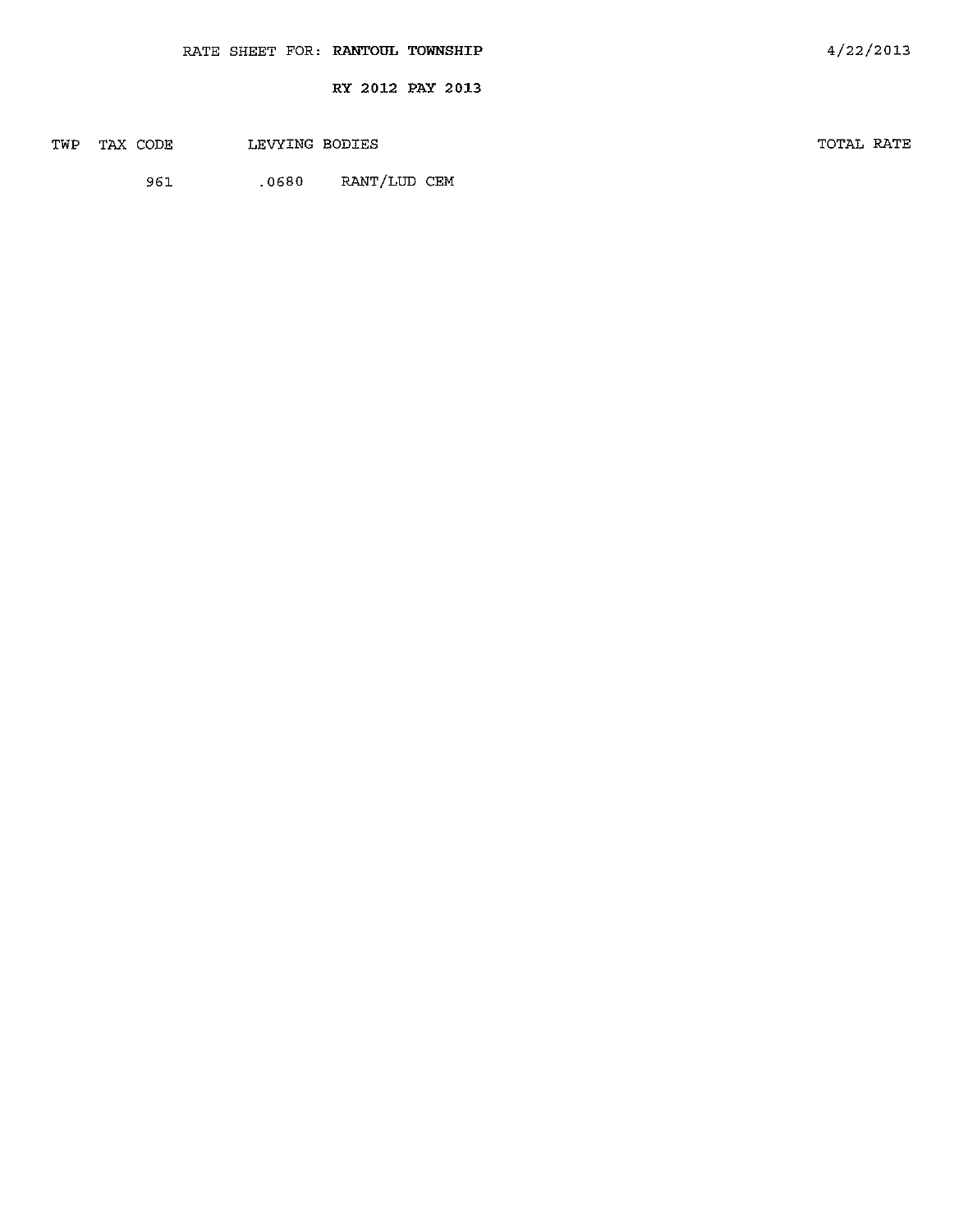RATE SHEET FOR: **RANTOUL TOWNSHIP**

4/22/2013

**RY 2012 PAY 2013**

| TWP | TAX CODE | LEVYING BODIES | | TOTAL RATE |
|---|---|---|---|---|
| | 961 | .0680 | RANT/LUD CEM | |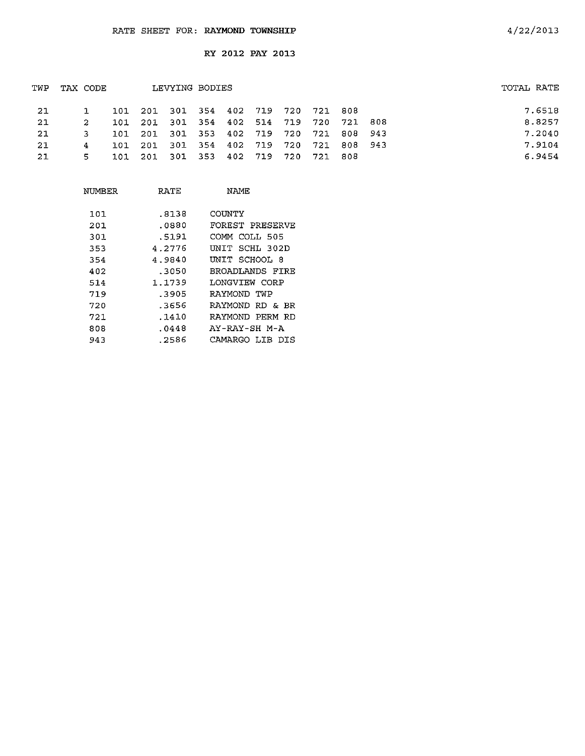RATE SHEET FOR: **RAYMOND TOWNSHIP** 4/22/2013

RY 2012 PAY 2013

| TWP | TAX CODE | LEVYING BODIES | | | | | | | | | | TOTAL RATE |
|---|---|---|---|---|---|---|---|---|---|---|---|---|
| 21 | 1 | 101 | 201 | 301 | 354 | 402 | 719 | 720 | 721 | 808 | | 7.6518 |
| 21 | 2 | 101 | 201 | 301 | 354 | 402 | 514 | 719 | 720 | 721 | 808 | 8.8257 |
| 21 | 3 | 101 | 201 | 301 | 353 | 402 | 719 | 720 | 721 | 808 | 943 | 7.2040 |
| 21 | 4 | 101 | 201 | 301 | 354 | 402 | 719 | 720 | 721 | 808 | 943 | 7.9104 |
| 21 | 5 | 101 | 201 | 301 | 353 | 402 | 719 | 720 | 721 | 808 | | 6.9454 |

| NUMBER | RATE | NAME |
|---|---|---|
| 101 | .8138 | COUNTY |
| 201 | .0880 | FOREST PRESERVE |
| 301 | .5191 | COMM COLL 505 |
| 353 | 4.2776 | UNIT SCHL 302D |
| 354 | 4.9840 | UNIT SCHOOL 8 |
| 402 | .3050 | BROADLANDS FIRE |
| 514 | 1.1739 | LONGVIEW CORP |
| 719 | .3905 | RAYMOND TWP |
| 720 | .3656 | RAYMOND RD & BR |
| 721 | .1410 | RAYMOND PERM RD |
| 808 | .0448 | AY-RAY-SH M-A |
| 943 | .2586 | CAMARGO LIB DIS |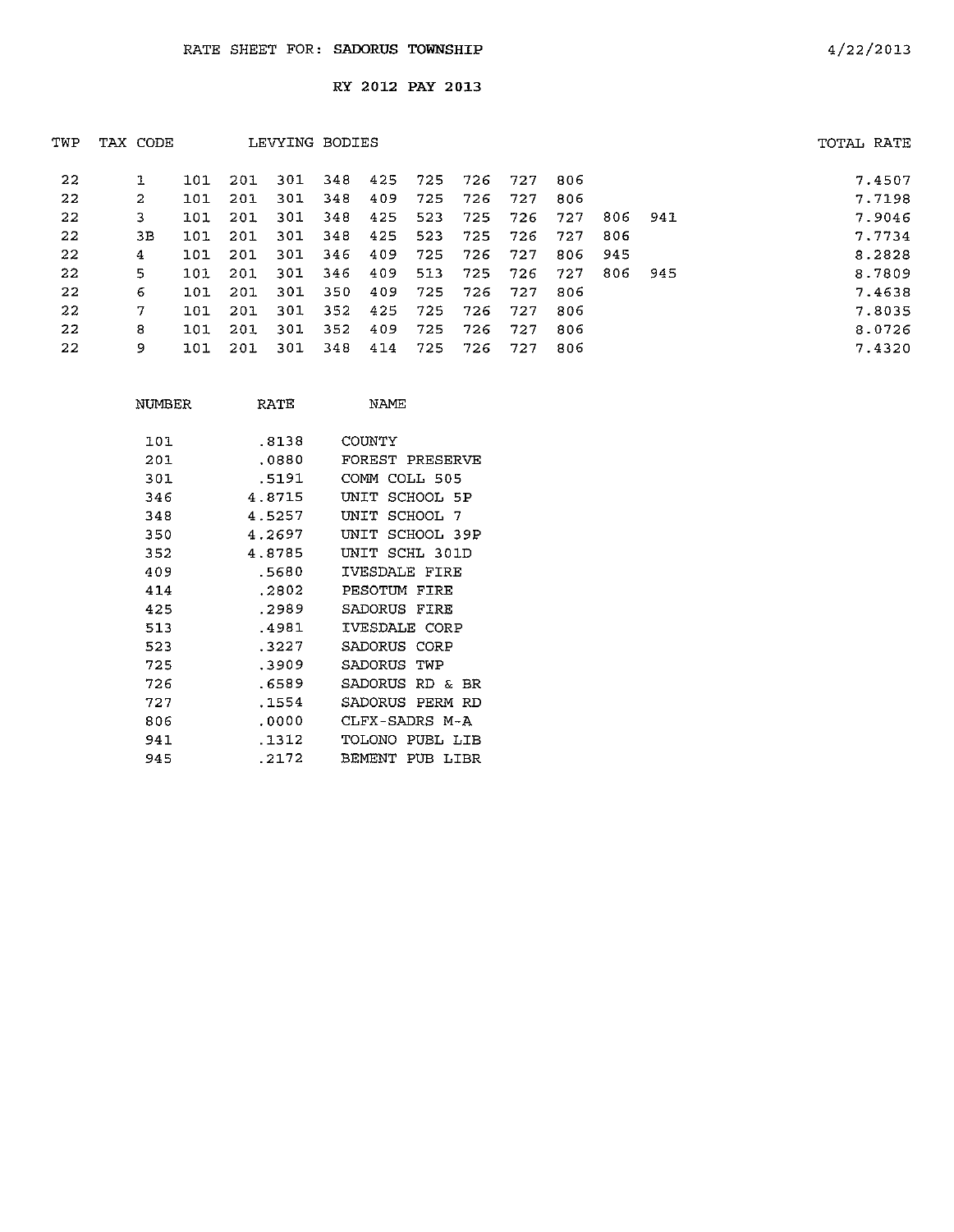RATE SHEET FOR: SADORUS TOWNSHIP

4/22/2013

RY 2012 PAY 2013

| TWP | TAX CODE | LEVYING BODIES | | | | | | | | | | | TOTAL RATE |
|---|---|---|---|---|---|---|---|---|---|---|---|---|---|
| 22 | 1 | 101 | 201 | 301 | 348 | 425 | 725 | 726 | 727 | 806 | | | 7.4507 |
| 22 | 2 | 101 | 201 | 301 | 348 | 409 | 725 | 726 | 727 | 806 | | | 7.7198 |
| 22 | 3 | 101 | 201 | 301 | 348 | 425 | 523 | 725 | 726 | 727 | 806 | 941 | 7.9046 |
| 22 | 3B | 101 | 201 | 301 | 348 | 425 | 523 | 725 | 726 | 727 | 806 | | 7.7734 |
| 22 | 4 | 101 | 201 | 301 | 346 | 409 | 725 | 726 | 727 | 806 | 945 | | 8.2828 |
| 22 | 5 | 101 | 201 | 301 | 346 | 409 | 513 | 725 | 726 | 727 | 806 | 945 | 8.7809 |
| 22 | 6 | 101 | 201 | 301 | 350 | 409 | 725 | 726 | 727 | 806 | | | 7.4638 |
| 22 | 7 | 101 | 201 | 301 | 352 | 425 | 725 | 726 | 727 | 806 | | | 7.8035 |
| 22 | 8 | 101 | 201 | 301 | 352 | 409 | 725 | 726 | 727 | 806 | | | 8.0726 |
| 22 | 9 | 101 | 201 | 301 | 348 | 414 | 725 | 726 | 727 | 806 | | | 7.4320 |

| NUMBER | RATE | NAME |
|---|---|---|
| 101 | .8138 | COUNTY |
| 201 | .0880 | FOREST PRESERVE |
| 301 | .5191 | COMM COLL 505 |
| 346 | 4.8715 | UNIT SCHOOL 5P |
| 348 | 4.5257 | UNIT SCHOOL 7 |
| 350 | 4.2697 | UNIT SCHOOL 39P |
| 352 | 4.8785 | UNIT SCHL 301D |
| 409 | .5680 | IVESDALE FIRE |
| 414 | .2802 | PESOTUM FIRE |
| 425 | .2989 | SADORUS FIRE |
| 513 | .4981 | IVESDALE CORP |
| 523 | .3227 | SADORUS CORP |
| 725 | .3909 | SADORUS TWP |
| 726 | .6589 | SADORUS RD & BR |
| 727 | .1554 | SADORUS PERM RD |
| 806 | .0000 | CLFX-SADRS M-A |
| 941 | .1312 | TOLONO PUBL LIB |
| 945 | .2172 | BEMENT PUB LIBR |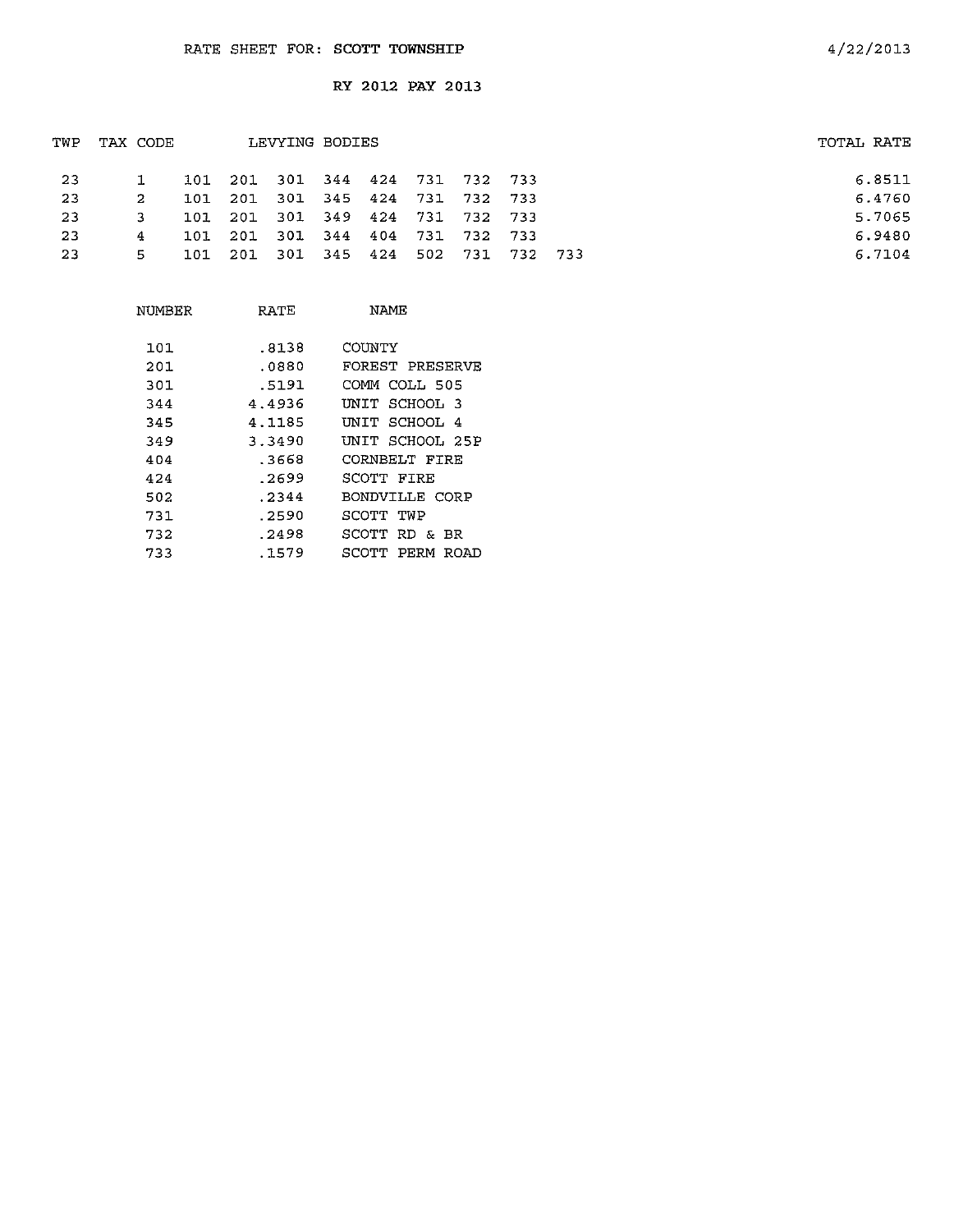RATE SHEET FOR: SCOTT TOWNSHIP

4/22/2013

RY 2012 PAY 2013

| TWP | TAX CODE | LEVYING BODIES | TOTAL RATE |
|---|---|---|---|
| 23 | 1 | 101 201 301 344 424 731 732 733 | 6.8511 |
| 23 | 2 | 101 201 301 345 424 731 732 733 | 6.4760 |
| 23 | 3 | 101 201 301 349 424 731 732 733 | 5.7065 |
| 23 | 4 | 101 201 301 344 404 731 732 733 | 6.9480 |
| 23 | 5 | 101 201 301 345 424 502 731 732 733 | 6.7104 |

| NUMBER | RATE | NAME |
|---|---|---|
| 101 | .8138 | COUNTY |
| 201 | .0880 | FOREST PRESERVE |
| 301 | .5191 | COMM COLL 505 |
| 344 | 4.4936 | UNIT SCHOOL 3 |
| 345 | 4.1185 | UNIT SCHOOL 4 |
| 349 | 3.3490 | UNIT SCHOOL 25P |
| 404 | .3668 | CORNBELT FIRE |
| 424 | .2699 | SCOTT FIRE |
| 502 | .2344 | BONDVILLE CORP |
| 731 | .2590 | SCOTT TWP |
| 732 | .2498 | SCOTT RD & BR |
| 733 | .1579 | SCOTT PERM ROAD |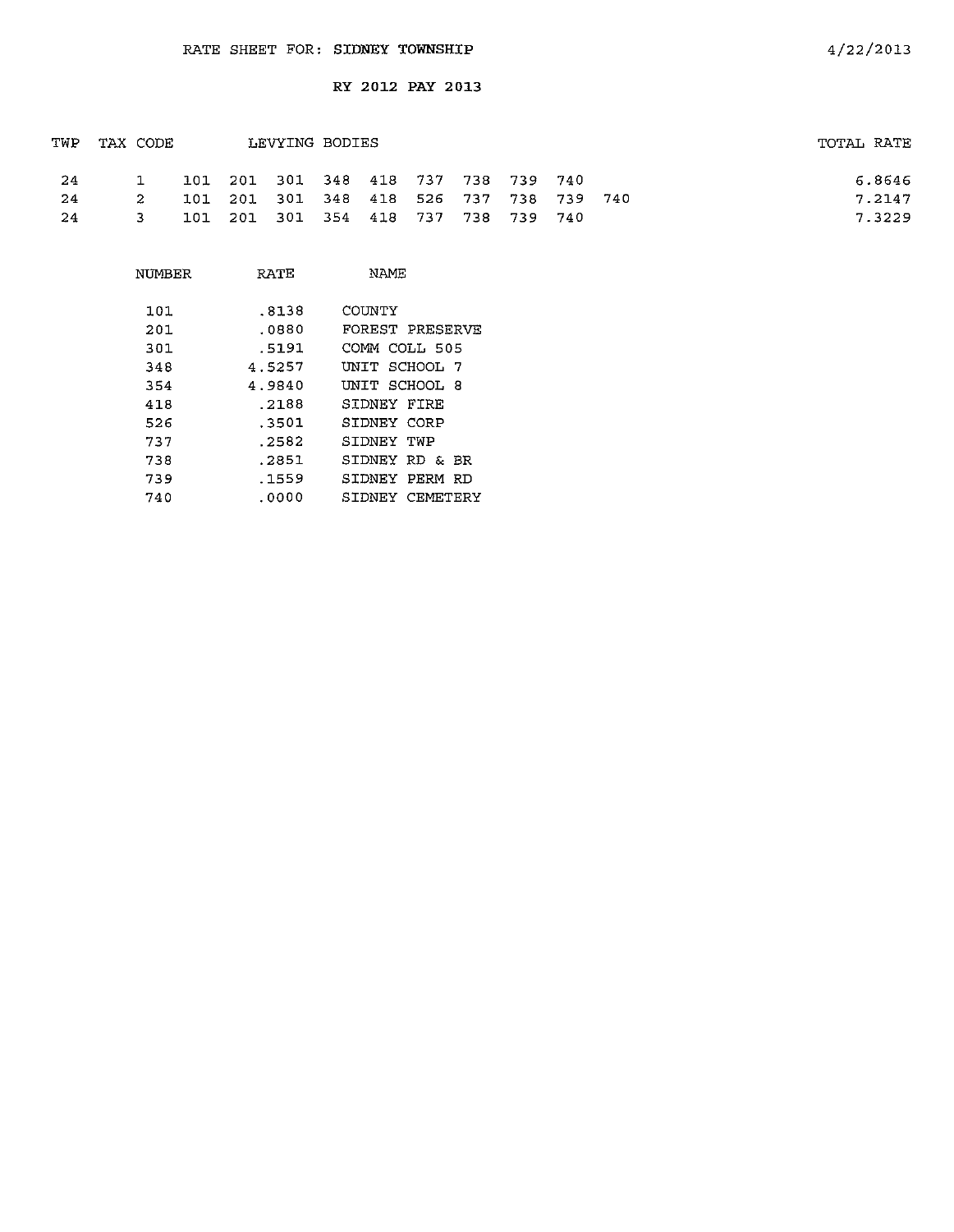RATE SHEET FOR: SIDNEY TOWNSHIP

4/22/2013

RY 2012 PAY 2013

| TWP | TAX CODE | LEVYING BODIES | TOTAL RATE |
|---|---|---|---|
| 24 | 1 | 101 201 301 348 418 737 738 739 740 | 6.8646 |
| 24 | 2 | 101 201 301 348 418 526 737 738 739 740 | 7.2147 |
| 24 | 3 | 101 201 301 354 418 737 738 739 740 | 7.3229 |

| NUMBER | RATE | NAME |
|---|---|---|
| 101 | .8138 | COUNTY |
| 201 | .0880 | FOREST PRESERVE |
| 301 | .5191 | COMM COLL 505 |
| 348 | 4.5257 | UNIT SCHOOL 7 |
| 354 | 4.9840 | UNIT SCHOOL 8 |
| 418 | .2188 | SIDNEY FIRE |
| 526 | .3501 | SIDNEY CORP |
| 737 | .2582 | SIDNEY TWP |
| 738 | .2851 | SIDNEY RD & BR |
| 739 | .1559 | SIDNEY PERM RD |
| 740 | .0000 | SIDNEY CEMETERY |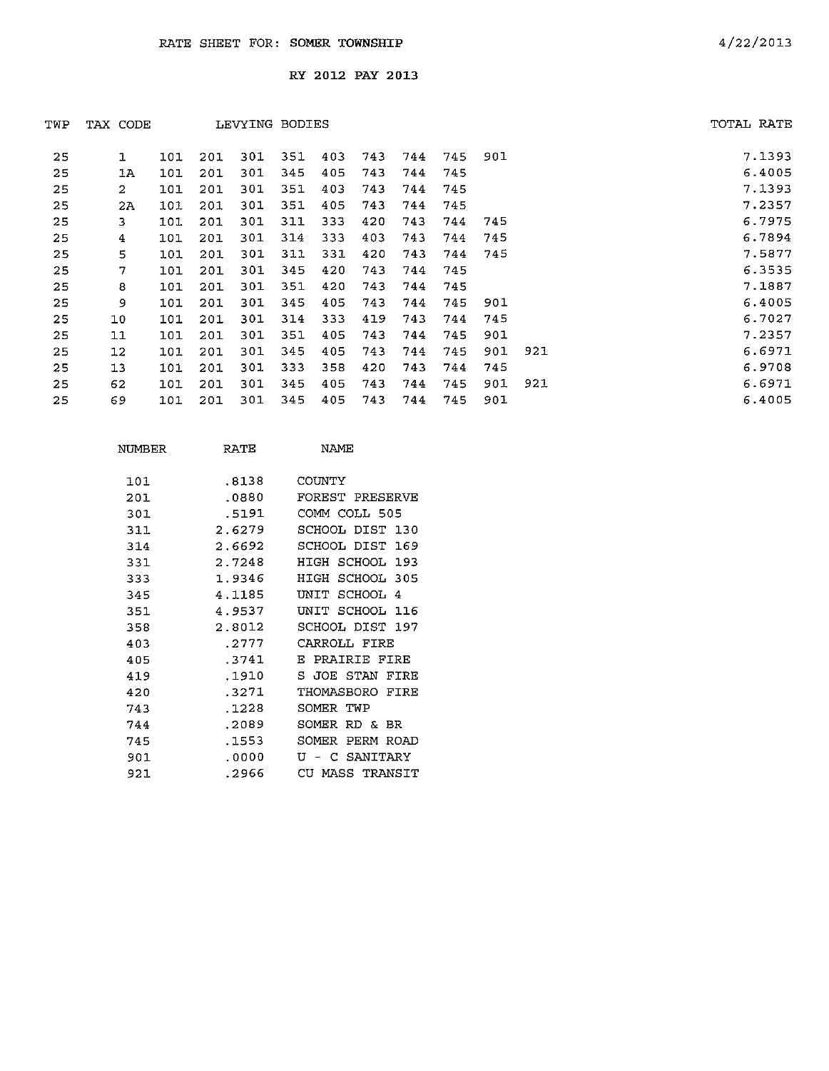RATE SHEET FOR: SOMER TOWNSHIP

4/22/2013

RY 2012 PAY 2013

| TWP | TAX CODE | LEVYING BODIES | | | | | | | | | | TOTAL RATE |
|---|---|---|---|---|---|---|---|---|---|---|---|---|
| 25 | 1 | 101 | 201 | 301 | 351 | 403 | 743 | 744 | 745 | 901 | | 7.1393 |
| 25 | 1A | 101 | 201 | 301 | 345 | 405 | 743 | 744 | 745 | | | 6.4005 |
| 25 | 2 | 101 | 201 | 301 | 351 | 403 | 743 | 744 | 745 | | | 7.1393 |
| 25 | 2A | 101 | 201 | 301 | 351 | 405 | 743 | 744 | 745 | | | 7.2357 |
| 25 | 3 | 101 | 201 | 301 | 311 | 333 | 420 | 743 | 744 | 745 | | 6.7975 |
| 25 | 4 | 101 | 201 | 301 | 314 | 333 | 403 | 743 | 744 | 745 | | 6.7894 |
| 25 | 5 | 101 | 201 | 301 | 311 | 331 | 420 | 743 | 744 | 745 | | 7.5877 |
| 25 | 7 | 101 | 201 | 301 | 345 | 420 | 743 | 744 | 745 | | | 6.3535 |
| 25 | 8 | 101 | 201 | 301 | 351 | 420 | 743 | 744 | 745 | | | 7.1887 |
| 25 | 9 | 101 | 201 | 301 | 345 | 405 | 743 | 744 | 745 | 901 | | 6.4005 |
| 25 | 10 | 101 | 201 | 301 | 314 | 333 | 419 | 743 | 744 | 745 | | 6.7027 |
| 25 | 11 | 101 | 201 | 301 | 351 | 405 | 743 | 744 | 745 | 901 | | 7.2357 |
| 25 | 12 | 101 | 201 | 301 | 345 | 405 | 743 | 744 | 745 | 901 | 921 | 6.6971 |
| 25 | 13 | 101 | 201 | 301 | 333 | 358 | 420 | 743 | 744 | 745 | | 6.9708 |
| 25 | 62 | 101 | 201 | 301 | 345 | 405 | 743 | 744 | 745 | 901 | 921 | 6.6971 |
| 25 | 69 | 101 | 201 | 301 | 345 | 405 | 743 | 744 | 745 | 901 | | 6.4005 |

| NUMBER | RATE | NAME |
|---|---|---|
| 101 | .8138 | COUNTY |
| 201 | .0880 | FOREST PRESERVE |
| 301 | .5191 | COMM COLL 505 |
| 311 | 2.6279 | SCHOOL DIST 130 |
| 314 | 2.6692 | SCHOOL DIST 169 |
| 331 | 2.7248 | HIGH SCHOOL 193 |
| 333 | 1.9346 | HIGH SCHOOL 305 |
| 345 | 4.1185 | UNIT SCHOOL 4 |
| 351 | 4.9537 | UNIT SCHOOL 116 |
| 358 | 2.8012 | SCHOOL DIST 197 |
| 403 | .2777 | CARROLL FIRE |
| 405 | .3741 | E PRAIRIE FIRE |
| 419 | .1910 | S JOE STAN FIRE |
| 420 | .3271 | THOMASBORO FIRE |
| 743 | .1228 | SOMER TWP |
| 744 | .2089 | SOMER RD & BR |
| 745 | .1553 | SOMER PERM ROAD |
| 901 | .0000 | U - C SANITARY |
| 921 | .2966 | CU MASS TRANSIT |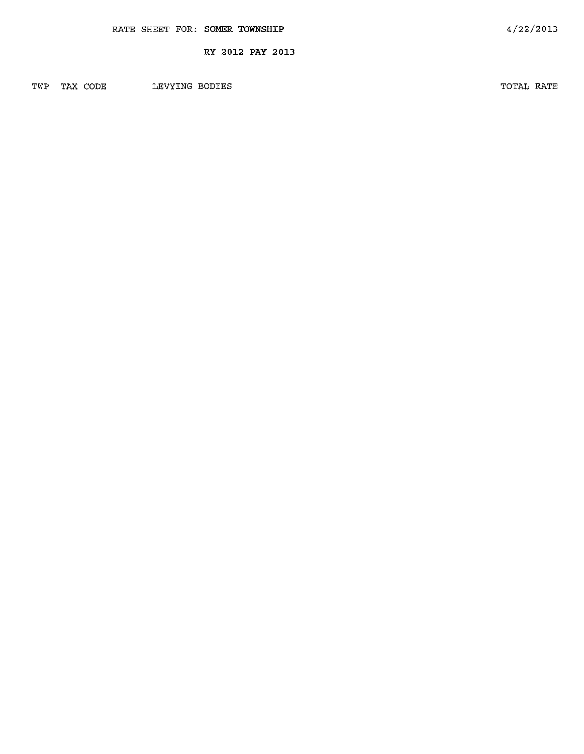RATE SHEET FOR: SOMER TOWNSHIP

4/22/2013

RY 2012 PAY 2013

| TWP | TAX CODE | LEVYING BODIES | TOTAL RATE |
|---|---|---|---|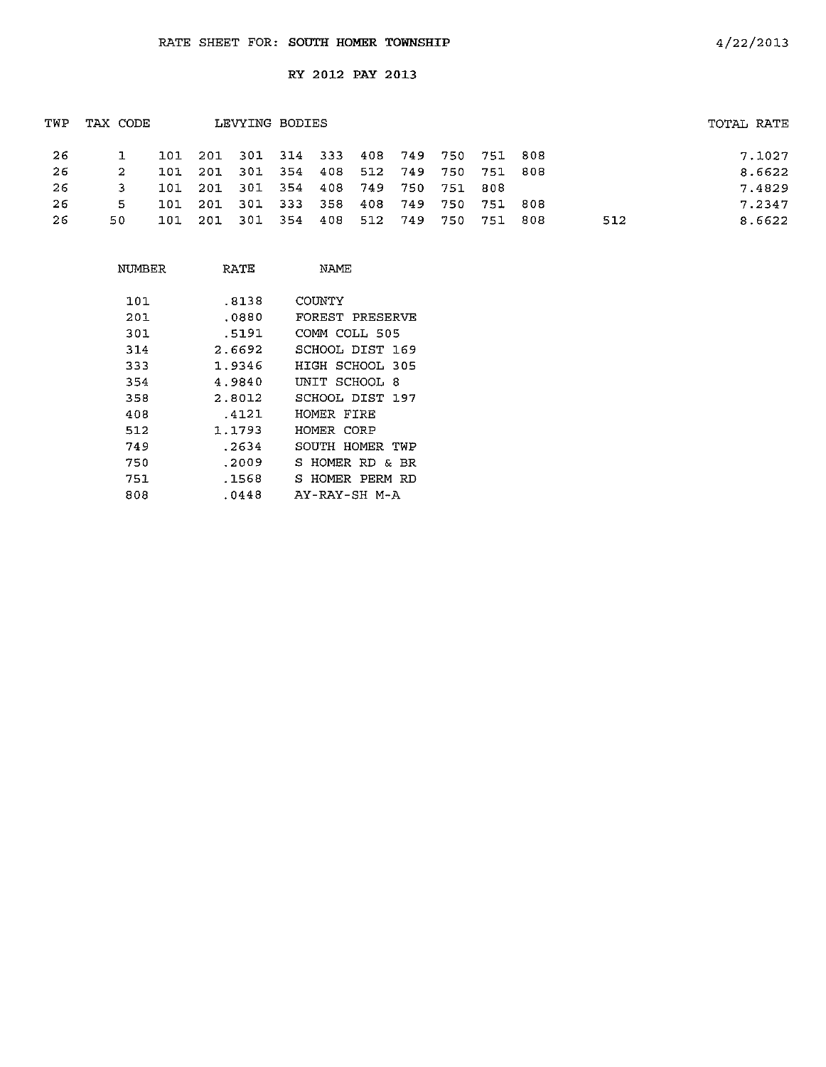RATE SHEET FOR: **SOUTH HOMER TOWNSHIP**

4/22/2013

RY 2012 PAY 2013

| TWP | TAX CODE | LEVYING BODIES | | | | | | | | | | | TOTAL RATE |
|---|---|---|---|---|---|---|---|---|---|---|---|---|---|
| 26 | 1 | 101 | 201 | 301 | 314 | 333 | 408 | 749 | 750 | 751 | 808 | | 7.1027 |
| 26 | 2 | 101 | 201 | 301 | 354 | 408 | 512 | 749 | 750 | 751 | 808 | | 8.6622 |
| 26 | 3 | 101 | 201 | 301 | 354 | 408 | 749 | 750 | 751 | 808 | | | 7.4829 |
| 26 | 5 | 101 | 201 | 301 | 333 | 358 | 408 | 749 | 750 | 751 | 808 | | 7.2347 |
| 26 | 50 | 101 | 201 | 301 | 354 | 408 | 512 | 749 | 750 | 751 | 808 | 512 | 8.6622 |

| NUMBER | RATE | NAME |
|---|---|---|
| 101 | .8138 | COUNTY |
| 201 | .0880 | FOREST PRESERVE |
| 301 | .5191 | COMM COLL 505 |
| 314 | 2.6692 | SCHOOL DIST 169 |
| 333 | 1.9346 | HIGH SCHOOL 305 |
| 354 | 4.9840 | UNIT SCHOOL 8 |
| 358 | 2.8012 | SCHOOL DIST 197 |
| 408 | .4121 | HOMER FIRE |
| 512 | 1.1793 | HOMER CORP |
| 749 | .2634 | SOUTH HOMER TWP |
| 750 | .2009 | S HOMER RD & BR |
| 751 | .1568 | S HOMER PERM RD |
| 808 | .0448 | AY-RAY-SH M-A |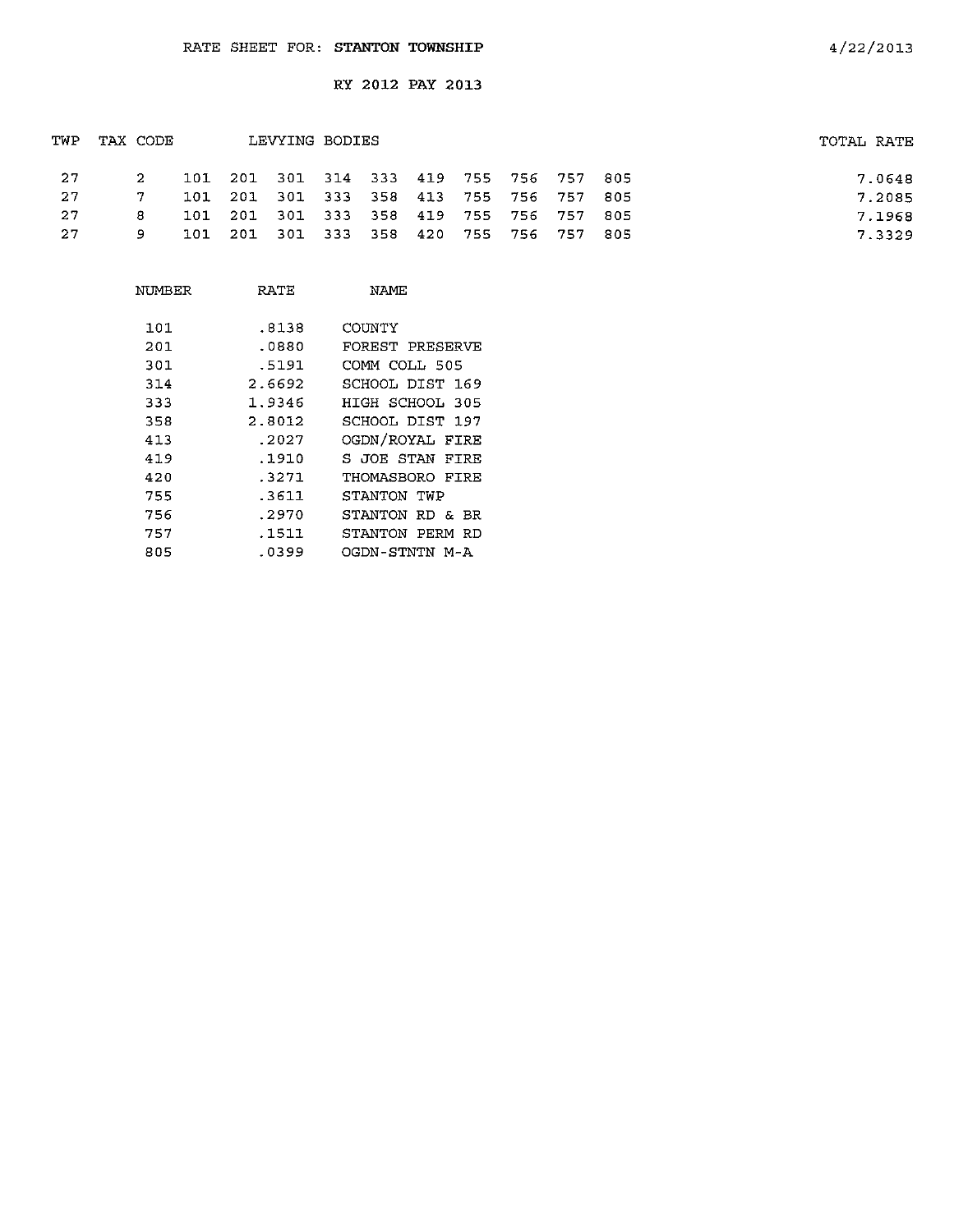RATE SHEET FOR: **STANTON TOWNSHIP** 4/22/2013

RY 2012 PAY 2013

| TWP | TAX CODE | LEVYING BODIES | | | | | | | | | | TOTAL RATE |
|---|---|---|---|---|---|---|---|---|---|---|---|---|
| 27 | 2 | 101 | 201 | 301 | 314 | 333 | 419 | 755 | 756 | 757 | 805 | 7.0648 |
| 27 | 7 | 101 | 201 | 301 | 333 | 358 | 413 | 755 | 756 | 757 | 805 | 7.2085 |
| 27 | 8 | 101 | 201 | 301 | 333 | 358 | 419 | 755 | 756 | 757 | 805 | 7.1968 |
| 27 | 9 | 101 | 201 | 301 | 333 | 358 | 420 | 755 | 756 | 757 | 805 | 7.3329 |

| NUMBER | RATE | NAME |
|---|---|---|
| 101 | .8138 | COUNTY |
| 201 | .0880 | FOREST PRESERVE |
| 301 | .5191 | COMM COLL 505 |
| 314 | 2.6692 | SCHOOL DIST 169 |
| 333 | 1.9346 | HIGH SCHOOL 305 |
| 358 | 2.8012 | SCHOOL DIST 197 |
| 413 | .2027 | OGDN/ROYAL FIRE |
| 419 | .1910 | S JOE STAN FIRE |
| 420 | .3271 | THOMASBORO FIRE |
| 755 | .3611 | STANTON TWP |
| 756 | .2970 | STANTON RD & BR |
| 757 | .1511 | STANTON PERM RD |
| 805 | .0399 | OGDN-STNTN M-A |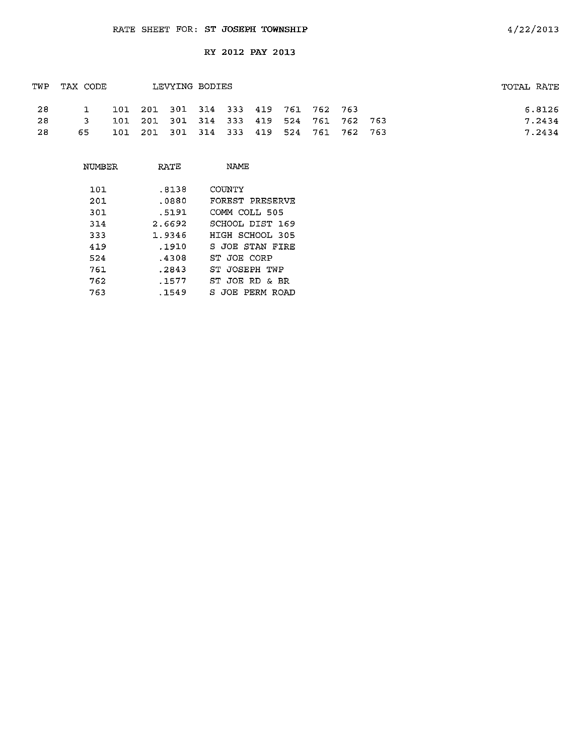RATE SHEET FOR: ST JOSEPH TOWNSHIP

4/22/2013

RY 2012 PAY 2013

| TWP | TAX CODE | LEVYING BODIES | TOTAL RATE |
|---|---|---|---|
| 28 | 1 | 101 201 301 314 333 419 761 762 763 | 6.8126 |
| 28 | 3 | 101 201 301 314 333 419 524 761 762 763 | 7.2434 |
| 28 | 65 | 101 201 301 314 333 419 524 761 762 763 | 7.2434 |

| NUMBER | RATE | NAME |
|---|---|---|
| 101 | .8138 | COUNTY |
| 201 | .0880 | FOREST PRESERVE |
| 301 | .5191 | COMM COLL 505 |
| 314 | 2.6692 | SCHOOL DIST 169 |
| 333 | 1.9346 | HIGH SCHOOL 305 |
| 419 | .1910 | S JOE STAN FIRE |
| 524 | .4308 | ST JOE CORP |
| 761 | .2843 | ST JOSEPH TWP |
| 762 | .1577 | ST JOE RD & BR |
| 763 | .1549 | S JOE PERM ROAD |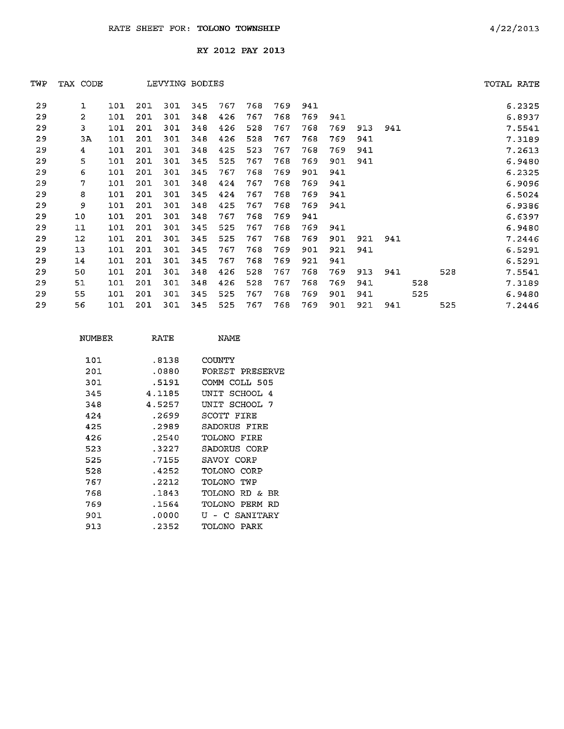RATE SHEET FOR: **TOLONO TOWNSHIP** 4/22/2013

RY 2012 PAY 2013

| TWP | TAX CODE | LEVYING BODIES | | | | | | | | | | | | | TOTAL RATE |
|---|---|---|---|---|---|---|---|---|---|---|---|---|---|---|---|
| 29 | 1 | 101 | 201 | 301 | 345 | 767 | 768 | 769 | 941 | | | | | | 6.2325 |
| 29 | 2 | 101 | 201 | 301 | 348 | 426 | 767 | 768 | 769 | 941 | | | | | 6.8937 |
| 29 | 3 | 101 | 201 | 301 | 348 | 426 | 528 | 767 | 768 | 769 | 913 | 941 | | | 7.5541 |
| 29 | 3A | 101 | 201 | 301 | 348 | 426 | 528 | 767 | 768 | 769 | 941 | | | | 7.3189 |
| 29 | 4 | 101 | 201 | 301 | 348 | 425 | 523 | 767 | 768 | 769 | 941 | | | | 7.2613 |
| 29 | 5 | 101 | 201 | 301 | 345 | 525 | 767 | 768 | 769 | 901 | 941 | | | | 6.9480 |
| 29 | 6 | 101 | 201 | 301 | 345 | 767 | 768 | 769 | 901 | 941 | | | | | 6.2325 |
| 29 | 7 | 101 | 201 | 301 | 348 | 424 | 767 | 768 | 769 | 941 | | | | | 6.9096 |
| 29 | 8 | 101 | 201 | 301 | 345 | 424 | 767 | 768 | 769 | 941 | | | | | 6.5024 |
| 29 | 9 | 101 | 201 | 301 | 348 | 425 | 767 | 768 | 769 | 941 | | | | | 6.9386 |
| 29 | 10 | 101 | 201 | 301 | 348 | 767 | 768 | 769 | 941 | | | | | | 6.6397 |
| 29 | 11 | 101 | 201 | 301 | 345 | 525 | 767 | 768 | 769 | 941 | | | | | 6.9480 |
| 29 | 12 | 101 | 201 | 301 | 345 | 525 | 767 | 768 | 769 | 901 | 921 | 941 | | | 7.2446 |
| 29 | 13 | 101 | 201 | 301 | 345 | 767 | 768 | 769 | 901 | 921 | 941 | | | | 6.5291 |
| 29 | 14 | 101 | 201 | 301 | 345 | 767 | 768 | 769 | 921 | 941 | | | | | 6.5291 |
| 29 | 50 | 101 | 201 | 301 | 348 | 426 | 528 | 767 | 768 | 769 | 913 | 941 | | 528 | 7.5541 |
| 29 | 51 | 101 | 201 | 301 | 348 | 426 | 528 | 767 | 768 | 769 | 941 | | 528 | | 7.3189 |
| 29 | 55 | 101 | 201 | 301 | 345 | 525 | 767 | 768 | 769 | 901 | 941 | | 525 | | 6.9480 |
| 29 | 56 | 101 | 201 | 301 | 345 | 525 | 767 | 768 | 769 | 901 | 921 | 941 | | 525 | 7.2446 |

| NUMBER | RATE | NAME |
|---|---|---|
| 101 | .8138 | COUNTY |
| 201 | .0880 | FOREST PRESERVE |
| 301 | .5191 | COMM COLL 505 |
| 345 | 4.1185 | UNIT SCHOOL 4 |
| 348 | 4.5257 | UNIT SCHOOL 7 |
| 424 | .2699 | SCOTT FIRE |
| 425 | .2989 | SADORUS FIRE |
| 426 | .2540 | TOLONO FIRE |
| 523 | .3227 | SADORUS CORP |
| 525 | .7155 | SAVOY CORP |
| 528 | .4252 | TOLONO CORP |
| 767 | .2212 | TOLONO TWP |
| 768 | .1843 | TOLONO RD & BR |
| 769 | .1564 | TOLONO PERM RD |
| 901 | .0000 | U - C SANITARY |
| 913 | .2352 | TOLONO PARK |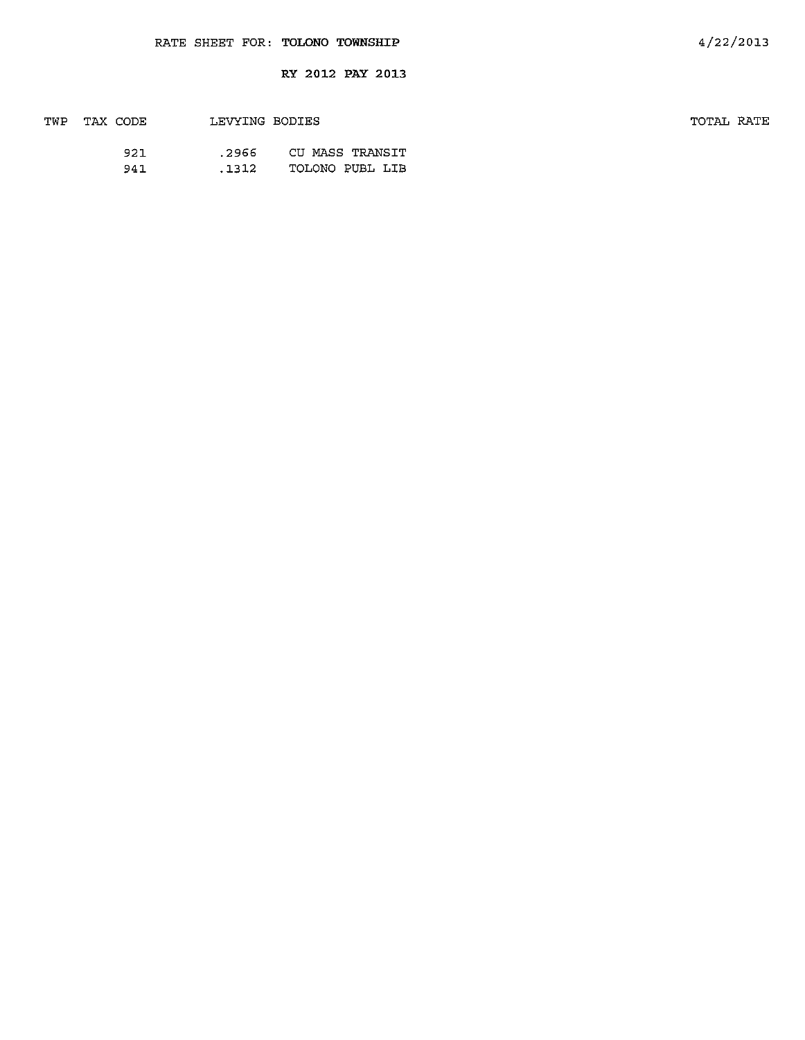RATE SHEET FOR: **TOLONO TOWNSHIP**

4/22/2013

**RY 2012 PAY 2013**

| TWP | TAX CODE | LEVYING BODIES | | TOTAL RATE |
|---|---|---|---|---|
| | 921 | .2966 | CU MASS TRANSIT | |
| | 941 | .1312 | TOLONO PUBL LIB | |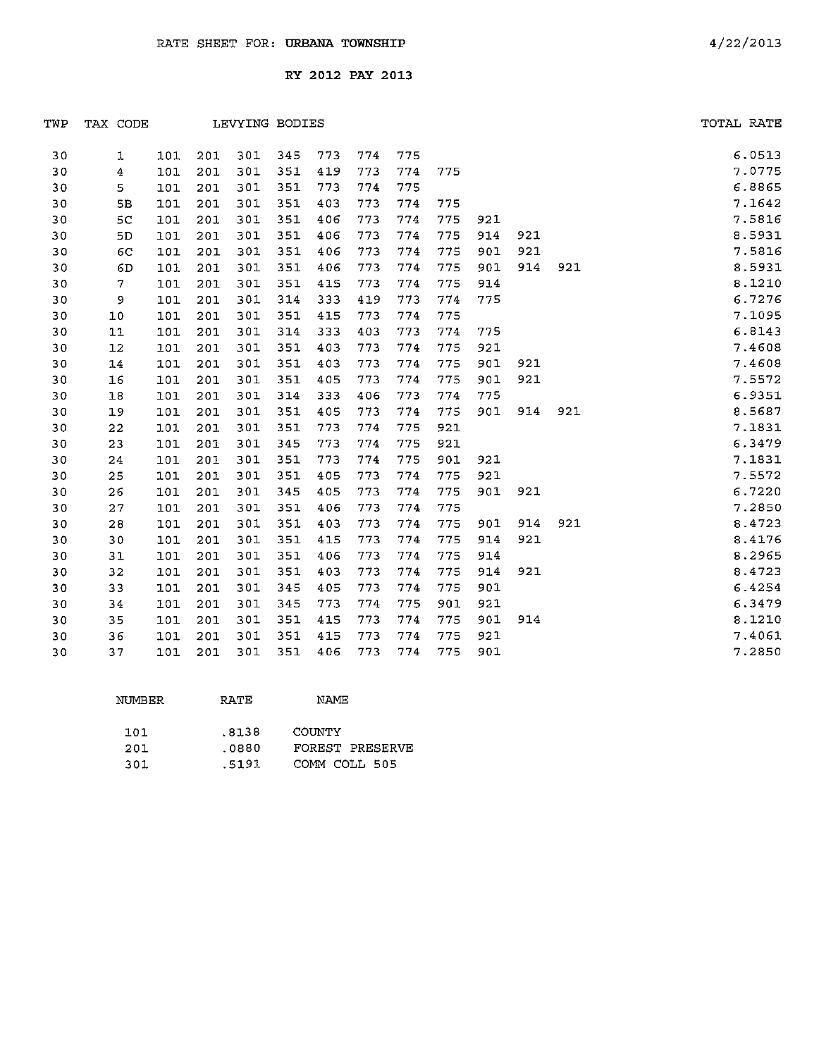RATE SHEET FOR: **URBANA TOWNSHIP** 4/22/2013

RY 2012 PAY 2013

| TWP | TAX CODE | LEVYING BODIES | | | | | | | | | | | TOTAL RATE |
|---|---|---|---|---|---|---|---|---|---|---|---|---|---|
| 30 | 1 | 101 | 201 | 301 | 345 | 773 | 774 | 775 | | | | | 6.0513 |
| 30 | 4 | 101 | 201 | 301 | 351 | 419 | 773 | 774 | 775 | | | | 7.0775 |
| 30 | 5 | 101 | 201 | 301 | 351 | 773 | 774 | 775 | | | | | 6.8865 |
| 30 | 5B | 101 | 201 | 301 | 351 | 403 | 773 | 774 | 775 | | | | 7.1642 |
| 30 | 5C | 101 | 201 | 301 | 351 | 406 | 773 | 774 | 775 | 921 | | | 7.5816 |
| 30 | 5D | 101 | 201 | 301 | 351 | 406 | 773 | 774 | 775 | 914 | 921 | | 8.5931 |
| 30 | 6C | 101 | 201 | 301 | 351 | 406 | 773 | 774 | 775 | 901 | 921 | | 7.5816 |
| 30 | 6D | 101 | 201 | 301 | 351 | 406 | 773 | 774 | 775 | 901 | 914 | 921 | 8.5931 |
| 30 | 7 | 101 | 201 | 301 | 351 | 415 | 773 | 774 | 775 | 914 | | | 8.1210 |
| 30 | 9 | 101 | 201 | 301 | 314 | 333 | 419 | 773 | 774 | 775 | | | 6.7276 |
| 30 | 10 | 101 | 201 | 301 | 351 | 415 | 773 | 774 | 775 | | | | 7.1095 |
| 30 | 11 | 101 | 201 | 301 | 314 | 333 | 403 | 773 | 774 | 775 | | | 6.8143 |
| 30 | 12 | 101 | 201 | 301 | 351 | 403 | 773 | 774 | 775 | 921 | | | 7.4608 |
| 30 | 14 | 101 | 201 | 301 | 351 | 403 | 773 | 774 | 775 | 901 | 921 | | 7.4608 |
| 30 | 16 | 101 | 201 | 301 | 351 | 405 | 773 | 774 | 775 | 901 | 921 | | 7.5572 |
| 30 | 18 | 101 | 201 | 301 | 314 | 333 | 406 | 773 | 774 | 775 | | | 6.9351 |
| 30 | 19 | 101 | 201 | 301 | 351 | 405 | 773 | 774 | 775 | 901 | 914 | 921 | 8.5687 |
| 30 | 22 | 101 | 201 | 301 | 351 | 773 | 774 | 775 | 921 | | | | 7.1831 |
| 30 | 23 | 101 | 201 | 301 | 345 | 773 | 774 | 775 | 921 | | | | 6.3479 |
| 30 | 24 | 101 | 201 | 301 | 351 | 773 | 774 | 775 | 901 | 921 | | | 7.1831 |
| 30 | 25 | 101 | 201 | 301 | 351 | 405 | 773 | 774 | 775 | 921 | | | 7.5572 |
| 30 | 26 | 101 | 201 | 301 | 345 | 405 | 773 | 774 | 775 | 901 | 921 | | 6.7220 |
| 30 | 27 | 101 | 201 | 301 | 351 | 406 | 773 | 774 | 775 | | | | 7.2850 |
| 30 | 28 | 101 | 201 | 301 | 351 | 403 | 773 | 774 | 775 | 901 | 914 | 921 | 8.4723 |
| 30 | 30 | 101 | 201 | 301 | 351 | 415 | 773 | 774 | 775 | 914 | 921 | | 8.4176 |
| 30 | 31 | 101 | 201 | 301 | 351 | 406 | 773 | 774 | 775 | 914 | | | 8.2965 |
| 30 | 32 | 101 | 201 | 301 | 351 | 403 | 773 | 774 | 775 | 914 | 921 | | 8.4723 |
| 30 | 33 | 101 | 201 | 301 | 345 | 405 | 773 | 774 | 775 | 901 | | | 6.4254 |
| 30 | 34 | 101 | 201 | 301 | 345 | 773 | 774 | 775 | 901 | 921 | | | 6.3479 |
| 30 | 35 | 101 | 201 | 301 | 351 | 415 | 773 | 774 | 775 | 901 | 914 | | 8.1210 |
| 30 | 36 | 101 | 201 | 301 | 351 | 415 | 773 | 774 | 775 | 921 | | | 7.4061 |
| 30 | 37 | 101 | 201 | 301 | 351 | 406 | 773 | 774 | 775 | 901 | | | 7.2850 |

| NUMBER | RATE | NAME |
|---|---|---|
| 101 | .8138 | COUNTY |
| 201 | .0880 | FOREST PRESERVE |
| 301 | .5191 | COMM COLL 505 |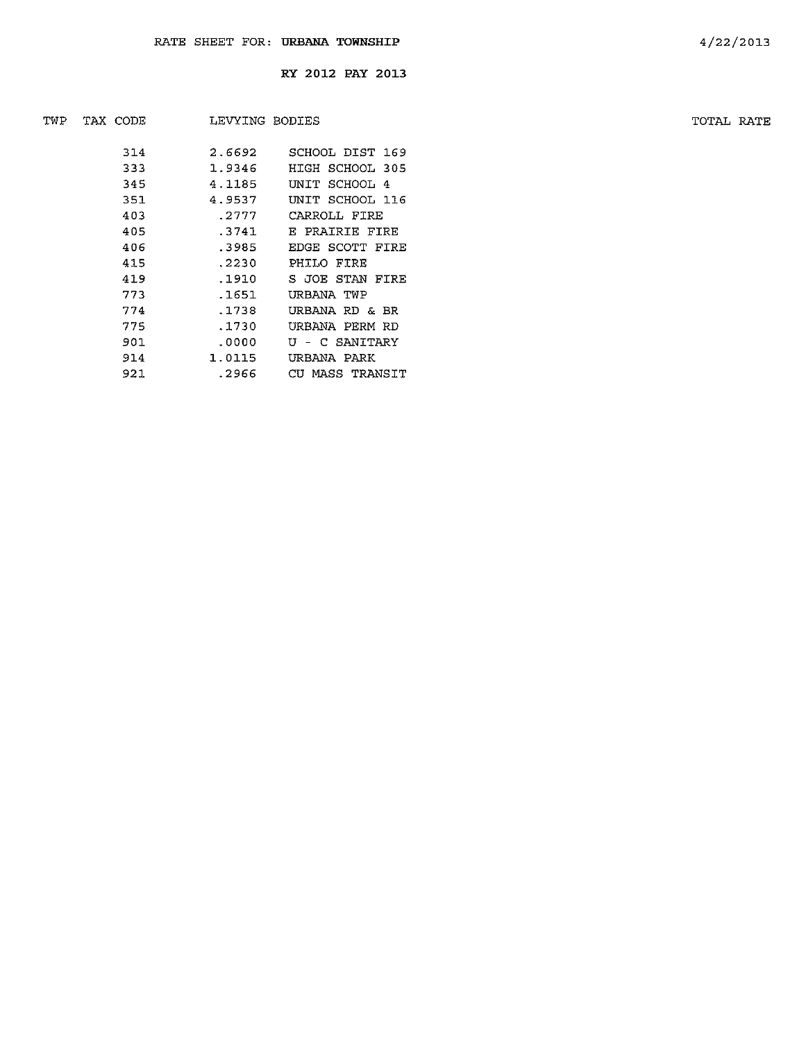RATE SHEET FOR: **URBANA TOWNSHIP**

4/22/2013

**RY 2012 PAY 2013**

| TWP | TAX CODE | LEVYING BODIES | | TOTAL RATE |
|---|---|---|---|---|
| | 314 | 2.6692 | SCHOOL DIST 169 | |
| | 333 | 1.9346 | HIGH SCHOOL 305 | |
| | 345 | 4.1185 | UNIT SCHOOL 4 | |
| | 351 | 4.9537 | UNIT SCHOOL 116 | |
| | 403 | .2777 | CARROLL FIRE | |
| | 405 | .3741 | E PRAIRIE FIRE | |
| | 406 | .3985 | EDGE SCOTT FIRE | |
| | 415 | .2230 | PHILO FIRE | |
| | 419 | .1910 | S JOE STAN FIRE | |
| | 773 | .1651 | URBANA TWP | |
| | 774 | .1738 | URBANA RD & BR | |
| | 775 | .1730 | URBANA PERM RD | |
| | 901 | .0000 | U - C SANITARY | |
| | 914 | 1.0115 | URBANA PARK | |
| | 921 | .2966 | CU MASS TRANSIT | |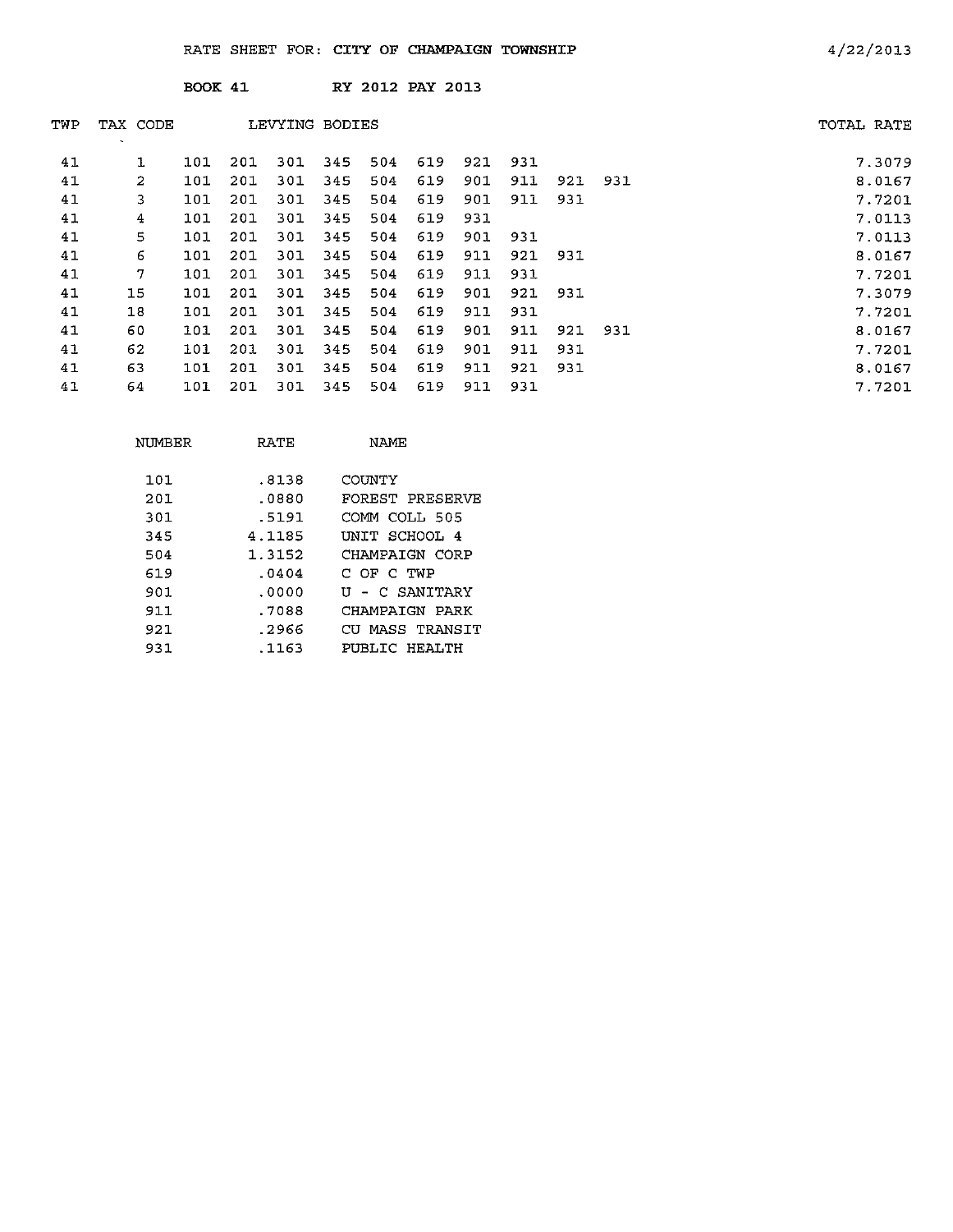RATE SHEET FOR: CITY OF CHAMPAIGN TOWNSHIP 4/22/2013

BOOK 41 RY 2012 PAY 2013

| TWP | TAX CODE | LEVYING BODIES | | | | | | | | | | TOTAL RATE |
|---|---|---|---|---|---|---|---|---|---|---|---|---|
| 41 | 1 | 101 | 201 | 301 | 345 | 504 | 619 | 921 | 931 | | | 7.3079 |
| 41 | 2 | 101 | 201 | 301 | 345 | 504 | 619 | 901 | 911 | 921 | 931 | 8.0167 |
| 41 | 3 | 101 | 201 | 301 | 345 | 504 | 619 | 901 | 911 | 931 | | 7.7201 |
| 41 | 4 | 101 | 201 | 301 | 345 | 504 | 619 | 931 | | | | 7.0113 |
| 41 | 5 | 101 | 201 | 301 | 345 | 504 | 619 | 901 | 931 | | | 7.0113 |
| 41 | 6 | 101 | 201 | 301 | 345 | 504 | 619 | 911 | 921 | 931 | | 8.0167 |
| 41 | 7 | 101 | 201 | 301 | 345 | 504 | 619 | 911 | 931 | | | 7.7201 |
| 41 | 15 | 101 | 201 | 301 | 345 | 504 | 619 | 901 | 921 | 931 | | 7.3079 |
| 41 | 18 | 101 | 201 | 301 | 345 | 504 | 619 | 911 | 931 | | | 7.7201 |
| 41 | 60 | 101 | 201 | 301 | 345 | 504 | 619 | 901 | 911 | 921 | 931 | 8.0167 |
| 41 | 62 | 101 | 201 | 301 | 345 | 504 | 619 | 901 | 911 | 931 | | 7.7201 |
| 41 | 63 | 101 | 201 | 301 | 345 | 504 | 619 | 911 | 921 | 931 | | 8.0167 |
| 41 | 64 | 101 | 201 | 301 | 345 | 504 | 619 | 911 | 931 | | | 7.7201 |

| NUMBER | RATE | NAME |
|---|---|---|
| 101 | .8138 | COUNTY |
| 201 | .0880 | FOREST PRESERVE |
| 301 | .5191 | COMM COLL 505 |
| 345 | 4.1185 | UNIT SCHOOL 4 |
| 504 | 1.3152 | CHAMPAIGN CORP |
| 619 | .0404 | C OF C TWP |
| 901 | .0000 | U - C SANITARY |
| 911 | .7088 | CHAMPAIGN PARK |
| 921 | .2966 | CU MASS TRANSIT |
| 931 | .1163 | PUBLIC HEALTH |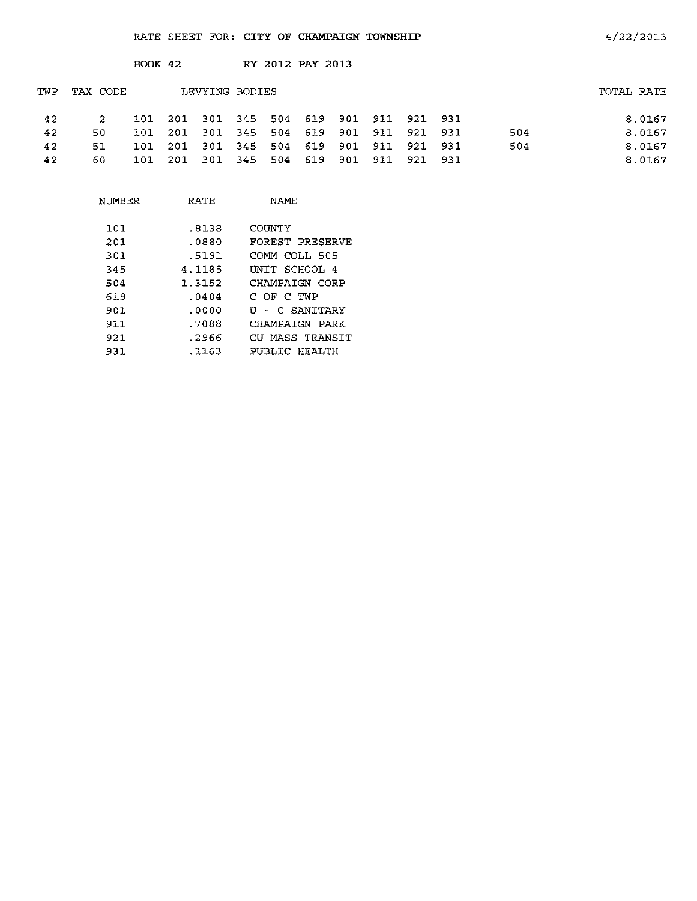RATE SHEET FOR: CITY OF CHAMPAIGN TOWNSHIP 4/22/2013

BOOK 42 RY 2012 PAY 2013

| TWP | TAX CODE | LEVYING BODIES | | | | | | | | | | | TOTAL RATE |
|---|---|---|---|---|---|---|---|---|---|---|---|---|---|
| 42 | 2 | 101 | 201 | 301 | 345 | 504 | 619 | 901 | 911 | 921 | 931 | | 8.0167 |
| 42 | 50 | 101 | 201 | 301 | 345 | 504 | 619 | 901 | 911 | 921 | 931 | 504 | 8.0167 |
| 42 | 51 | 101 | 201 | 301 | 345 | 504 | 619 | 901 | 911 | 921 | 931 | 504 | 8.0167 |
| 42 | 60 | 101 | 201 | 301 | 345 | 504 | 619 | 901 | 911 | 921 | 931 | | 8.0167 |

| NUMBER | RATE | NAME |
|---|---|---|
| 101 | .8138 | COUNTY |
| 201 | .0880 | FOREST PRESERVE |
| 301 | .5191 | COMM COLL 505 |
| 345 | 4.1185 | UNIT SCHOOL 4 |
| 504 | 1.3152 | CHAMPAIGN CORP |
| 619 | .0404 | C OF C TWP |
| 901 | .0000 | U - C SANITARY |
| 911 | .7088 | CHAMPAIGN PARK |
| 921 | .2966 | CU MASS TRANSIT |
| 931 | .1163 | PUBLIC HEALTH |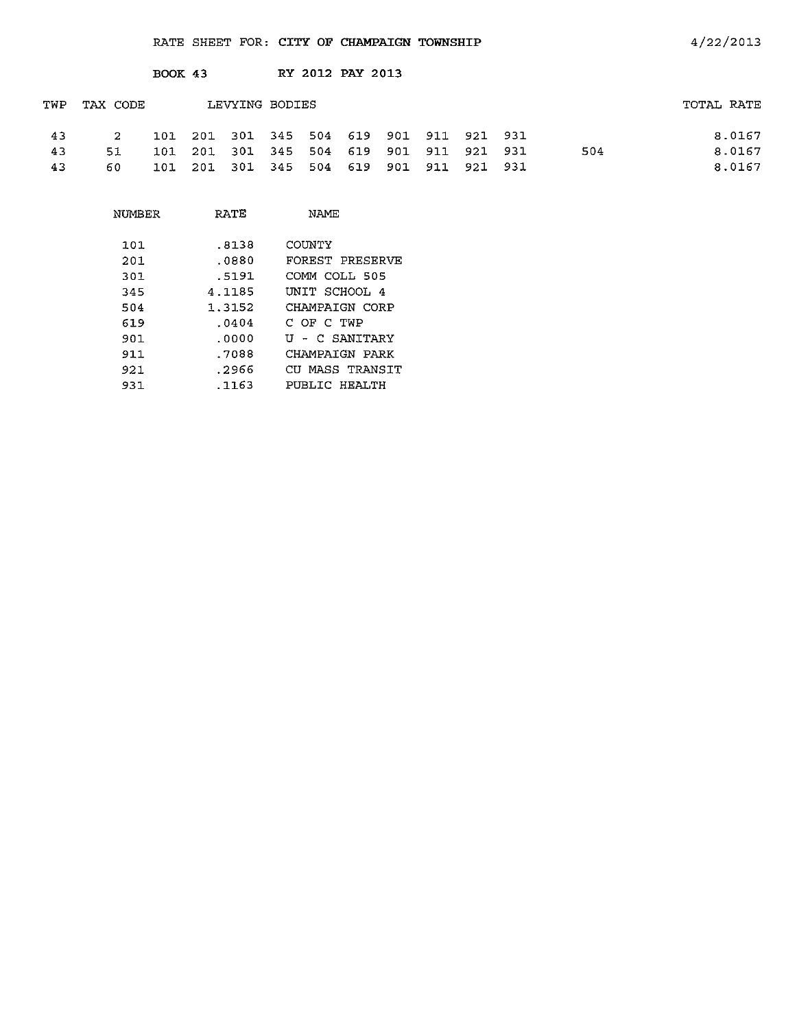RATE SHEET FOR: **CITY OF CHAMPAIGN TOWNSHIP** 4/22/2013

**BOOK 43** RY 2012 PAY 2013

| TWP | TAX CODE | LEVYING BODIES | | | | | | | | | | | TOTAL RATE |
|---|---|---|---|---|---|---|---|---|---|---|---|---|---|
| 43 | 2 | 101 | 201 | 301 | 345 | 504 | 619 | 901 | 911 | 921 | 931 | | 8.0167 |
| 43 | 51 | 101 | 201 | 301 | 345 | 504 | 619 | 901 | 911 | 921 | 931 | 504 | 8.0167 |
| 43 | 60 | 101 | 201 | 301 | 345 | 504 | 619 | 901 | 911 | 921 | 931 | | 8.0167 |

| NUMBER | RATE | NAME |
|---|---|---|
| 101 | .8138 | COUNTY |
| 201 | .0880 | FOREST PRESERVE |
| 301 | .5191 | COMM COLL 505 |
| 345 | 4.1185 | UNIT SCHOOL 4 |
| 504 | 1.3152 | CHAMPAIGN CORP |
| 619 | .0404 | C OF C TWP |
| 901 | .0000 | U - C SANITARY |
| 911 | .7088 | CHAMPAIGN PARK |
| 921 | .2966 | CU MASS TRANSIT |
| 931 | .1163 | PUBLIC HEALTH |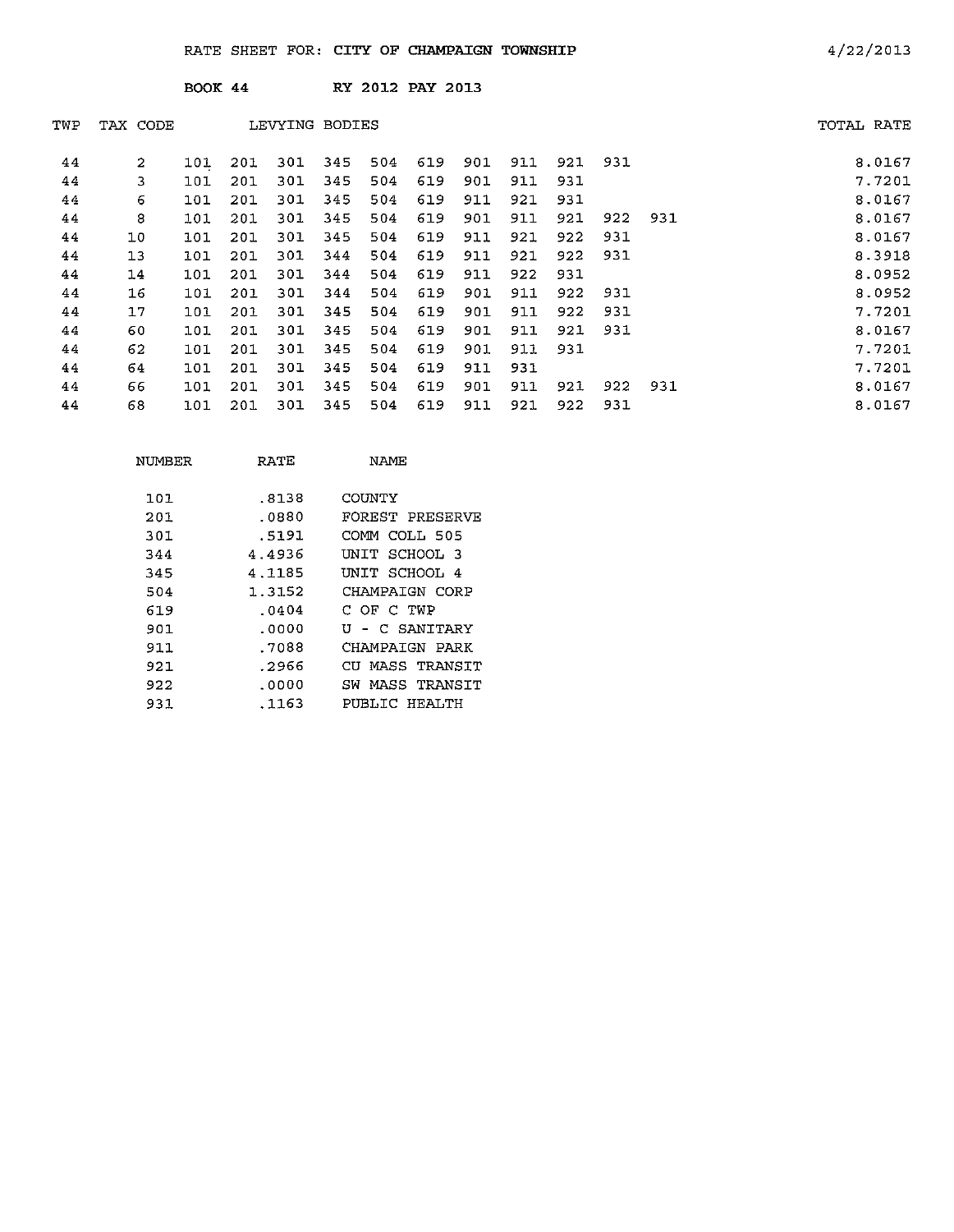RATE SHEET FOR: **CITY OF CHAMPAIGN TOWNSHIP** 4/22/2013

**BOOK 44** **RY 2012 PAY 2013**

| TWP | TAX CODE | LEVYING BODIES | | | | | | | | | | | TOTAL RATE |
|---|---|---|---|---|---|---|---|---|---|---|---|---|---|
| 44 | 2 | 101 | 201 | 301 | 345 | 504 | 619 | 901 | 911 | 921 | 931 | | 8.0167 |
| 44 | 3 | 101 | 201 | 301 | 345 | 504 | 619 | 901 | 911 | 931 | | | 7.7201 |
| 44 | 6 | 101 | 201 | 301 | 345 | 504 | 619 | 911 | 921 | 931 | | | 8.0167 |
| 44 | 8 | 101 | 201 | 301 | 345 | 504 | 619 | 901 | 911 | 921 | 922 | 931 | 8.0167 |
| 44 | 10 | 101 | 201 | 301 | 345 | 504 | 619 | 911 | 921 | 922 | 931 | | 8.0167 |
| 44 | 13 | 101 | 201 | 301 | 344 | 504 | 619 | 911 | 921 | 922 | 931 | | 8.3918 |
| 44 | 14 | 101 | 201 | 301 | 344 | 504 | 619 | 911 | 922 | 931 | | | 8.0952 |
| 44 | 16 | 101 | 201 | 301 | 344 | 504 | 619 | 901 | 911 | 922 | 931 | | 8.0952 |
| 44 | 17 | 101 | 201 | 301 | 345 | 504 | 619 | 901 | 911 | 922 | 931 | | 7.7201 |
| 44 | 60 | 101 | 201 | 301 | 345 | 504 | 619 | 901 | 911 | 921 | 931 | | 8.0167 |
| 44 | 62 | 101 | 201 | 301 | 345 | 504 | 619 | 901 | 911 | 931 | | | 7.7201 |
| 44 | 64 | 101 | 201 | 301 | 345 | 504 | 619 | 911 | 931 | | | | 7.7201 |
| 44 | 66 | 101 | 201 | 301 | 345 | 504 | 619 | 901 | 911 | 921 | 922 | 931 | 8.0167 |
| 44 | 68 | 101 | 201 | 301 | 345 | 504 | 619 | 911 | 921 | 922 | 931 | | 8.0167 |

| NUMBER | RATE | NAME |
|---|---|---|
| 101 | .8138 | COUNTY |
| 201 | .0880 | FOREST PRESERVE |
| 301 | .5191 | COMM COLL 505 |
| 344 | 4.4936 | UNIT SCHOOL 3 |
| 345 | 4.1185 | UNIT SCHOOL 4 |
| 504 | 1.3152 | CHAMPAIGN CORP |
| 619 | .0404 | C OF C TWP |
| 901 | .0000 | U - C SANITARY |
| 911 | .7088 | CHAMPAIGN PARK |
| 921 | .2966 | CU MASS TRANSIT |
| 922 | .0000 | SW MASS TRANSIT |
| 931 | .1163 | PUBLIC HEALTH |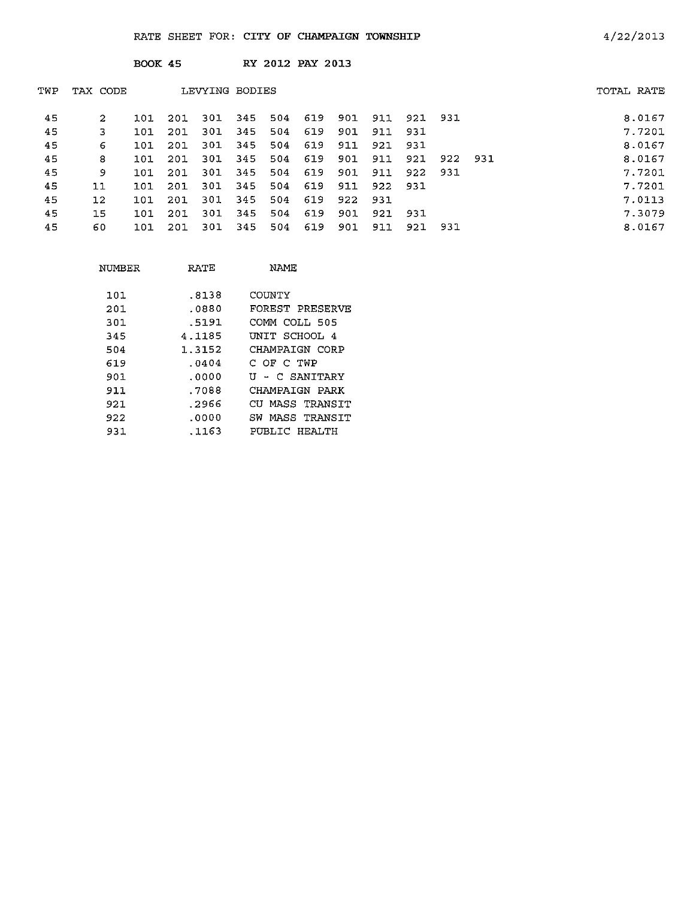RATE SHEET FOR: CITY OF CHAMPAIGN TOWNSHIP 4/22/2013

BOOK 45 RY 2012 PAY 2013

| TWP | TAX CODE | LEVYING BODIES | TOTAL RATE |
|---|---|---|---|
| 45 | 2 | 101 201 301 345 504 619 901 911 921 931 | 8.0167 |
| 45 | 3 | 101 201 301 345 504 619 901 911 931 | 7.7201 |
| 45 | 6 | 101 201 301 345 504 619 911 921 931 | 8.0167 |
| 45 | 8 | 101 201 301 345 504 619 901 911 921 922 931 | 8.0167 |
| 45 | 9 | 101 201 301 345 504 619 901 911 922 931 | 7.7201 |
| 45 | 11 | 101 201 301 345 504 619 911 922 931 | 7.7201 |
| 45 | 12 | 101 201 301 345 504 619 922 931 | 7.0113 |
| 45 | 15 | 101 201 301 345 504 619 901 921 931 | 7.3079 |
| 45 | 60 | 101 201 301 345 504 619 901 911 921 931 | 8.0167 |

| NUMBER | RATE | NAME |
|---|---|---|
| 101 | .8138 | COUNTY |
| 201 | .0880 | FOREST PRESERVE |
| 301 | .5191 | COMM COLL 505 |
| 345 | 4.1185 | UNIT SCHOOL 4 |
| 504 | 1.3152 | CHAMPAIGN CORP |
| 619 | .0404 | C OF C TWP |
| 901 | .0000 | U - C SANITARY |
| 911 | .7088 | CHAMPAIGN PARK |
| 921 | .2966 | CU MASS TRANSIT |
| 922 | .0000 | SW MASS TRANSIT |
| 931 | .1163 | PUBLIC HEALTH |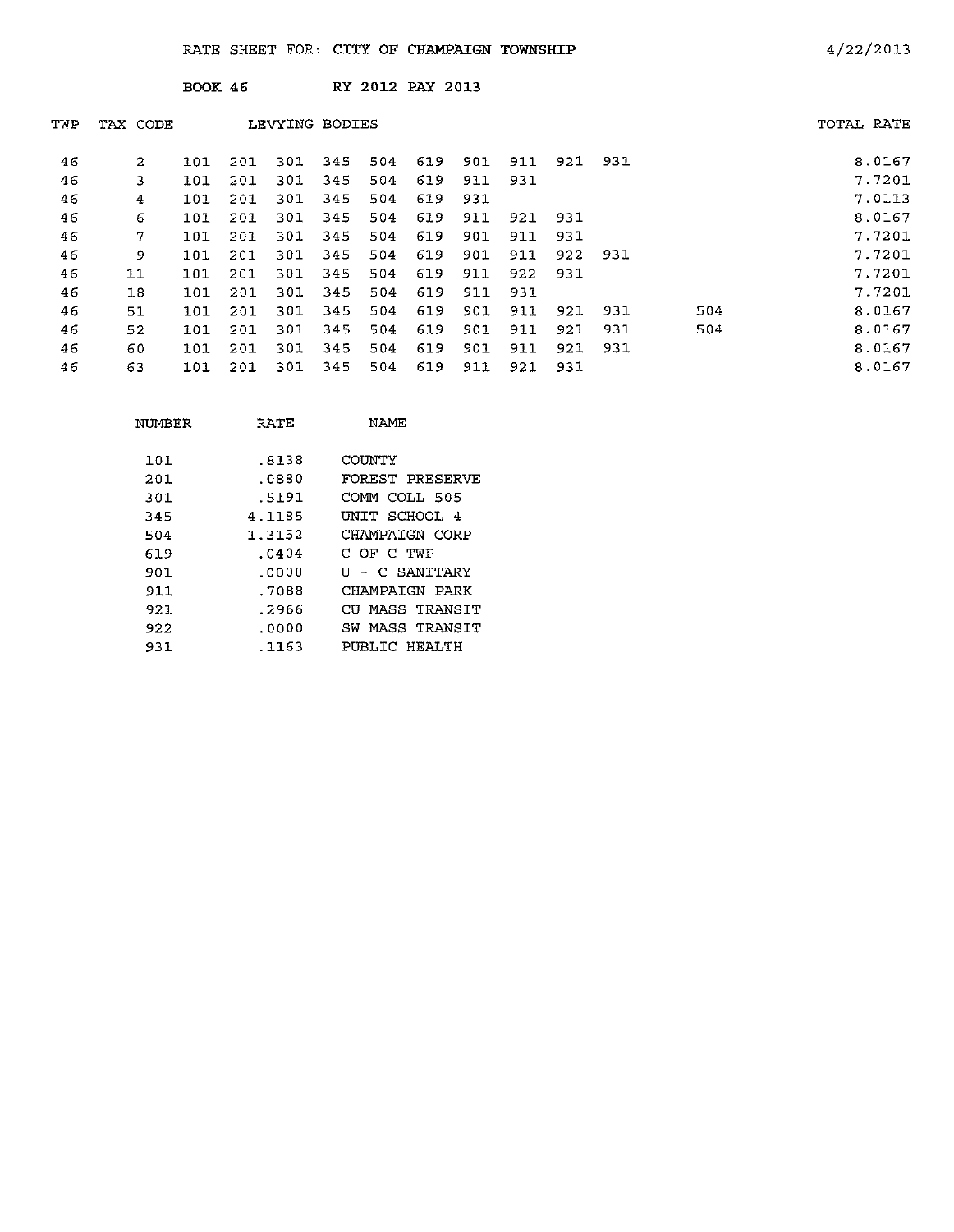RATE SHEET FOR: CITY OF CHAMPAIGN TOWNSHIP 4/22/2013

BOOK 46 RY 2012 PAY 2013

| TWP | TAX CODE | LEVYING BODIES | | | | | | | | | | | TOTAL RATE |
|---|---|---|---|---|---|---|---|---|---|---|---|---|---|
| 46 | 2 | 101 | 201 | 301 | 345 | 504 | 619 | 901 | 911 | 921 | 931 | | 8.0167 |
| 46 | 3 | 101 | 201 | 301 | 345 | 504 | 619 | 911 | 931 | | | | 7.7201 |
| 46 | 4 | 101 | 201 | 301 | 345 | 504 | 619 | 931 | | | | | 7.0113 |
| 46 | 6 | 101 | 201 | 301 | 345 | 504 | 619 | 911 | 921 | 931 | | | 8.0167 |
| 46 | 7 | 101 | 201 | 301 | 345 | 504 | 619 | 901 | 911 | 931 | | | 7.7201 |
| 46 | 9 | 101 | 201 | 301 | 345 | 504 | 619 | 901 | 911 | 922 | 931 | | 7.7201 |
| 46 | 11 | 101 | 201 | 301 | 345 | 504 | 619 | 911 | 922 | 931 | | | 7.7201 |
| 46 | 18 | 101 | 201 | 301 | 345 | 504 | 619 | 911 | 931 | | | | 7.7201 |
| 46 | 51 | 101 | 201 | 301 | 345 | 504 | 619 | 901 | 911 | 921 | 931 | 504 | 8.0167 |
| 46 | 52 | 101 | 201 | 301 | 345 | 504 | 619 | 901 | 911 | 921 | 931 | 504 | 8.0167 |
| 46 | 60 | 101 | 201 | 301 | 345 | 504 | 619 | 901 | 911 | 921 | 931 | | 8.0167 |
| 46 | 63 | 101 | 201 | 301 | 345 | 504 | 619 | 911 | 921 | 931 | | | 8.0167 |

| NUMBER | RATE | NAME |
|---|---|---|
| 101 | .8138 | COUNTY |
| 201 | .0880 | FOREST PRESERVE |
| 301 | .5191 | COMM COLL 505 |
| 345 | 4.1185 | UNIT SCHOOL 4 |
| 504 | 1.3152 | CHAMPAIGN CORP |
| 619 | .0404 | C OF C TWP |
| 901 | .0000 | U - C SANITARY |
| 911 | .7088 | CHAMPAIGN PARK |
| 921 | .2966 | CU MASS TRANSIT |
| 922 | .0000 | SW MASS TRANSIT |
| 931 | .1163 | PUBLIC HEALTH |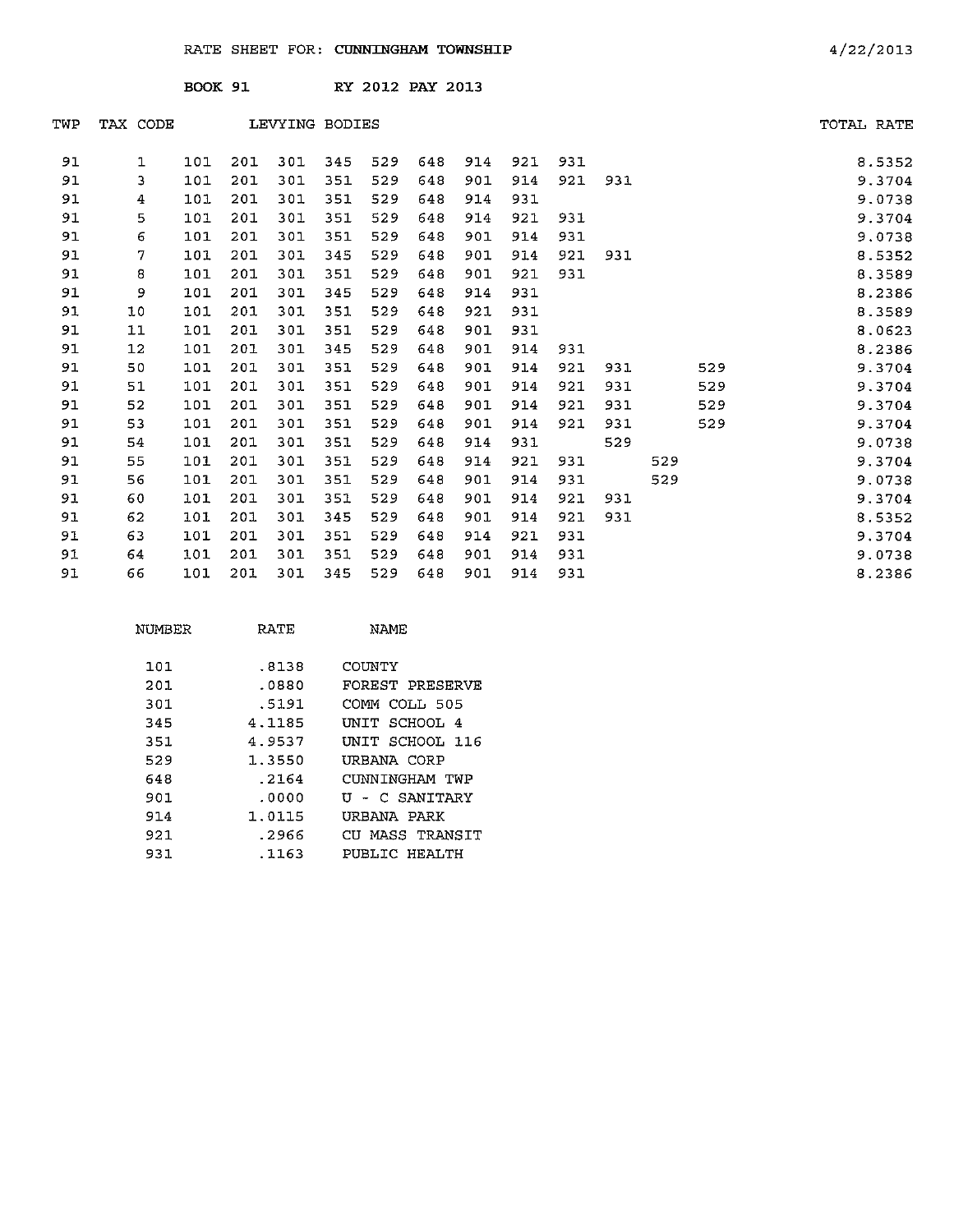RATE SHEET FOR: **CUNNINGHAM TOWNSHIP** 4/22/2013

BOOK 91 RY 2012 PAY 2013

| TWP | TAX CODE | LEVYING BODIES | | | | | | | | | | | | TOTAL RATE |
|---|---|---|---|---|---|---|---|---|---|---|---|---|---|---|
| 91 | 1 | 101 | 201 | 301 | 345 | 529 | 648 | 914 | 921 | 931 | | | | 8.5352 |
| 91 | 3 | 101 | 201 | 301 | 351 | 529 | 648 | 901 | 914 | 921 | 931 | | | 9.3704 |
| 91 | 4 | 101 | 201 | 301 | 351 | 529 | 648 | 914 | 931 | | | | | 9.0738 |
| 91 | 5 | 101 | 201 | 301 | 351 | 529 | 648 | 914 | 921 | 931 | | | | 9.3704 |
| 91 | 6 | 101 | 201 | 301 | 351 | 529 | 648 | 901 | 914 | 931 | | | | 9.0738 |
| 91 | 7 | 101 | 201 | 301 | 345 | 529 | 648 | 901 | 914 | 921 | 931 | | | 8.5352 |
| 91 | 8 | 101 | 201 | 301 | 351 | 529 | 648 | 901 | 921 | 931 | | | | 8.3589 |
| 91 | 9 | 101 | 201 | 301 | 345 | 529 | 648 | 914 | 931 | | | | | 8.2386 |
| 91 | 10 | 101 | 201 | 301 | 351 | 529 | 648 | 921 | 931 | | | | | 8.3589 |
| 91 | 11 | 101 | 201 | 301 | 351 | 529 | 648 | 901 | 931 | | | | | 8.0623 |
| 91 | 12 | 101 | 201 | 301 | 345 | 529 | 648 | 901 | 914 | 931 | | | | 8.2386 |
| 91 | 50 | 101 | 201 | 301 | 351 | 529 | 648 | 901 | 914 | 921 | 931 | | 529 | 9.3704 |
| 91 | 51 | 101 | 201 | 301 | 351 | 529 | 648 | 901 | 914 | 921 | 931 | | 529 | 9.3704 |
| 91 | 52 | 101 | 201 | 301 | 351 | 529 | 648 | 901 | 914 | 921 | 931 | | 529 | 9.3704 |
| 91 | 53 | 101 | 201 | 301 | 351 | 529 | 648 | 901 | 914 | 921 | 931 | | 529 | 9.3704 |
| 91 | 54 | 101 | 201 | 301 | 351 | 529 | 648 | 914 | 931 | | 529 | | | 9.0738 |
| 91 | 55 | 101 | 201 | 301 | 351 | 529 | 648 | 914 | 921 | 931 | | 529 | | 9.3704 |
| 91 | 56 | 101 | 201 | 301 | 351 | 529 | 648 | 901 | 914 | 931 | | 529 | | 9.0738 |
| 91 | 60 | 101 | 201 | 301 | 351 | 529 | 648 | 901 | 914 | 921 | 931 | | | 9.3704 |
| 91 | 62 | 101 | 201 | 301 | 345 | 529 | 648 | 901 | 914 | 921 | 931 | | | 8.5352 |
| 91 | 63 | 101 | 201 | 301 | 351 | 529 | 648 | 914 | 921 | 931 | | | | 9.3704 |
| 91 | 64 | 101 | 201 | 301 | 351 | 529 | 648 | 901 | 914 | 931 | | | | 9.0738 |
| 91 | 66 | 101 | 201 | 301 | 345 | 529 | 648 | 901 | 914 | 931 | | | | 8.2386 |

| NUMBER | RATE | NAME |
|---|---|---|
| 101 | .8138 | COUNTY |
| 201 | .0880 | FOREST PRESERVE |
| 301 | .5191 | COMM COLL 505 |
| 345 | 4.1185 | UNIT SCHOOL 4 |
| 351 | 4.9537 | UNIT SCHOOL 116 |
| 529 | 1.3550 | URBANA CORP |
| 648 | .2164 | CUNNINGHAM TWP |
| 901 | .0000 | U - C SANITARY |
| 914 | 1.0115 | URBANA PARK |
| 921 | .2966 | CU MASS TRANSIT |
| 931 | .1163 | PUBLIC HEALTH |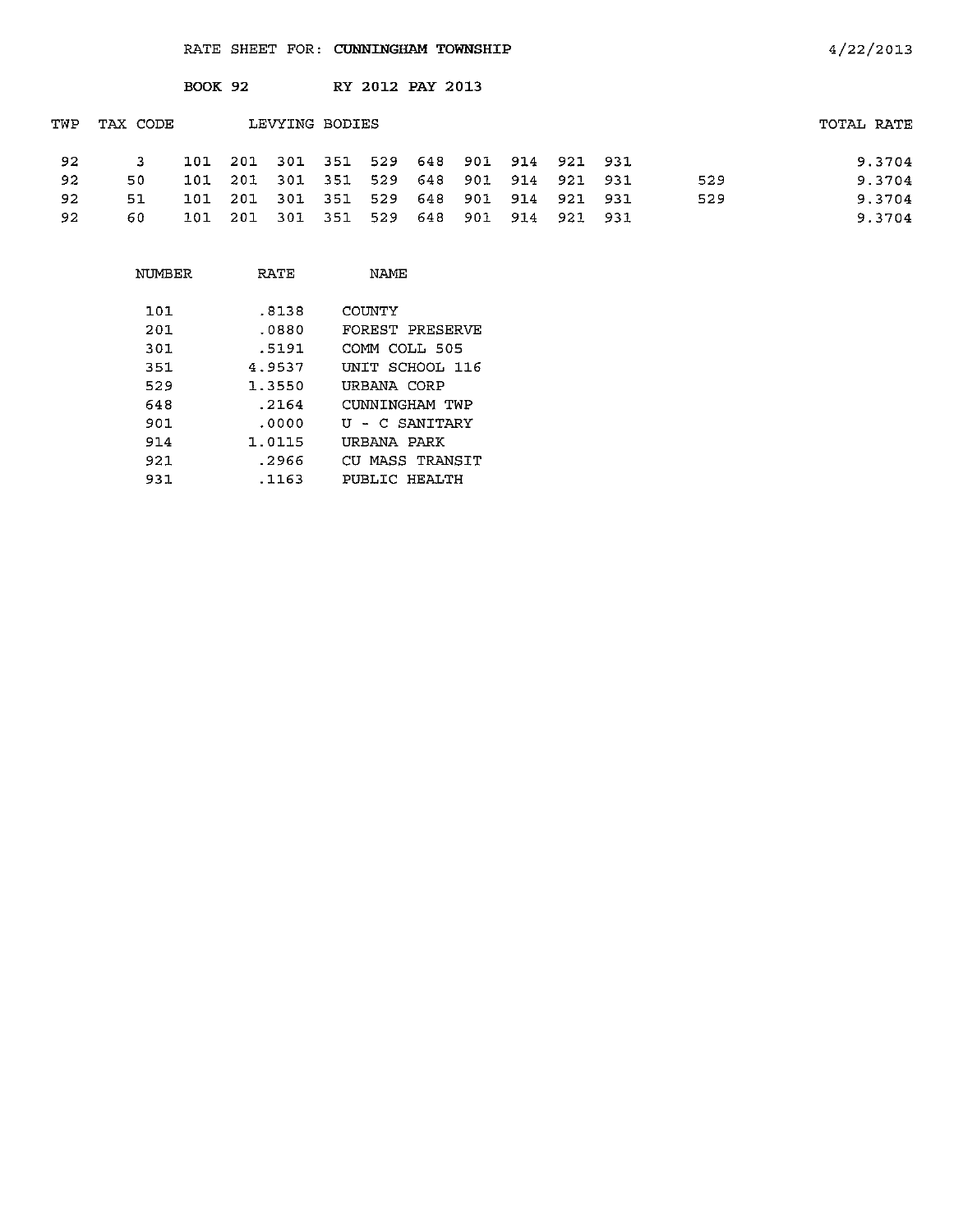RATE SHEET FOR: **CUNNINGHAM TOWNSHIP** 4/22/2013

BOOK 92 RY 2012 PAY 2013

| TWP | TAX CODE | LEVYING BODIES | | | | | | | | | | | TOTAL RATE |
|---|---|---|---|---|---|---|---|---|---|---|---|---|---|
| 92 | 3 | 101 | 201 | 301 | 351 | 529 | 648 | 901 | 914 | 921 | 931 | | 9.3704 |
| 92 | 50 | 101 | 201 | 301 | 351 | 529 | 648 | 901 | 914 | 921 | 931 | 529 | 9.3704 |
| 92 | 51 | 101 | 201 | 301 | 351 | 529 | 648 | 901 | 914 | 921 | 931 | 529 | 9.3704 |
| 92 | 60 | 101 | 201 | 301 | 351 | 529 | 648 | 901 | 914 | 921 | 931 | | 9.3704 |

| NUMBER | RATE | NAME |
|---|---|---|
| 101 | .8138 | COUNTY |
| 201 | .0880 | FOREST PRESERVE |
| 301 | .5191 | COMM COLL 505 |
| 351 | 4.9537 | UNIT SCHOOL 116 |
| 529 | 1.3550 | URBANA CORP |
| 648 | .2164 | CUNNINGHAM TWP |
| 901 | .0000 | U - C SANITARY |
| 914 | 1.0115 | URBANA PARK |
| 921 | .2966 | CU MASS TRANSIT |
| 931 | .1163 | PUBLIC HEALTH |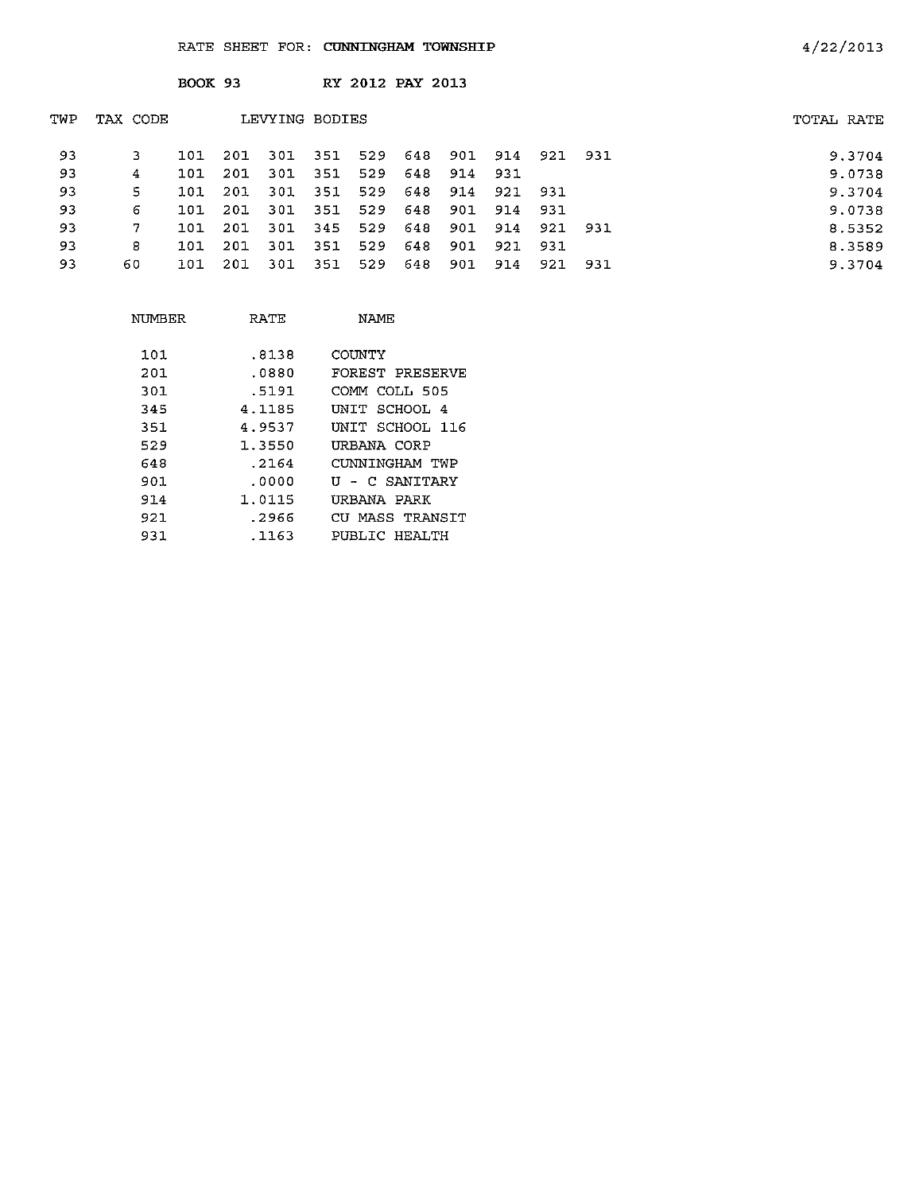RATE SHEET FOR: **CUNNINGHAM TOWNSHIP**

4/22/2013

**BOOK 93** RY 2012 PAY 2013

| TWP | TAX CODE | LEVYING BODIES | | | | | | | | | | TOTAL RATE |
|---|---|---|---|---|---|---|---|---|---|---|---|---|
| 93 | 3 | 101 | 201 | 301 | 351 | 529 | 648 | 901 | 914 | 921 | 931 | 9.3704 |
| 93 | 4 | 101 | 201 | 301 | 351 | 529 | 648 | 914 | 931 | | | 9.0738 |
| 93 | 5 | 101 | 201 | 301 | 351 | 529 | 648 | 914 | 921 | 931 | | 9.3704 |
| 93 | 6 | 101 | 201 | 301 | 351 | 529 | 648 | 901 | 914 | 931 | | 9.0738 |
| 93 | 7 | 101 | 201 | 301 | 345 | 529 | 648 | 901 | 914 | 921 | 931 | 8.5352 |
| 93 | 8 | 101 | 201 | 301 | 351 | 529 | 648 | 901 | 921 | 931 | | 8.3589 |
| 93 | 60 | 101 | 201 | 301 | 351 | 529 | 648 | 901 | 914 | 921 | 931 | 9.3704 |

| NUMBER | RATE | NAME |
|---|---|---|
| 101 | .8138 | COUNTY |
| 201 | .0880 | FOREST PRESERVE |
| 301 | .5191 | COMM COLL 505 |
| 345 | 4.1185 | UNIT SCHOOL 4 |
| 351 | 4.9537 | UNIT SCHOOL 116 |
| 529 | 1.3550 | URBANA CORP |
| 648 | .2164 | CUNNINGHAM TWP |
| 901 | .0000 | U - C SANITARY |
| 914 | 1.0115 | URBANA PARK |
| 921 | .2966 | CU MASS TRANSIT |
| 931 | .1163 | PUBLIC HEALTH |